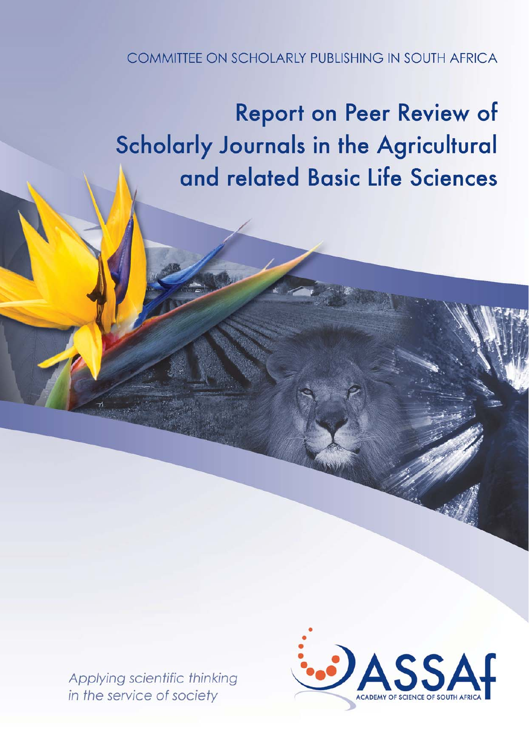COMMITTEE ON SCHOLARLY PUBLISHING IN SOUTH AFRICA

# Report on Peer Review of Scholarly Journals in the Agricultural and related Basic Life Sciences

*Applying scientific thinking in the service of society*

ASSAf

ACADEMY OF SCIENCE OF SOUTH AFRICA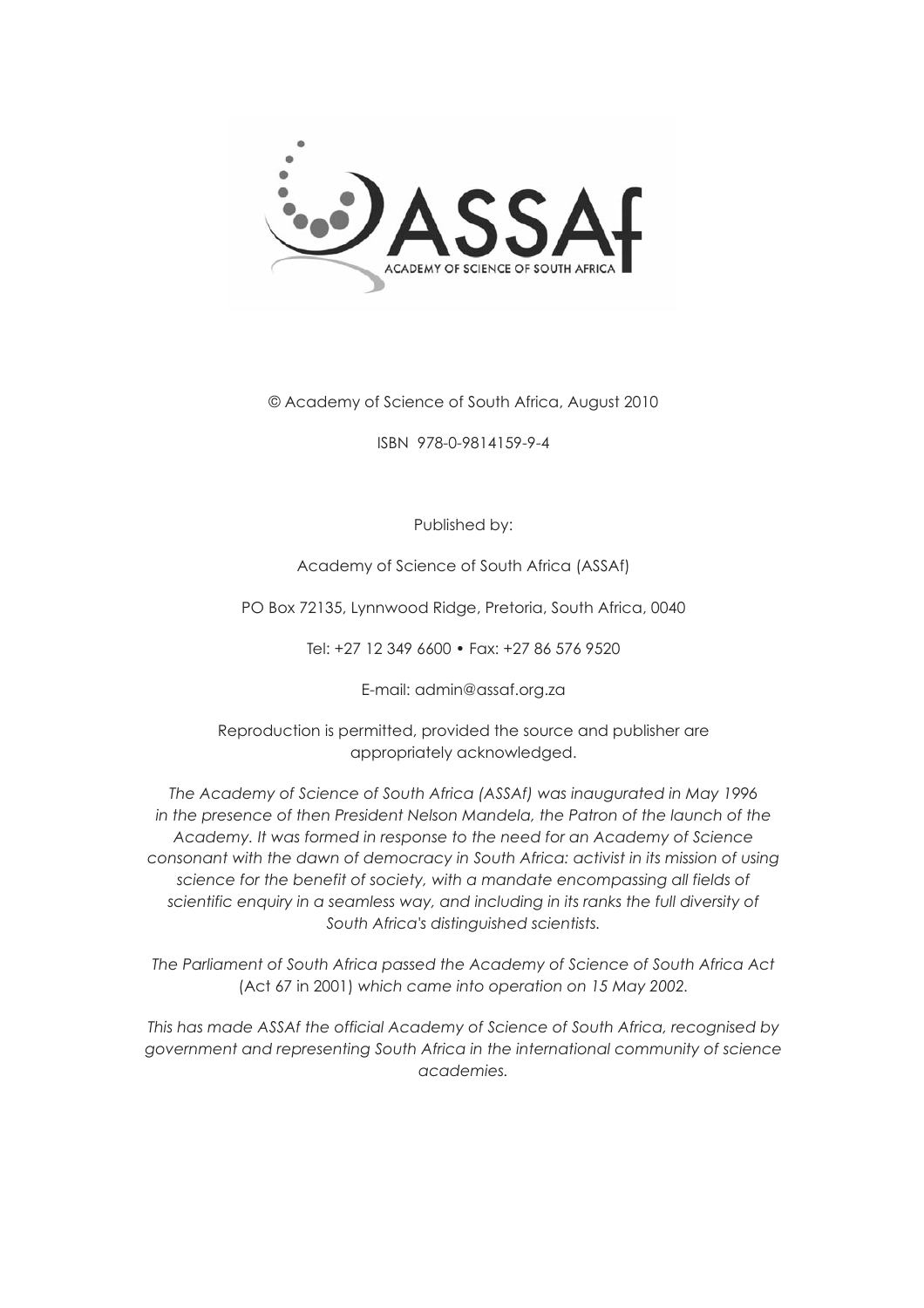© Academy of Science of South Africa, August 2010

ISBN 978-0-9814159-9-4

Published by:

Academy of Science of South Africa (ASSAf)

PO Box 72135, Lynnwood Ridge, Pretoria, South Africa, 0040

Tel: +27 12 349 6600 • Fax: +27 86 576 9520

E-mail: admin@assaf.org.za

Reproduction is permitted, provided the source and publisher are appropriately acknowledged.

*The Academy of Science of South Africa (ASSAf) was inaugurated in May 1996 in the presence of then President Nelson Mandela, the Patron of the launch of the Academy. It was formed in response to the need for an Academy of Science consonant with the dawn of democracy in South Africa: activist in its mission of using science for the benefit of society, with a mandate encompassing all fields of scientific enquiry in a seamless way, and including in its ranks the full diversity of South Africa's distinguished scientists.*

*The Parliament of South Africa passed the Academy of Science of South Africa Act* (Act 67 in 2001) *which came into operation on 15 May 2002.*

*This has made ASSAf the official Academy of Science of South Africa, recognised by government and representing South Africa in the international community of science academies.*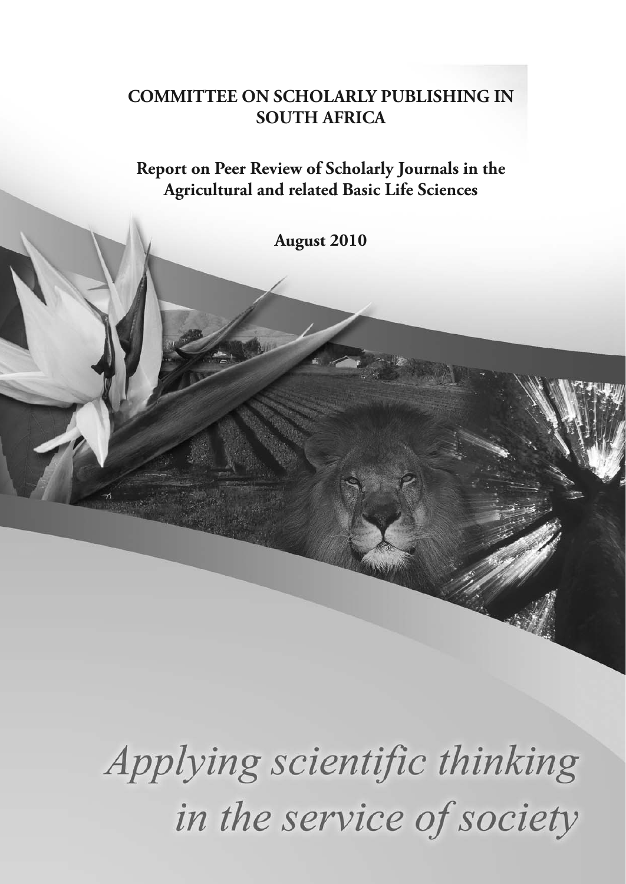# COMMITTEE ON SCHOLARLY PUBLISHING IN SOUTH AFRICA

## Report on Peer Review of Scholarly Journals in the Agricultural and related Basic Life Sciences

**August 2010**

*Applying scientific thinking in the service of society*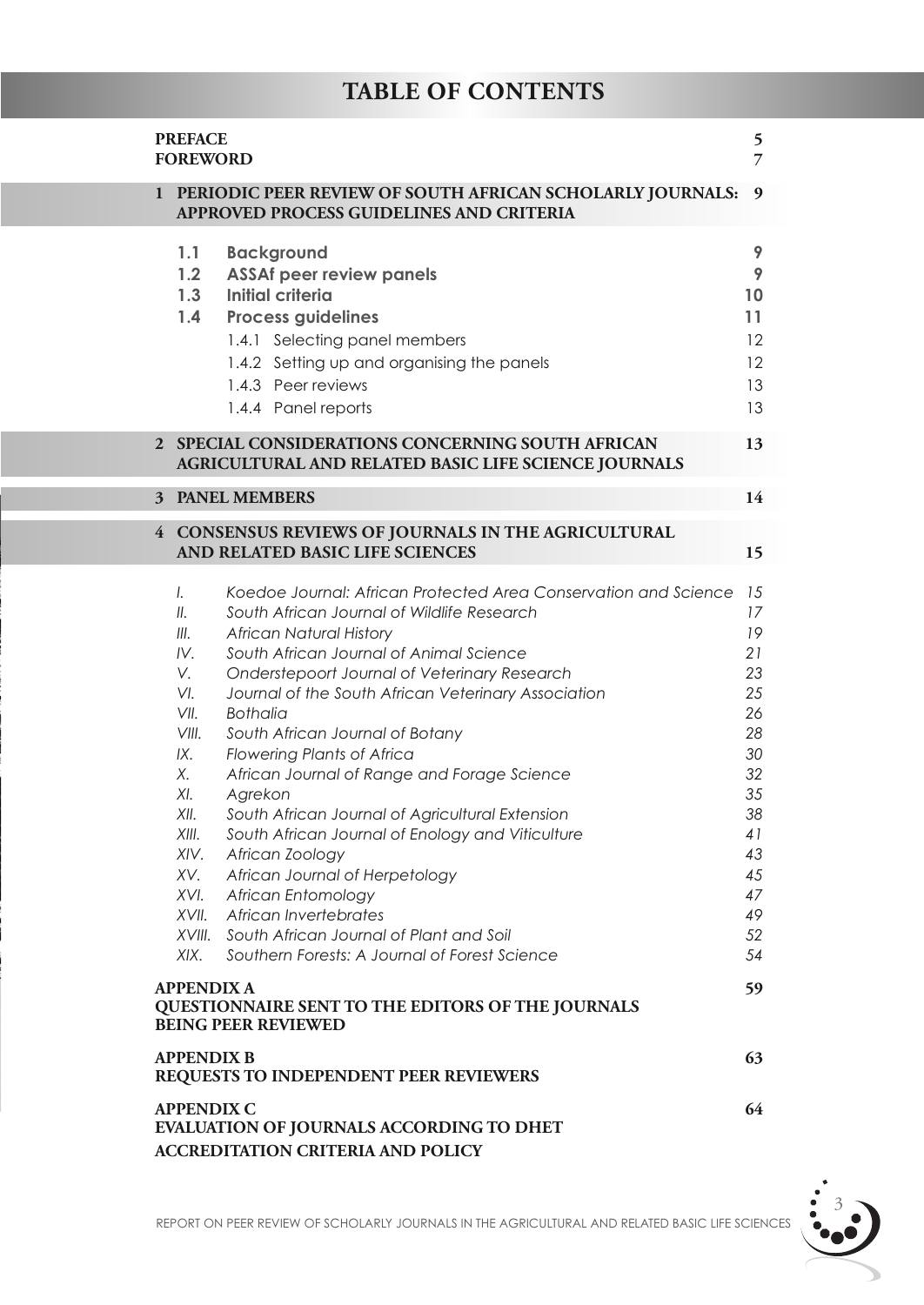# TABLE OF CONTENTS

| | | |
|---|---|---|
| **PREFACE** | | **5** |
| **FOREWORD** | | **7** |
| **1** | **PERIODIC PEER REVIEW OF SOUTH AFRICAN SCHOLARLY JOURNALS: APPROVED PROCESS GUIDELINES AND CRITERIA** | **9** |
| **1.1** | **Background** | **9** |
| **1.2** | **ASSAf peer review panels** | **9** |
| **1.3** | **Initial criteria** | **10** |
| **1.4** | **Process guidelines** | **11** |
| | 1.4.1 Selecting panel members | 12 |
| | 1.4.2 Setting up and organising the panels | 12 |
| | 1.4.3 Peer reviews | 13 |
| | 1.4.4 Panel reports | 13 |
| **2** | **SPECIAL CONSIDERATIONS CONCERNING SOUTH AFRICAN AGRICULTURAL AND RELATED BASIC LIFE SCIENCE JOURNALS** | **13** |
| **3** | **PANEL MEMBERS** | **14** |
| **4** | **CONSENSUS REVIEWS OF JOURNALS IN THE AGRICULTURAL AND RELATED BASIC LIFE SCIENCES** | **15** |
| *I.* | *Koedoe Journal: African Protected Area Conservation and Science* | *15* |
| *II.* | *South African Journal of Wildlife Research* | *17* |
| *III.* | *African Natural History* | *19* |
| *IV.* | *South African Journal of Animal Science* | *21* |
| *V.* | *Onderstepoort Journal of Veterinary Research* | *23* |
| *VI.* | *Journal of the South African Veterinary Association* | *25* |
| *VII.* | *Bothalia* | *26* |
| *VIII.* | *South African Journal of Botany* | *28* |
| *IX.* | *Flowering Plants of Africa* | *30* |
| *X.* | *African Journal of Range and Forage Science* | *32* |
| *XI.* | *Agrekon* | *35* |
| *XII.* | *South African Journal of Agricultural Extension* | *38* |
| *XIII.* | *South African Journal of Enology and Viticulture* | *41* |
| *XIV.* | *African Zoology* | *43* |
| *XV.* | *African Journal of Herpetology* | *45* |
| *XVI.* | *African Entomology* | *47* |
| *XVII.* | *African Invertebrates* | *49* |
| *XVIII.* | *South African Journal of Plant and Soil* | *52* |
| *XIX.* | *Southern Forests: A Journal of Forest Science* | *54* |
| **APPENDIX A** | **QUESTIONNAIRE SENT TO THE EDITORS OF THE JOURNALS BEING PEER REVIEWED** | **59** |
| **APPENDIX B** | **REQUESTS TO INDEPENDENT PEER REVIEWERS** | **63** |
| **APPENDIX C** | **EVALUATION OF JOURNALS ACCORDING TO DHET ACCREDITATION CRITERIA AND POLICY** | **64** |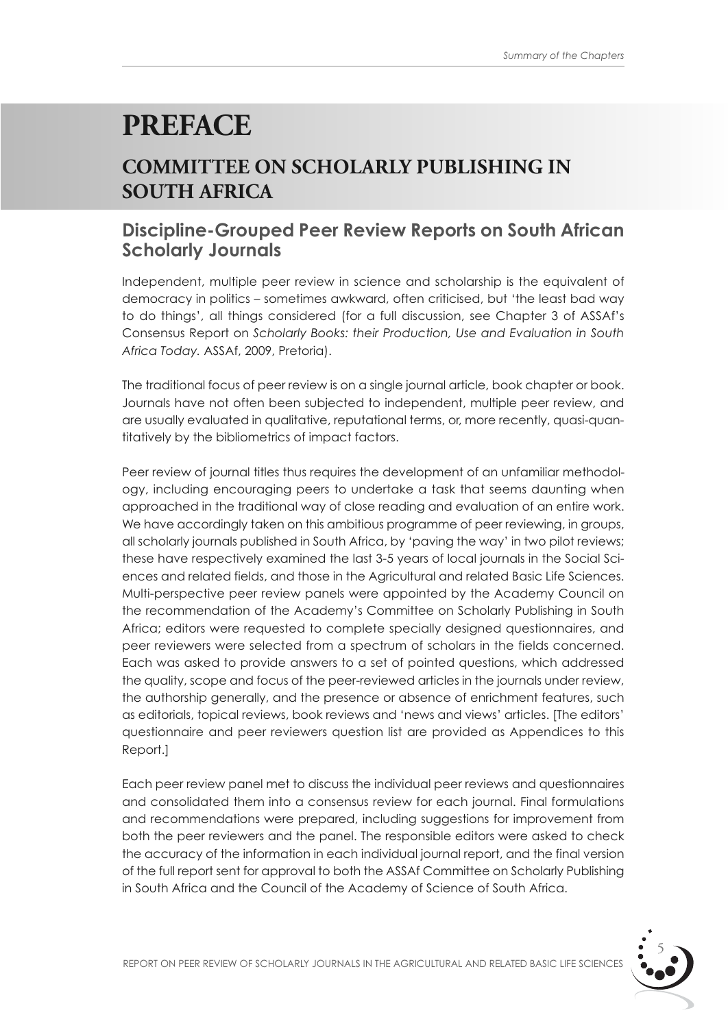# PREFACE

## COMMITTEE ON SCHOLARLY PUBLISHING IN SOUTH AFRICA

### Discipline-Grouped Peer Review Reports on South African Scholarly Journals

Independent, multiple peer review in science and scholarship is the equivalent of democracy in politics – sometimes awkward, often criticised, but 'the least bad way to do things', all things considered (for a full discussion, see Chapter 3 of ASSAf's Consensus Report on *Scholarly Books: their Production, Use and Evaluation in South Africa Today.* ASSAf, 2009, Pretoria).

The traditional focus of peer review is on a single journal article, book chapter or book. Journals have not often been subjected to independent, multiple peer review, and are usually evaluated in qualitative, reputational terms, or, more recently, quasi-quantitatively by the bibliometrics of impact factors.

Peer review of journal titles thus requires the development of an unfamiliar methodology, including encouraging peers to undertake a task that seems daunting when approached in the traditional way of close reading and evaluation of an entire work. We have accordingly taken on this ambitious programme of peer reviewing, in groups, all scholarly journals published in South Africa, by 'paving the way' in two pilot reviews; these have respectively examined the last 3-5 years of local journals in the Social Sciences and related fields, and those in the Agricultural and related Basic Life Sciences. Multi-perspective peer review panels were appointed by the Academy Council on the recommendation of the Academy's Committee on Scholarly Publishing in South Africa; editors were requested to complete specially designed questionnaires, and peer reviewers were selected from a spectrum of scholars in the fields concerned. Each was asked to provide answers to a set of pointed questions, which addressed the quality, scope and focus of the peer-reviewed articles in the journals under review, the authorship generally, and the presence or absence of enrichment features, such as editorials, topical reviews, book reviews and 'news and views' articles. [The editors' questionnaire and peer reviewers question list are provided as Appendices to this Report.]

Each peer review panel met to discuss the individual peer reviews and questionnaires and consolidated them into a consensus review for each journal. Final formulations and recommendations were prepared, including suggestions for improvement from both the peer reviewers and the panel. The responsible editors were asked to check the accuracy of the information in each individual journal report, and the final version of the full report sent for approval to both the ASSAf Committee on Scholarly Publishing in South Africa and the Council of the Academy of Science of South Africa.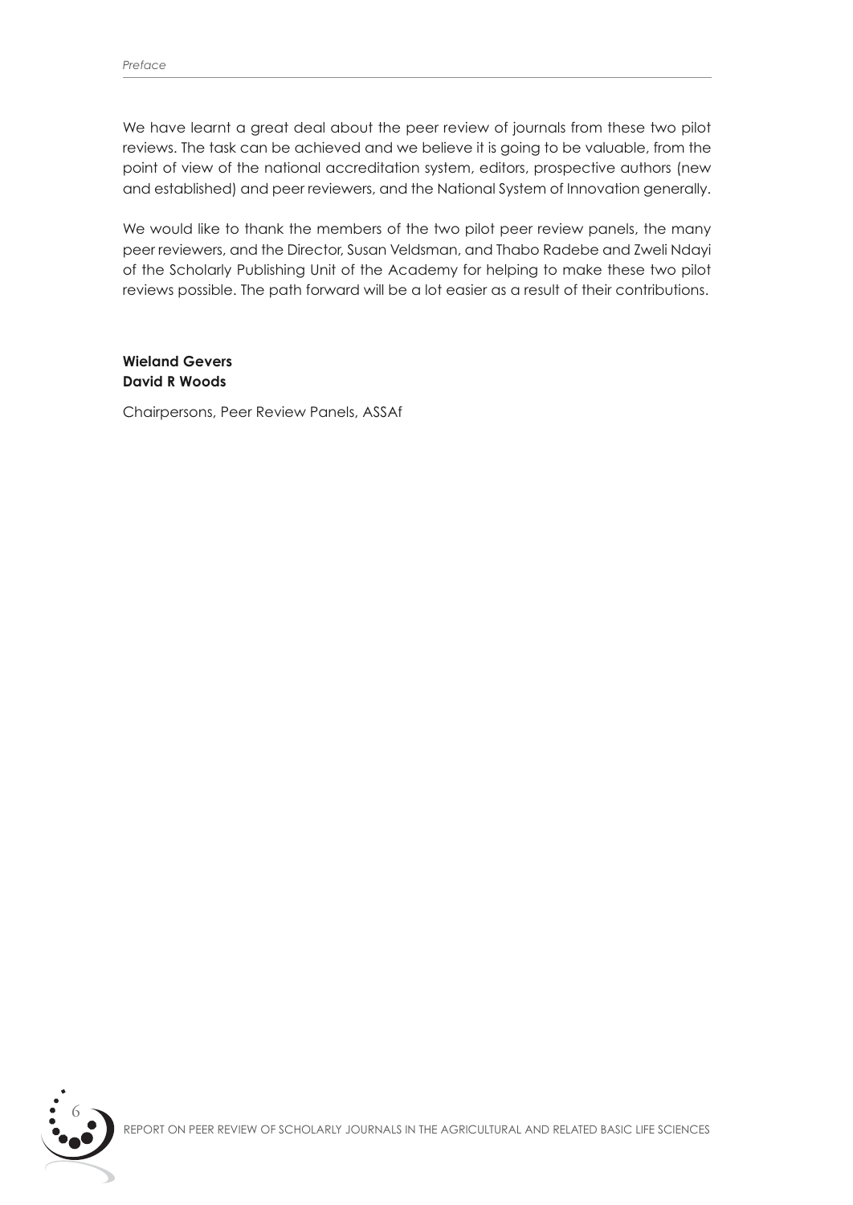We have learnt a great deal about the peer review of journals from these two pilot reviews. The task can be achieved and we believe it is going to be valuable, from the point of view of the national accreditation system, editors, prospective authors (new and established) and peer reviewers, and the National System of Innovation generally.

We would like to thank the members of the two pilot peer review panels, the many peer reviewers, and the Director, Susan Veldsman, and Thabo Radebe and Zweli Ndayi of the Scholarly Publishing Unit of the Academy for helping to make these two pilot reviews possible. The path forward will be a lot easier as a result of their contributions.

**Wieland Gevers**
**David R Woods**

Chairpersons, Peer Review Panels, ASSAf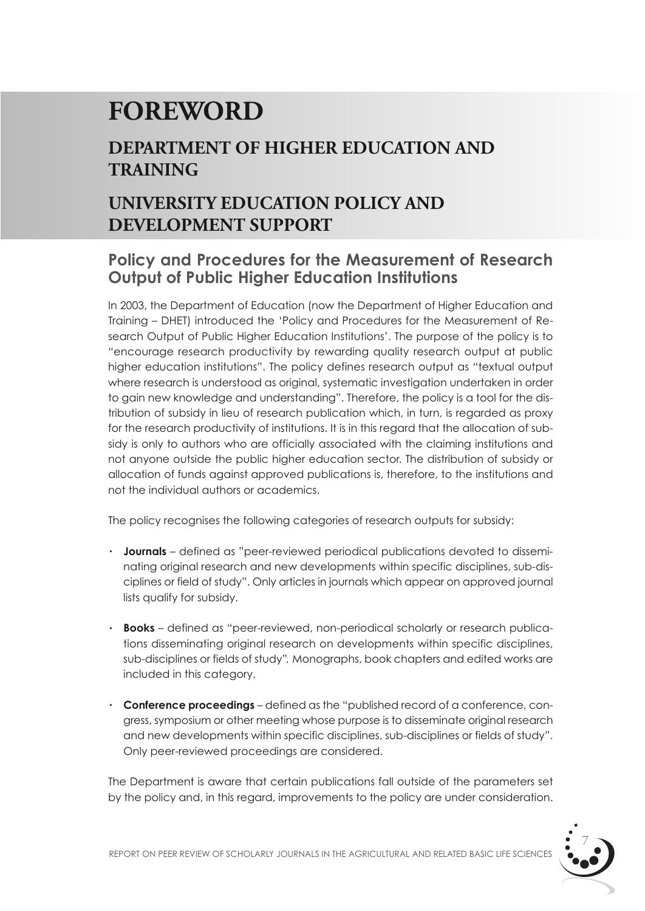# FOREWORD

## DEPARTMENT OF HIGHER EDUCATION AND TRAINING

## UNIVERSITY EDUCATION POLICY AND DEVELOPMENT SUPPORT

### Policy and Procedures for the Measurement of Research Output of Public Higher Education Institutions

In 2003, the Department of Education (now the Department of Higher Education and Training – DHET) introduced the 'Policy and Procedures for the Measurement of Research Output of Public Higher Education Institutions'. The purpose of the policy is to "encourage research productivity by rewarding quality research output at public higher education institutions". The policy defines research output as "textual output where research is understood as original, systematic investigation undertaken in order to gain new knowledge and understanding". Therefore, the policy is a tool for the distribution of subsidy in lieu of research publication which, in turn, is regarded as proxy for the research productivity of institutions. It is in this regard that the allocation of subsidy is only to authors who are officially associated with the claiming institutions and not anyone outside the public higher education sector. The distribution of subsidy or allocation of funds against approved publications is, therefore, to the institutions and not the individual authors or academics.

The policy recognises the following categories of research outputs for subsidy:

- **Journals** – defined as "peer-reviewed periodical publications devoted to disseminating original research and new developments within specific disciplines, sub-disciplines or field of study". Only articles in journals which appear on approved journal lists qualify for subsidy.
- **Books** – defined as "peer-reviewed, non-periodical scholarly or research publications disseminating original research on developments within specific disciplines, sub-disciplines or fields of study". Monographs, book chapters and edited works are included in this category.
- **Conference proceedings** – defined as the "published record of a conference, congress, symposium or other meeting whose purpose is to disseminate original research and new developments within specific disciplines, sub-disciplines or fields of study". Only peer-reviewed proceedings are considered.

The Department is aware that certain publications fall outside of the parameters set by the policy and, in this regard, improvements to the policy are under consideration.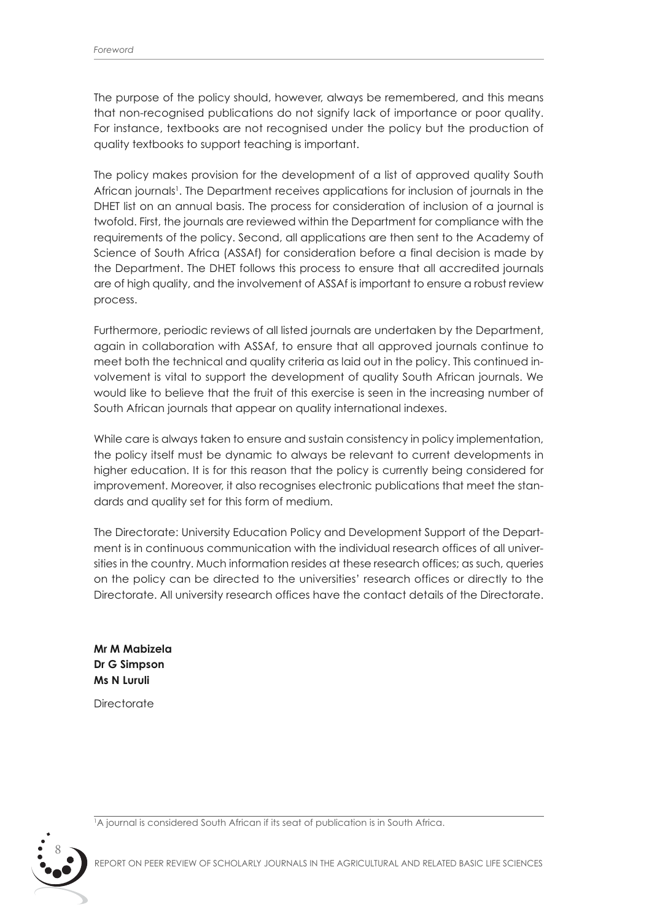The purpose of the policy should, however, always be remembered, and this means that non-recognised publications do not signify lack of importance or poor quality. For instance, textbooks are not recognised under the policy but the production of quality textbooks to support teaching is important.

The policy makes provision for the development of a list of approved quality South African journals[1]. The Department receives applications for inclusion of journals in the DHET list on an annual basis. The process for consideration of inclusion of a journal is twofold. First, the journals are reviewed within the Department for compliance with the requirements of the policy. Second, all applications are then sent to the Academy of Science of South Africa (ASSAf) for consideration before a final decision is made by the Department. The DHET follows this process to ensure that all accredited journals are of high quality, and the involvement of ASSAf is important to ensure a robust review process.

Furthermore, periodic reviews of all listed journals are undertaken by the Department, again in collaboration with ASSAf, to ensure that all approved journals continue to meet both the technical and quality criteria as laid out in the policy. This continued involvement is vital to support the development of quality South African journals. We would like to believe that the fruit of this exercise is seen in the increasing number of South African journals that appear on quality international indexes.

While care is always taken to ensure and sustain consistency in policy implementation, the policy itself must be dynamic to always be relevant to current developments in higher education. It is for this reason that the policy is currently being considered for improvement. Moreover, it also recognises electronic publications that meet the standards and quality set for this form of medium.

The Directorate: University Education Policy and Development Support of the Department is in continuous communication with the individual research offices of all universities in the country. Much information resides at these research offices; as such, queries on the policy can be directed to the universities' research offices or directly to the Directorate. All university research offices have the contact details of the Directorate.

**Mr M Mabizela**
**Dr G Simpson**
**Ms N Luruli**

Directorate

[1] A journal is considered South African if its seat of publication is in South Africa.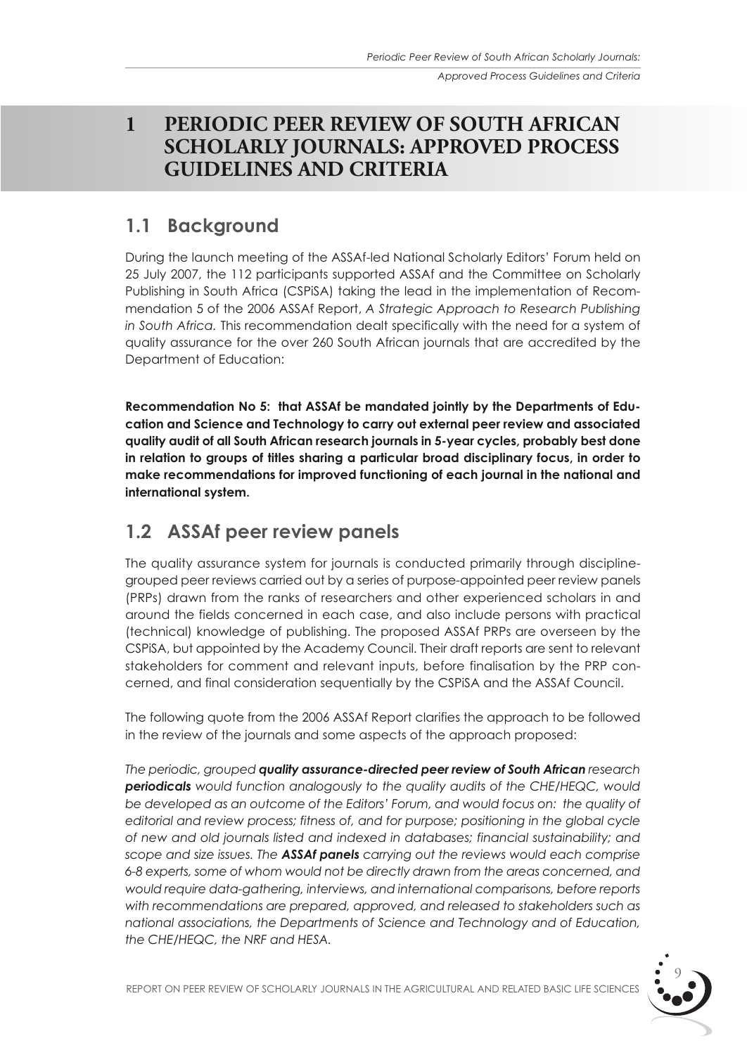# 1 PERIODIC PEER REVIEW OF SOUTH AFRICAN SCHOLARLY JOURNALS: APPROVED PROCESS GUIDELINES AND CRITERIA

## 1.1 Background

During the launch meeting of the ASSAf-led National Scholarly Editors' Forum held on 25 July 2007, the 112 participants supported ASSAf and the Committee on Scholarly Publishing in South Africa (CSPiSA) taking the lead in the implementation of Recommendation 5 of the 2006 ASSAf Report, *A Strategic Approach to Research Publishing in South Africa.* This recommendation dealt specifically with the need for a system of quality assurance for the over 260 South African journals that are accredited by the Department of Education:

**Recommendation No 5: that ASSAf be mandated jointly by the Departments of Education and Science and Technology to carry out external peer review and associated quality audit of all South African research journals in 5-year cycles, probably best done in relation to groups of titles sharing a particular broad disciplinary focus, in order to make recommendations for improved functioning of each journal in the national and international system.**

## 1.2 ASSAf peer review panels

The quality assurance system for journals is conducted primarily through discipline-grouped peer reviews carried out by a series of purpose-appointed peer review panels (PRPs) drawn from the ranks of researchers and other experienced scholars in and around the fields concerned in each case, and also include persons with practical (technical) knowledge of publishing. The proposed ASSAf PRPs are overseen by the CSPiSA, but appointed by the Academy Council. Their draft reports are sent to relevant stakeholders for comment and relevant inputs, before finalisation by the PRP concerned, and final consideration sequentially by the CSPiSA and the ASSAf Council.

The following quote from the 2006 ASSAf Report clarifies the approach to be followed in the review of the journals and some aspects of the approach proposed:

*The periodic, grouped* ***quality assurance-directed peer review of South African*** *research* ***periodicals*** *would function analogously to the quality audits of the CHE/HEQC, would be developed as an outcome of the Editors' Forum, and would focus on: the quality of editorial and review process; fitness of, and for purpose; positioning in the global cycle of new and old journals listed and indexed in databases; financial sustainability; and scope and size issues. The* ***ASSAf panels*** *carrying out the reviews would each comprise 6-8 experts, some of whom would not be directly drawn from the areas concerned, and would require data-gathering, interviews, and international comparisons, before reports with recommendations are prepared, approved, and released to stakeholders such as national associations, the Departments of Science and Technology and of Education, the CHE/HEQC, the NRF and HESA.*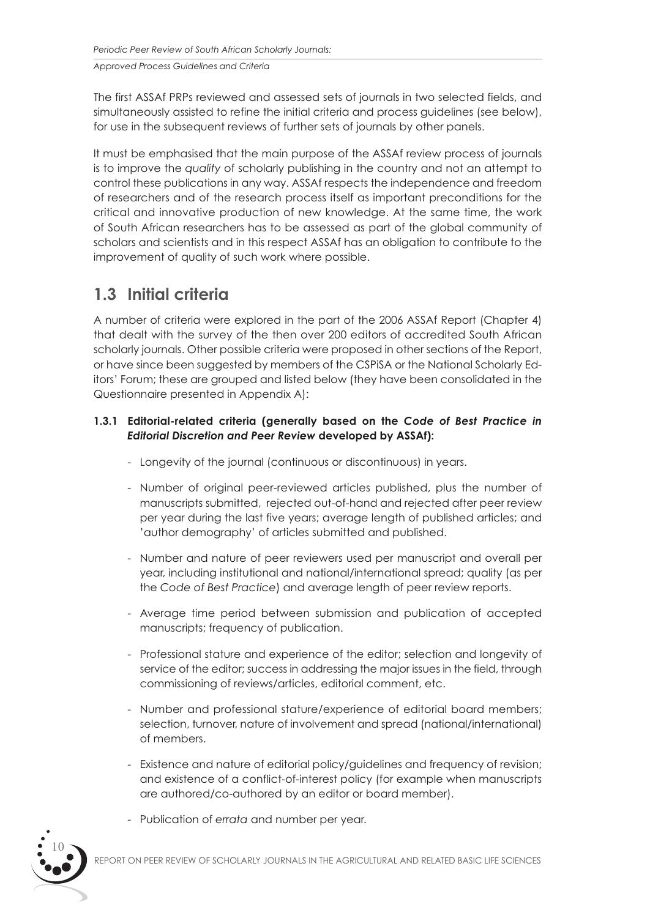The first ASSAf PRPs reviewed and assessed sets of journals in two selected fields, and simultaneously assisted to refine the initial criteria and process guidelines (see below), for use in the subsequent reviews of further sets of journals by other panels.

It must be emphasised that the main purpose of the ASSAf review process of journals is to improve the *quality* of scholarly publishing in the country and not an attempt to control these publications in any way. ASSAf respects the independence and freedom of researchers and of the research process itself as important preconditions for the critical and innovative production of new knowledge. At the same time, the work of South African researchers has to be assessed as part of the global community of scholars and scientists and in this respect ASSAf has an obligation to contribute to the improvement of quality of such work where possible.

## 1.3 Initial criteria

A number of criteria were explored in the part of the 2006 ASSAf Report (Chapter 4) that dealt with the survey of the then over 200 editors of accredited South African scholarly journals. Other possible criteria were proposed in other sections of the Report, or have since been suggested by members of the CSPiSA or the National Scholarly Editors' Forum; these are grouped and listed below (they have been consolidated in the Questionnaire presented in Appendix A):

### 1.3.1 Editorial-related criteria (generally based on the *Code of Best Practice in Editorial Discretion and Peer Review* developed by ASSAf):

- Longevity of the journal (continuous or discontinuous) in years.
- Number of original peer-reviewed articles published, plus the number of manuscripts submitted, rejected out-of-hand and rejected after peer review per year during the last five years; average length of published articles; and 'author demography' of articles submitted and published.
- Number and nature of peer reviewers used per manuscript and overall per year, including institutional and national/international spread; quality (as per the *Code of Best Practice*) and average length of peer review reports.
- Average time period between submission and publication of accepted manuscripts; frequency of publication.
- Professional stature and experience of the editor; selection and longevity of service of the editor; success in addressing the major issues in the field, through commissioning of reviews/articles, editorial comment, etc.
- Number and professional stature/experience of editorial board members; selection, turnover, nature of involvement and spread (national/international) of members.
- Existence and nature of editorial policy/guidelines and frequency of revision; and existence of a conflict-of-interest policy (for example when manuscripts are authored/co-authored by an editor or board member).
- Publication of *errata* and number per year.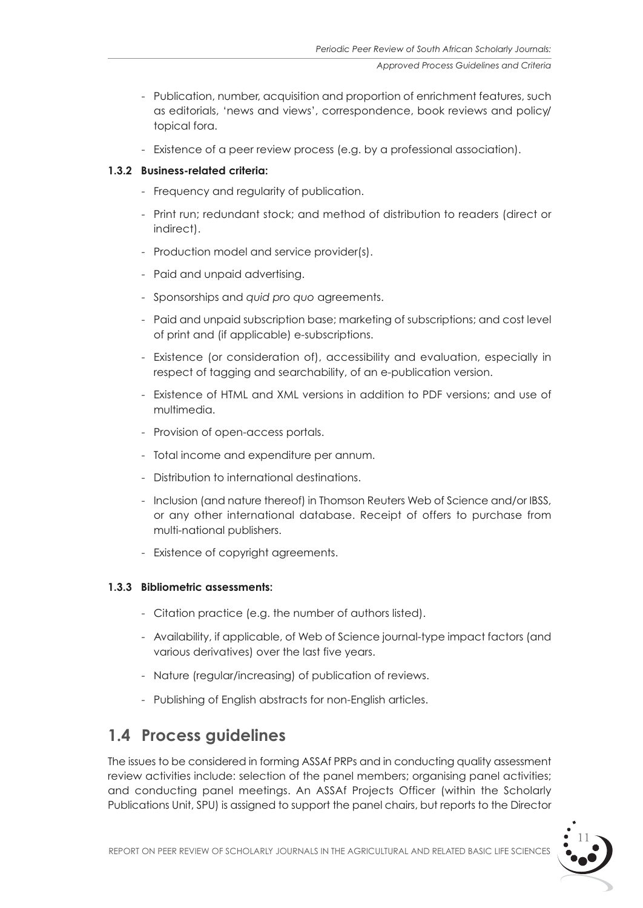- Publication, number, acquisition and proportion of enrichment features, such as editorials, 'news and views', correspondence, book reviews and policy/ topical fora.
- Existence of a peer review process (e.g. by a professional association).

#### 1.3.2 Business-related criteria:

- Frequency and regularity of publication.
- Print run; redundant stock; and method of distribution to readers (direct or indirect).
- Production model and service provider(s).
- Paid and unpaid advertising.
- Sponsorships and *quid pro quo* agreements.
- Paid and unpaid subscription base; marketing of subscriptions; and cost level of print and (if applicable) e-subscriptions.
- Existence (or consideration of), accessibility and evaluation, especially in respect of tagging and searchability, of an e-publication version.
- Existence of HTML and XML versions in addition to PDF versions; and use of multimedia.
- Provision of open-access portals.
- Total income and expenditure per annum.
- Distribution to international destinations.
- Inclusion (and nature thereof) in Thomson Reuters Web of Science and/or IBSS, or any other international database. Receipt of offers to purchase from multi-national publishers.
- Existence of copyright agreements.

#### 1.3.3 Bibliometric assessments:

- Citation practice (e.g. the number of authors listed).
- Availability, if applicable, of Web of Science journal-type impact factors (and various derivatives) over the last five years.
- Nature (regular/increasing) of publication of reviews.
- Publishing of English abstracts for non-English articles.

## 1.4 Process guidelines

The issues to be considered in forming ASSAf PRPs and in conducting quality assessment review activities include: selection of the panel members; organising panel activities; and conducting panel meetings. An ASSAf Projects Officer (within the Scholarly Publications Unit, SPU) is assigned to support the panel chairs, but reports to the Director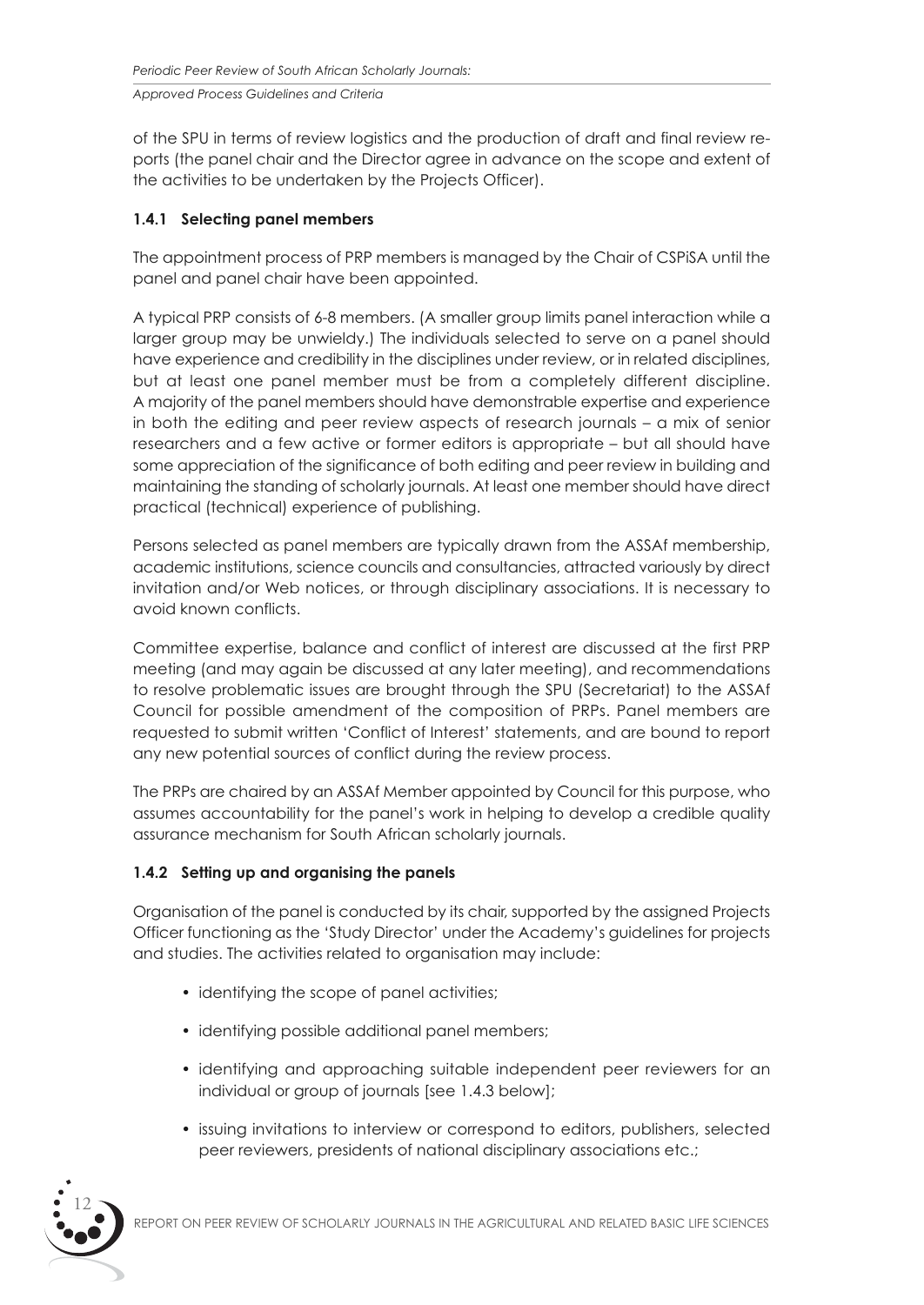of the SPU in terms of review logistics and the production of draft and final review reports (the panel chair and the Director agree in advance on the scope and extent of the activities to be undertaken by the Projects Officer).

### 1.4.1 Selecting panel members

The appointment process of PRP members is managed by the Chair of CSPiSA until the panel and panel chair have been appointed.

A typical PRP consists of 6-8 members. (A smaller group limits panel interaction while a larger group may be unwieldy.) The individuals selected to serve on a panel should have experience and credibility in the disciplines under review, or in related disciplines, but at least one panel member must be from a completely different discipline. A majority of the panel members should have demonstrable expertise and experience in both the editing and peer review aspects of research journals – a mix of senior researchers and a few active or former editors is appropriate – but all should have some appreciation of the significance of both editing and peer review in building and maintaining the standing of scholarly journals. At least one member should have direct practical (technical) experience of publishing.

Persons selected as panel members are typically drawn from the ASSAf membership, academic institutions, science councils and consultancies, attracted variously by direct invitation and/or Web notices, or through disciplinary associations. It is necessary to avoid known conflicts.

Committee expertise, balance and conflict of interest are discussed at the first PRP meeting (and may again be discussed at any later meeting), and recommendations to resolve problematic issues are brought through the SPU (Secretariat) to the ASSAf Council for possible amendment of the composition of PRPs. Panel members are requested to submit written 'Conflict of Interest' statements, and are bound to report any new potential sources of conflict during the review process.

The PRPs are chaired by an ASSAf Member appointed by Council for this purpose, who assumes accountability for the panel's work in helping to develop a credible quality assurance mechanism for South African scholarly journals.

### 1.4.2 Setting up and organising the panels

Organisation of the panel is conducted by its chair, supported by the assigned Projects Officer functioning as the 'Study Director' under the Academy's guidelines for projects and studies. The activities related to organisation may include:

- identifying the scope of panel activities;
- identifying possible additional panel members;
- identifying and approaching suitable independent peer reviewers for an individual or group of journals [see 1.4.3 below];
- issuing invitations to interview or correspond to editors, publishers, selected peer reviewers, presidents of national disciplinary associations etc.;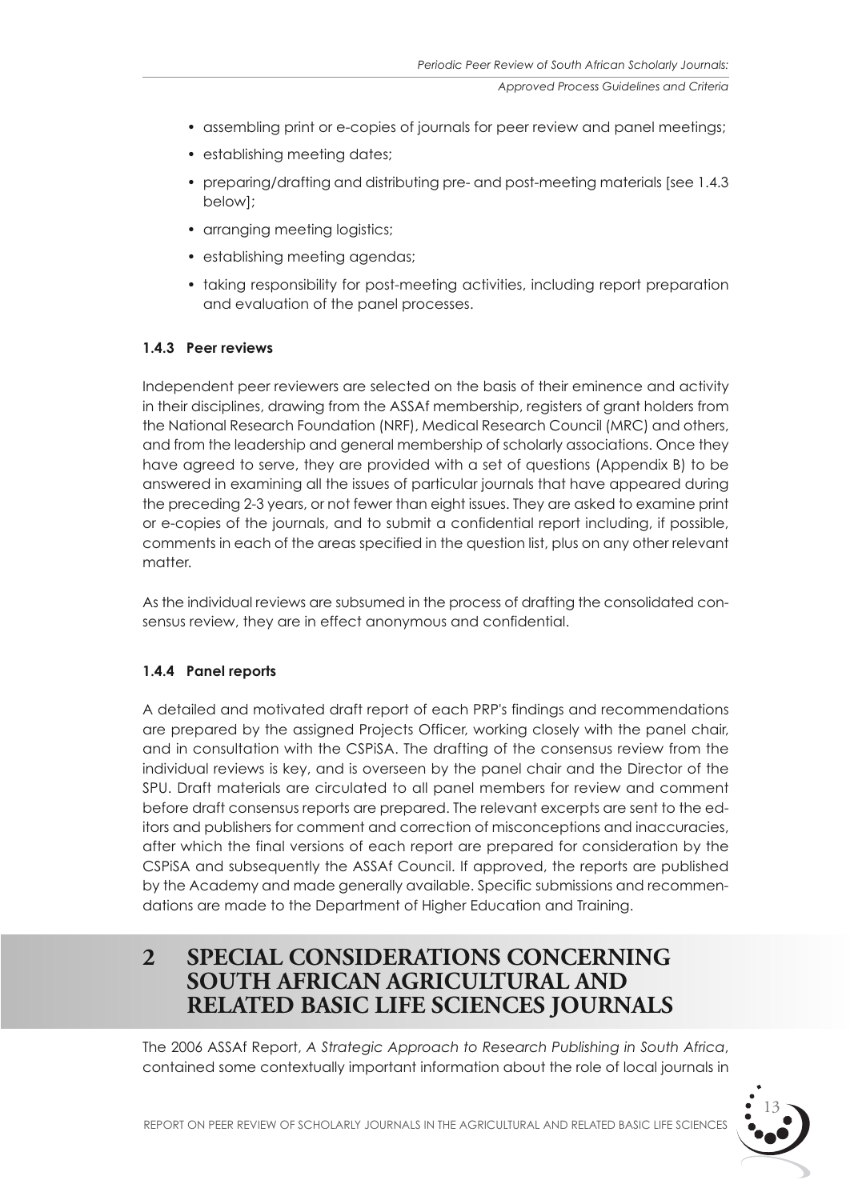- assembling print or e-copies of journals for peer review and panel meetings;
- establishing meeting dates;
- preparing/drafting and distributing pre- and post-meeting materials [see 1.4.3 below];
- arranging meeting logistics;
- establishing meeting agendas;
- taking responsibility for post-meeting activities, including report preparation and evaluation of the panel processes.

### 1.4.3 Peer reviews

Independent peer reviewers are selected on the basis of their eminence and activity in their disciplines, drawing from the ASSAf membership, registers of grant holders from the National Research Foundation (NRF), Medical Research Council (MRC) and others, and from the leadership and general membership of scholarly associations. Once they have agreed to serve, they are provided with a set of questions (Appendix B) to be answered in examining all the issues of particular journals that have appeared during the preceding 2-3 years, or not fewer than eight issues. They are asked to examine print or e-copies of the journals, and to submit a confidential report including, if possible, comments in each of the areas specified in the question list, plus on any other relevant matter.

As the individual reviews are subsumed in the process of drafting the consolidated consensus review, they are in effect anonymous and confidential.

### 1.4.4 Panel reports

A detailed and motivated draft report of each PRP's findings and recommendations are prepared by the assigned Projects Officer, working closely with the panel chair, and in consultation with the CSPiSA. The drafting of the consensus review from the individual reviews is key, and is overseen by the panel chair and the Director of the SPU. Draft materials are circulated to all panel members for review and comment before draft consensus reports are prepared. The relevant excerpts are sent to the editors and publishers for comment and correction of misconceptions and inaccuracies, after which the final versions of each report are prepared for consideration by the CSPiSA and subsequently the ASSAf Council. If approved, the reports are published by the Academy and made generally available. Specific submissions and recommendations are made to the Department of Higher Education and Training.

# 2 SPECIAL CONSIDERATIONS CONCERNING SOUTH AFRICAN AGRICULTURAL AND RELATED BASIC LIFE SCIENCES JOURNALS

The 2006 ASSAf Report, *A Strategic Approach to Research Publishing in South Africa*, contained some contextually important information about the role of local journals in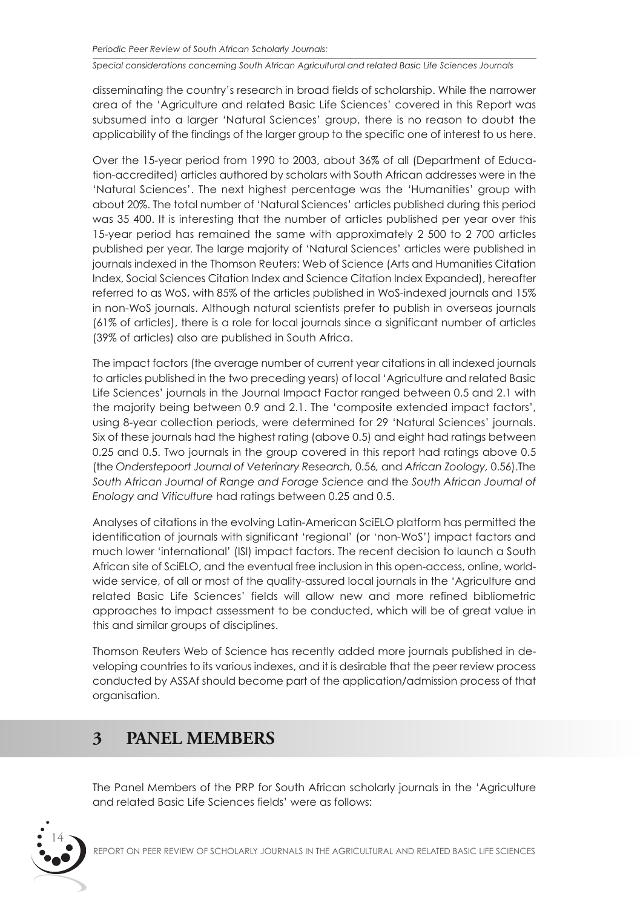disseminating the country's research in broad fields of scholarship. While the narrower area of the 'Agriculture and related Basic Life Sciences' covered in this Report was subsumed into a larger 'Natural Sciences' group, there is no reason to doubt the applicability of the findings of the larger group to the specific one of interest to us here.

Over the 15-year period from 1990 to 2003, about 36% of all (Department of Education-accredited) articles authored by scholars with South African addresses were in the 'Natural Sciences'. The next highest percentage was the 'Humanities' group with about 20%. The total number of 'Natural Sciences' articles published during this period was 35 400. It is interesting that the number of articles published per year over this 15-year period has remained the same with approximately 2 500 to 2 700 articles published per year. The large majority of 'Natural Sciences' articles were published in journals indexed in the Thomson Reuters: Web of Science (Arts and Humanities Citation Index, Social Sciences Citation Index and Science Citation Index Expanded), hereafter referred to as WoS, with 85% of the articles published in WoS-indexed journals and 15% in non-WoS journals. Although natural scientists prefer to publish in overseas journals (61% of articles), there is a role for local journals since a significant number of articles (39% of articles) also are published in South Africa.

The impact factors (the average number of current year citations in all indexed journals to articles published in the two preceding years) of local 'Agriculture and related Basic Life Sciences' journals in the Journal Impact Factor ranged between 0.5 and 2.1 with the majority being between 0.9 and 2.1. The 'composite extended impact factors', using 8-year collection periods, were determined for 29 'Natural Sciences' journals. Six of these journals had the highest rating (above 0.5) and eight had ratings between 0.25 and 0.5. Two journals in the group covered in this report had ratings above 0.5 (the *Onderstepoort Journal of Veterinary Research,* 0.56*,* and *African Zoology,* 0.56).The *South African Journal of Range and Forage Science* and the *South African Journal of Enology and Viticulture* had ratings between 0.25 and 0.5.

Analyses of citations in the evolving Latin-American SciELO platform has permitted the identification of journals with significant 'regional' (or 'non-WoS') impact factors and much lower 'international' (ISI) impact factors. The recent decision to launch a South African site of SciELO, and the eventual free inclusion in this open-access, online, worldwide service, of all or most of the quality-assured local journals in the 'Agriculture and related Basic Life Sciences' fields will allow new and more refined bibliometric approaches to impact assessment to be conducted, which will be of great value in this and similar groups of disciplines.

Thomson Reuters Web of Science has recently added more journals published in developing countries to its various indexes, and it is desirable that the peer review process conducted by ASSAf should become part of the application/admission process of that organisation.

# 3 PANEL MEMBERS

The Panel Members of the PRP for South African scholarly journals in the 'Agriculture and related Basic Life Sciences fields' were as follows: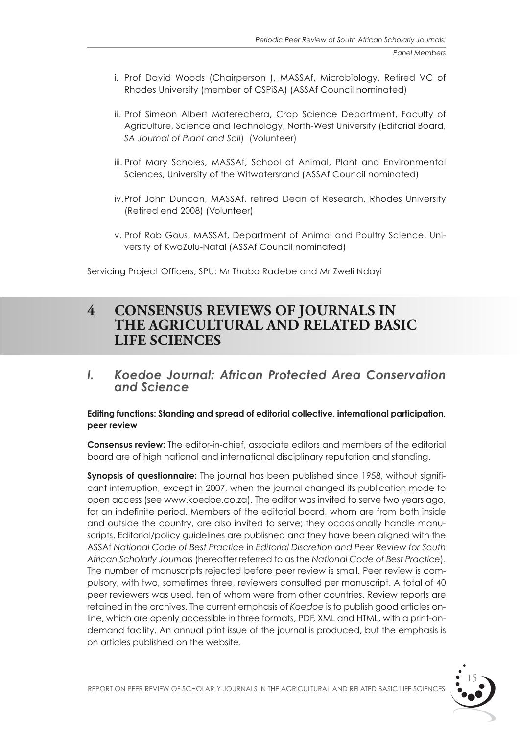i. Prof David Woods (Chairperson ), MASSAf, Microbiology, Retired VC of Rhodes University (member of CSPiSA) (ASSAf Council nominated)

ii. Prof Simeon Albert Materechera, Crop Science Department, Faculty of Agriculture, Science and Technology, North-West University (Editorial Board, *SA Journal of Plant and Soil*) (Volunteer)

iii. Prof Mary Scholes, MASSAf, School of Animal, Plant and Environmental Sciences, University of the Witwatersrand (ASSAf Council nominated)

iv. Prof John Duncan, MASSAf, retired Dean of Research, Rhodes University (Retired end 2008) (Volunteer)

v. Prof Rob Gous, MASSAf, Department of Animal and Poultry Science, University of KwaZulu-Natal (ASSAf Council nominated)

Servicing Project Officers, SPU: Mr Thabo Radebe and Mr Zweli Ndayi

# 4 CONSENSUS REVIEWS OF JOURNALS IN THE AGRICULTURAL AND RELATED BASIC LIFE SCIENCES

## *I. Koedoe Journal: African Protected Area Conservation and Science*

**Editing functions: Standing and spread of editorial collective, international participation, peer review**

**Consensus review:** The editor-in-chief, associate editors and members of the editorial board are of high national and international disciplinary reputation and standing.

**Synopsis of questionnaire:** The journal has been published since 1958, without significant interruption, except in 2007, when the journal changed its publication mode to open access (see www.koedoe.co.za). The editor was invited to serve two years ago, for an indefinite period. Members of the editorial board, whom are from both inside and outside the country, are also invited to serve; they occasionally handle manuscripts. Editorial/policy guidelines are published and they have been aligned with the ASSAf *National Code of Best Practice* in *Editorial Discretion and Peer Review for South African Scholarly Journals* (hereafter referred to as the *National Code of Best Practice*). The number of manuscripts rejected before peer review is small. Peer review is compulsory, with two, sometimes three, reviewers consulted per manuscript. A total of 40 peer reviewers was used, ten of whom were from other countries. Review reports are retained in the archives. The current emphasis of *Koedoe* is to publish good articles online, which are openly accessible in three formats, PDF, XML and HTML, with a print-on-demand facility. An annual print issue of the journal is produced, but the emphasis is on articles published on the website.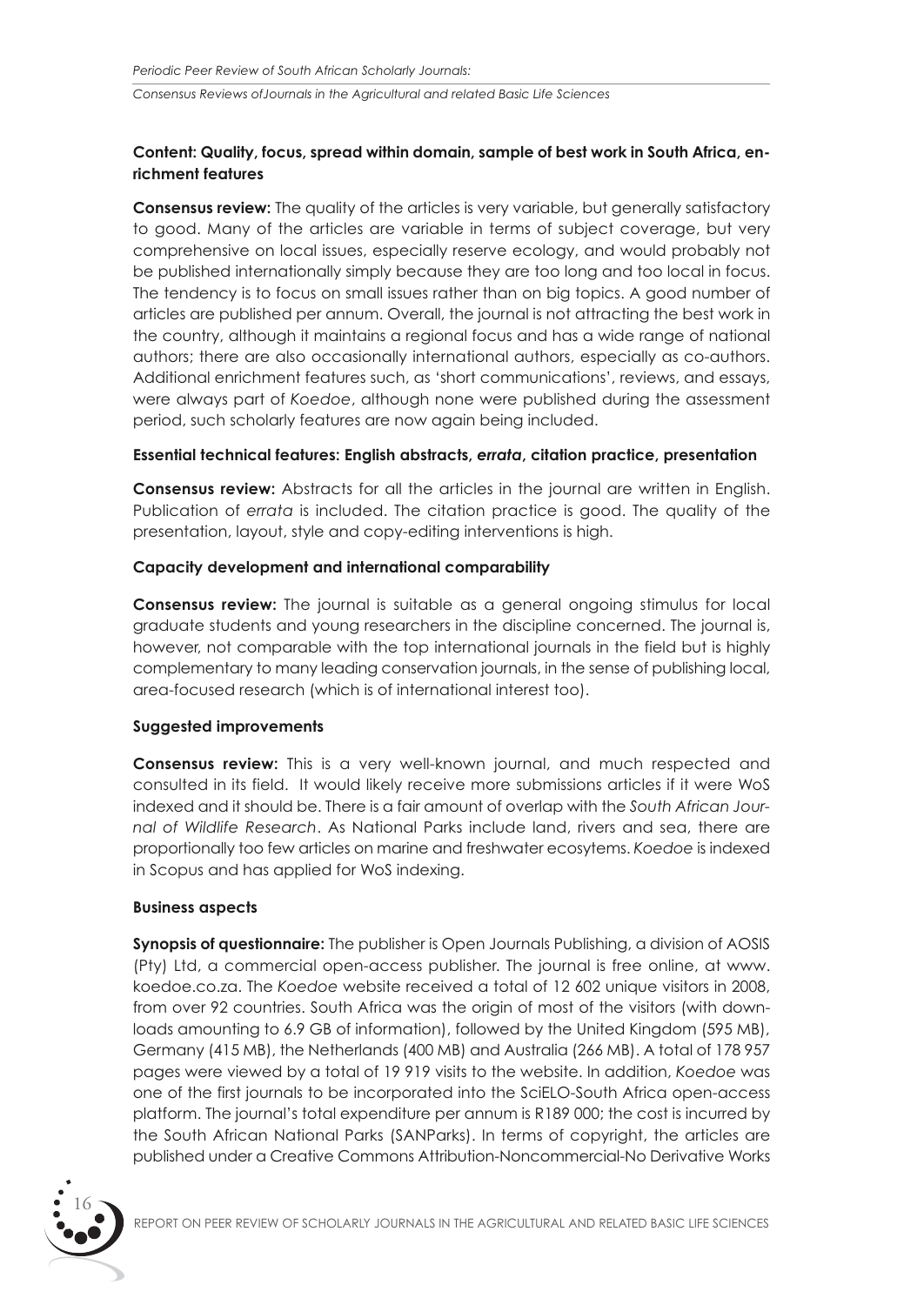**Content: Quality, focus, spread within domain, sample of best work in South Africa, enrichment features**

**Consensus review:** The quality of the articles is very variable, but generally satisfactory to good. Many of the articles are variable in terms of subject coverage, but very comprehensive on local issues, especially reserve ecology, and would probably not be published internationally simply because they are too long and too local in focus. The tendency is to focus on small issues rather than on big topics. A good number of articles are published per annum. Overall, the journal is not attracting the best work in the country, although it maintains a regional focus and has a wide range of national authors; there are also occasionally international authors, especially as co-authors. Additional enrichment features such, as 'short communications', reviews, and essays, were always part of *Koedoe*, although none were published during the assessment period, such scholarly features are now again being included.

**Essential technical features: English abstracts, *errata*, citation practice, presentation**

**Consensus review:** Abstracts for all the articles in the journal are written in English. Publication of *errata* is included. The citation practice is good. The quality of the presentation, layout, style and copy-editing interventions is high.

**Capacity development and international comparability**

**Consensus review:** The journal is suitable as a general ongoing stimulus for local graduate students and young researchers in the discipline concerned. The journal is, however, not comparable with the top international journals in the field but is highly complementary to many leading conservation journals, in the sense of publishing local, area-focused research (which is of international interest too).

**Suggested improvements**

**Consensus review:** This is a very well-known journal, and much respected and consulted in its field. It would likely receive more submissions articles if it were WoS indexed and it should be. There is a fair amount of overlap with the *South African Journal of Wildlife Research*. As National Parks include land, rivers and sea, there are proportionally too few articles on marine and freshwater ecosytems. *Koedoe* is indexed in Scopus and has applied for WoS indexing.

**Business aspects**

**Synopsis of questionnaire:** The publisher is Open Journals Publishing, a division of AOSIS (Pty) Ltd, a commercial open-access publisher. The journal is free online, at www.koedoe.co.za. The *Koedoe* website received a total of 12 602 unique visitors in 2008, from over 92 countries. South Africa was the origin of most of the visitors (with downloads amounting to 6.9 GB of information), followed by the United Kingdom (595 MB), Germany (415 MB), the Netherlands (400 MB) and Australia (266 MB). A total of 178 957 pages were viewed by a total of 19 919 visits to the website. In addition, *Koedoe* was one of the first journals to be incorporated into the SciELO-South Africa open-access platform. The journal's total expenditure per annum is R189 000; the cost is incurred by the South African National Parks (SANParks). In terms of copyright, the articles are published under a Creative Commons Attribution-Noncommercial-No Derivative Works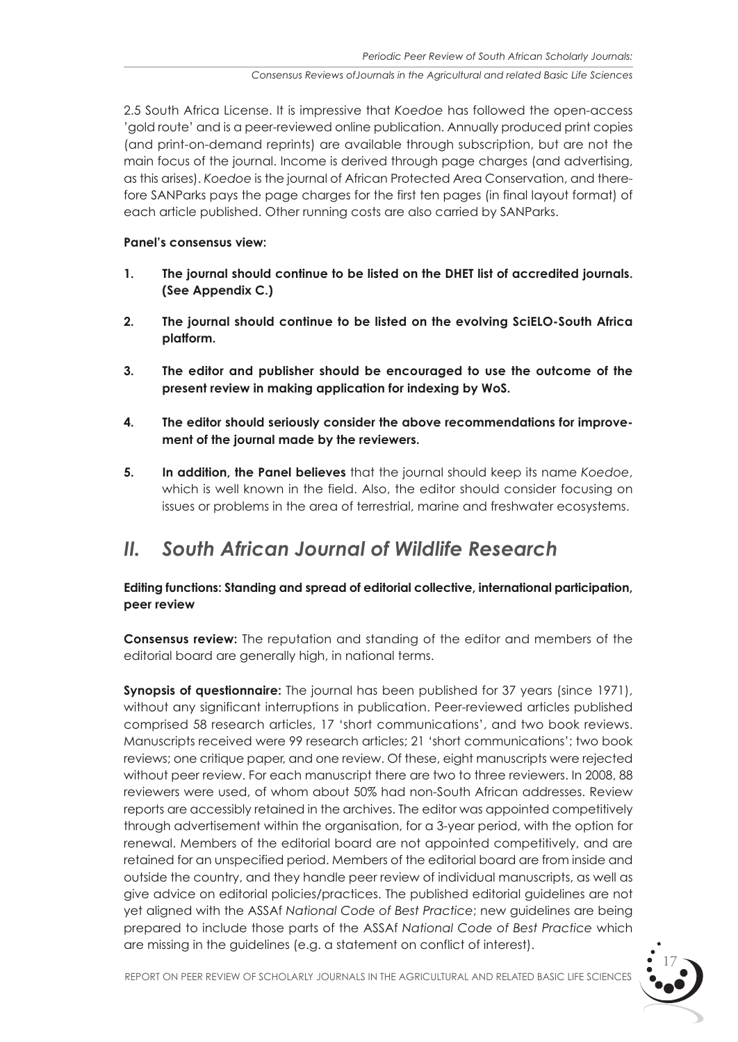2.5 South Africa License. It is impressive that *Koedoe* has followed the open-access 'gold route' and is a peer-reviewed online publication. Annually produced print copies (and print-on-demand reprints) are available through subscription, but are not the main focus of the journal. Income is derived through page charges (and advertising, as this arises). *Koedoe* is the journal of African Protected Area Conservation, and therefore SANParks pays the page charges for the first ten pages (in final layout format) of each article published. Other running costs are also carried by SANParks.

**Panel's consensus view:**

1. **The journal should continue to be listed on the DHET list of accredited journals. (See Appendix C.)**

2. **The journal should continue to be listed on the evolving SciELO-South Africa platform.**

3. **The editor and publisher should be encouraged to use the outcome of the present review in making application for indexing by WoS.**

4. **The editor should seriously consider the above recommendations for improvement of the journal made by the reviewers.**

5. **In addition, the Panel believes** that the journal should keep its name *Koedoe*, which is well known in the field. Also, the editor should consider focusing on issues or problems in the area of terrestrial, marine and freshwater ecosystems.

## *II. South African Journal of Wildlife Research*

**Editing functions: Standing and spread of editorial collective, international participation, peer review**

**Consensus review:** The reputation and standing of the editor and members of the editorial board are generally high, in national terms.

**Synopsis of questionnaire:** The journal has been published for 37 years (since 1971), without any significant interruptions in publication. Peer-reviewed articles published comprised 58 research articles, 17 'short communications', and two book reviews. Manuscripts received were 99 research articles; 21 'short communications'; two book reviews; one critique paper, and one review. Of these, eight manuscripts were rejected without peer review. For each manuscript there are two to three reviewers. In 2008, 88 reviewers were used, of whom about 50% had non-South African addresses. Review reports are accessibly retained in the archives. The editor was appointed competitively through advertisement within the organisation, for a 3-year period, with the option for renewal. Members of the editorial board are not appointed competitively, and are retained for an unspecified period. Members of the editorial board are from inside and outside the country, and they handle peer review of individual manuscripts, as well as give advice on editorial policies/practices. The published editorial guidelines are not yet aligned with the ASSAf *National Code of Best Practice*; new guidelines are being prepared to include those parts of the ASSAf *National Code of Best Practice* which are missing in the guidelines (e.g. a statement on conflict of interest).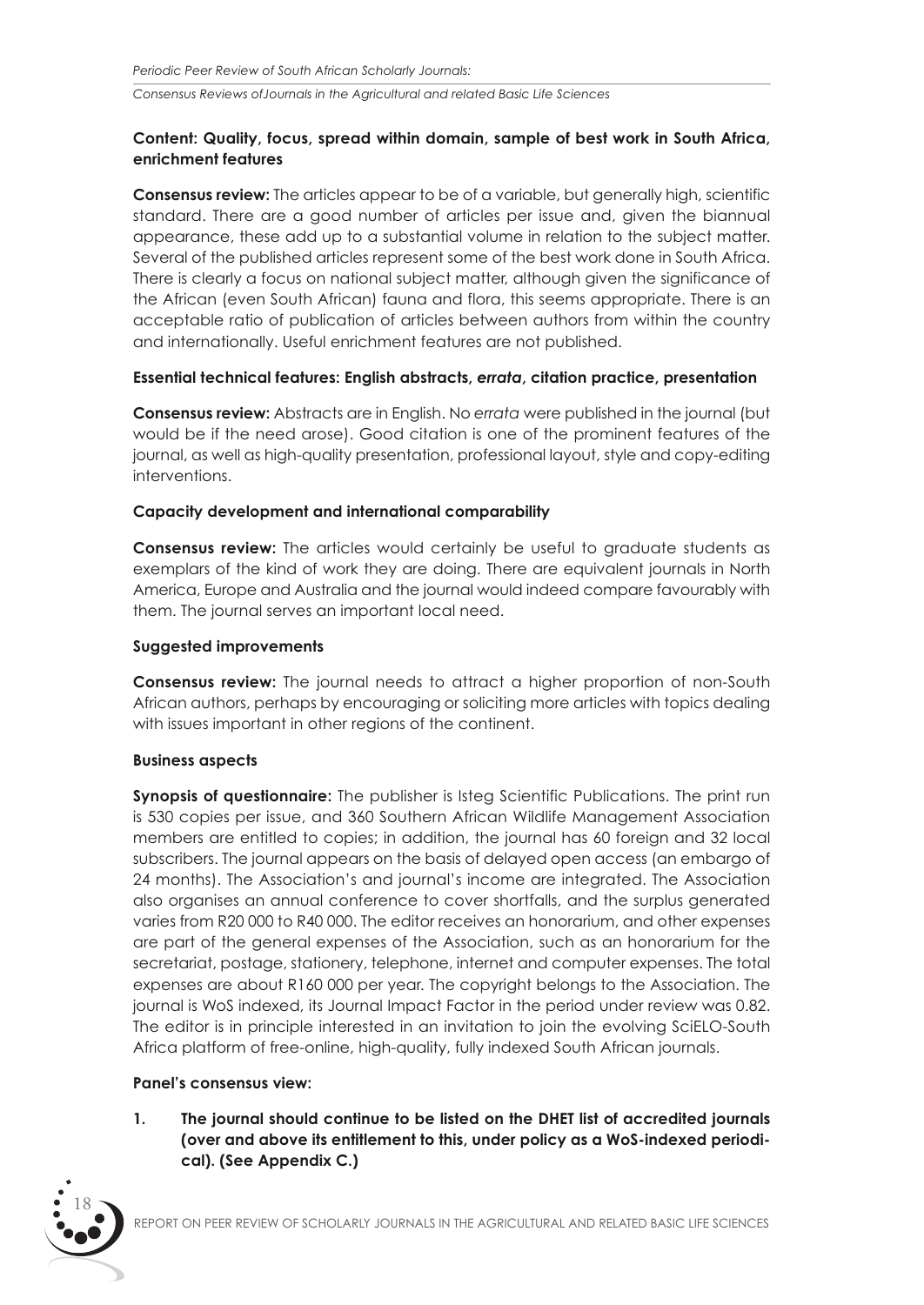**Content: Quality, focus, spread within domain, sample of best work in South Africa, enrichment features**

**Consensus review:** The articles appear to be of a variable, but generally high, scientific standard. There are a good number of articles per issue and, given the biannual appearance, these add up to a substantial volume in relation to the subject matter. Several of the published articles represent some of the best work done in South Africa. There is clearly a focus on national subject matter, although given the significance of the African (even South African) fauna and flora, this seems appropriate. There is an acceptable ratio of publication of articles between authors from within the country and internationally. Useful enrichment features are not published.

**Essential technical features: English abstracts, *errata*, citation practice, presentation**

**Consensus review:** Abstracts are in English. No *errata* were published in the journal (but would be if the need arose). Good citation is one of the prominent features of the journal, as well as high-quality presentation, professional layout, style and copy-editing interventions.

**Capacity development and international comparability**

**Consensus review:** The articles would certainly be useful to graduate students as exemplars of the kind of work they are doing. There are equivalent journals in North America, Europe and Australia and the journal would indeed compare favourably with them. The journal serves an important local need.

**Suggested improvements**

**Consensus review:** The journal needs to attract a higher proportion of non-South African authors, perhaps by encouraging or soliciting more articles with topics dealing with issues important in other regions of the continent.

**Business aspects**

**Synopsis of questionnaire:** The publisher is Isteg Scientific Publications. The print run is 530 copies per issue, and 360 Southern African Wildlife Management Association members are entitled to copies; in addition, the journal has 60 foreign and 32 local subscribers. The journal appears on the basis of delayed open access (an embargo of 24 months). The Association's and journal's income are integrated. The Association also organises an annual conference to cover shortfalls, and the surplus generated varies from R20 000 to R40 000. The editor receives an honorarium, and other expenses are part of the general expenses of the Association, such as an honorarium for the secretariat, postage, stationery, telephone, internet and computer expenses. The total expenses are about R160 000 per year. The copyright belongs to the Association. The journal is WoS indexed, its Journal Impact Factor in the period under review was 0.82. The editor is in principle interested in an invitation to join the evolving SciELO-South Africa platform of free-online, high-quality, fully indexed South African journals.

**Panel's consensus view:**

1. **The journal should continue to be listed on the DHET list of accredited journals (over and above its entitlement to this, under policy as a WoS-indexed periodical). (See Appendix C.)**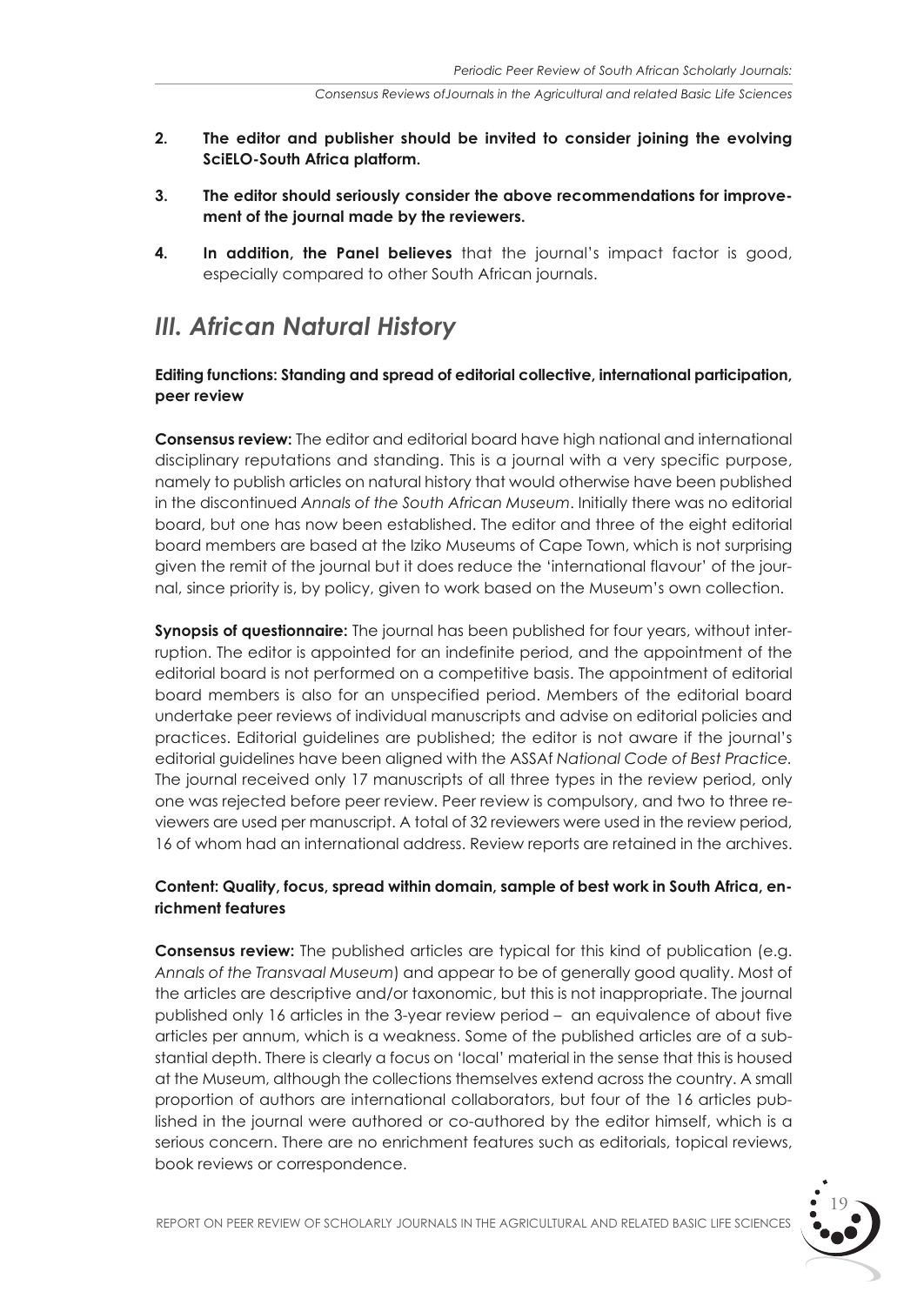2. **The editor and publisher should be invited to consider joining the evolving SciELO-South Africa platform.**

3. **The editor should seriously consider the above recommendations for improvement of the journal made by the reviewers.**

4. **In addition, the Panel believes** that the journal's impact factor is good, especially compared to other South African journals.

## *III. African Natural History*

**Editing functions: Standing and spread of editorial collective, international participation, peer review**

**Consensus review:** The editor and editorial board have high national and international disciplinary reputations and standing. This is a journal with a very specific purpose, namely to publish articles on natural history that would otherwise have been published in the discontinued *Annals of the South African Museum*. Initially there was no editorial board, but one has now been established. The editor and three of the eight editorial board members are based at the Iziko Museums of Cape Town, which is not surprising given the remit of the journal but it does reduce the 'international flavour' of the journal, since priority is, by policy, given to work based on the Museum's own collection.

**Synopsis of questionnaire:** The journal has been published for four years, without interruption. The editor is appointed for an indefinite period, and the appointment of the editorial board is not performed on a competitive basis. The appointment of editorial board members is also for an unspecified period. Members of the editorial board undertake peer reviews of individual manuscripts and advise on editorial policies and practices. Editorial guidelines are published; the editor is not aware if the journal's editorial guidelines have been aligned with the ASSAf *National Code of Best Practice.* The journal received only 17 manuscripts of all three types in the review period, only one was rejected before peer review. Peer review is compulsory, and two to three reviewers are used per manuscript. A total of 32 reviewers were used in the review period, 16 of whom had an international address. Review reports are retained in the archives.

**Content: Quality, focus, spread within domain, sample of best work in South Africa, enrichment features**

**Consensus review:** The published articles are typical for this kind of publication (e.g. *Annals of the Transvaal Museum*) and appear to be of generally good quality. Most of the articles are descriptive and/or taxonomic, but this is not inappropriate. The journal published only 16 articles in the 3-year review period – an equivalence of about five articles per annum, which is a weakness. Some of the published articles are of a substantial depth. There is clearly a focus on 'local' material in the sense that this is housed at the Museum, although the collections themselves extend across the country. A small proportion of authors are international collaborators, but four of the 16 articles published in the journal were authored or co-authored by the editor himself, which is a serious concern. There are no enrichment features such as editorials, topical reviews, book reviews or correspondence.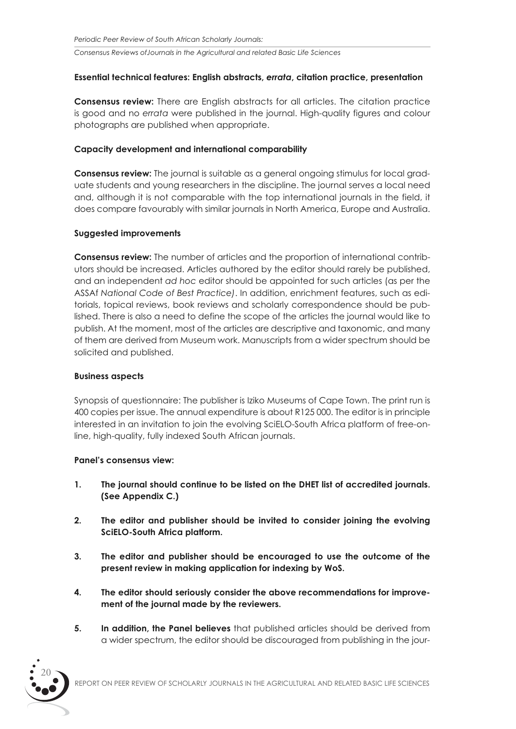**Essential technical features: English abstracts, *errata*, citation practice, presentation**

**Consensus review:** There are English abstracts for all articles. The citation practice is good and no *errata* were published in the journal. High-quality figures and colour photographs are published when appropriate.

**Capacity development and international comparability**

**Consensus review:** The journal is suitable as a general ongoing stimulus for local graduate students and young researchers in the discipline. The journal serves a local need and, although it is not comparable with the top international journals in the field, it does compare favourably with similar journals in North America, Europe and Australia.

**Suggested improvements**

**Consensus review:** The number of articles and the proportion of international contributors should be increased. Articles authored by the editor should rarely be published, and an independent *ad hoc* editor should be appointed for such articles (as per the ASSAf *National Code of Best Practice)*. In addition, enrichment features, such as editorials, topical reviews, book reviews and scholarly correspondence should be published. There is also a need to define the scope of the articles the journal would like to publish. At the moment, most of the articles are descriptive and taxonomic, and many of them are derived from Museum work. Manuscripts from a wider spectrum should be solicited and published.

**Business aspects**

Synopsis of questionnaire: The publisher is Iziko Museums of Cape Town. The print run is 400 copies per issue. The annual expenditure is about R125 000. The editor is in principle interested in an invitation to join the evolving SciELO-South Africa platform of free-online, high-quality, fully indexed South African journals.

**Panel's consensus view:**

1. **The journal should continue to be listed on the DHET list of accredited journals. (See Appendix C.)**

2. **The editor and publisher should be invited to consider joining the evolving SciELO-South Africa platform.**

3. **The editor and publisher should be encouraged to use the outcome of the present review in making application for indexing by WoS.**

4. **The editor should seriously consider the above recommendations for improvement of the journal made by the reviewers.**

5. **In addition, the Panel believes** that published articles should be derived from a wider spectrum, the editor should be discouraged from publishing in the jour-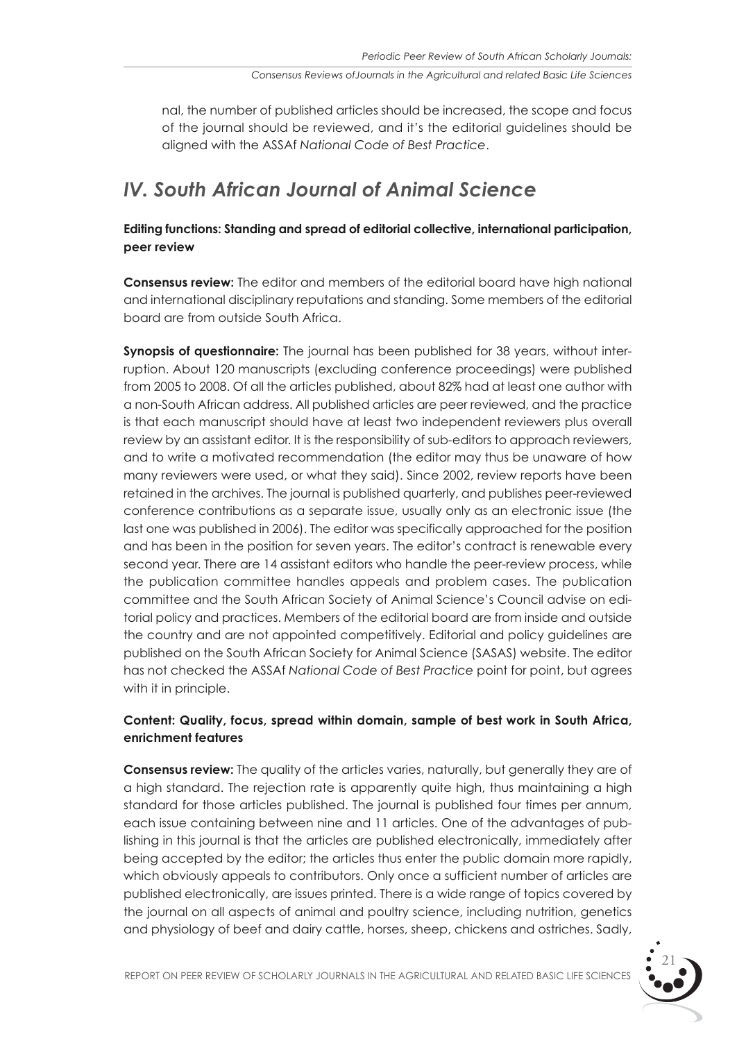nal, the number of published articles should be increased, the scope and focus of the journal should be reviewed, and it's the editorial guidelines should be aligned with the ASSAf *National Code of Best Practice*.

## *IV. South African Journal of Animal Science*

**Editing functions: Standing and spread of editorial collective, international participation, peer review**

**Consensus review:** The editor and members of the editorial board have high national and international disciplinary reputations and standing. Some members of the editorial board are from outside South Africa.

**Synopsis of questionnaire:** The journal has been published for 38 years, without interruption. About 120 manuscripts (excluding conference proceedings) were published from 2005 to 2008. Of all the articles published, about 82% had at least one author with a non-South African address. All published articles are peer reviewed, and the practice is that each manuscript should have at least two independent reviewers plus overall review by an assistant editor. It is the responsibility of sub-editors to approach reviewers, and to write a motivated recommendation (the editor may thus be unaware of how many reviewers were used, or what they said). Since 2002, review reports have been retained in the archives. The journal is published quarterly, and publishes peer-reviewed conference contributions as a separate issue, usually only as an electronic issue (the last one was published in 2006). The editor was specifically approached for the position and has been in the position for seven years. The editor's contract is renewable every second year. There are 14 assistant editors who handle the peer-review process, while the publication committee handles appeals and problem cases. The publication committee and the South African Society of Animal Science's Council advise on editorial policy and practices. Members of the editorial board are from inside and outside the country and are not appointed competitively. Editorial and policy guidelines are published on the South African Society for Animal Science (SASAS) website. The editor has not checked the ASSAf *National Code of Best Practice* point for point, but agrees with it in principle.

**Content: Quality, focus, spread within domain, sample of best work in South Africa, enrichment features**

**Consensus review:** The quality of the articles varies, naturally, but generally they are of a high standard. The rejection rate is apparently quite high, thus maintaining a high standard for those articles published. The journal is published four times per annum, each issue containing between nine and 11 articles. One of the advantages of publishing in this journal is that the articles are published electronically, immediately after being accepted by the editor; the articles thus enter the public domain more rapidly, which obviously appeals to contributors. Only once a sufficient number of articles are published electronically, are issues printed. There is a wide range of topics covered by the journal on all aspects of animal and poultry science, including nutrition, genetics and physiology of beef and dairy cattle, horses, sheep, chickens and ostriches. Sadly,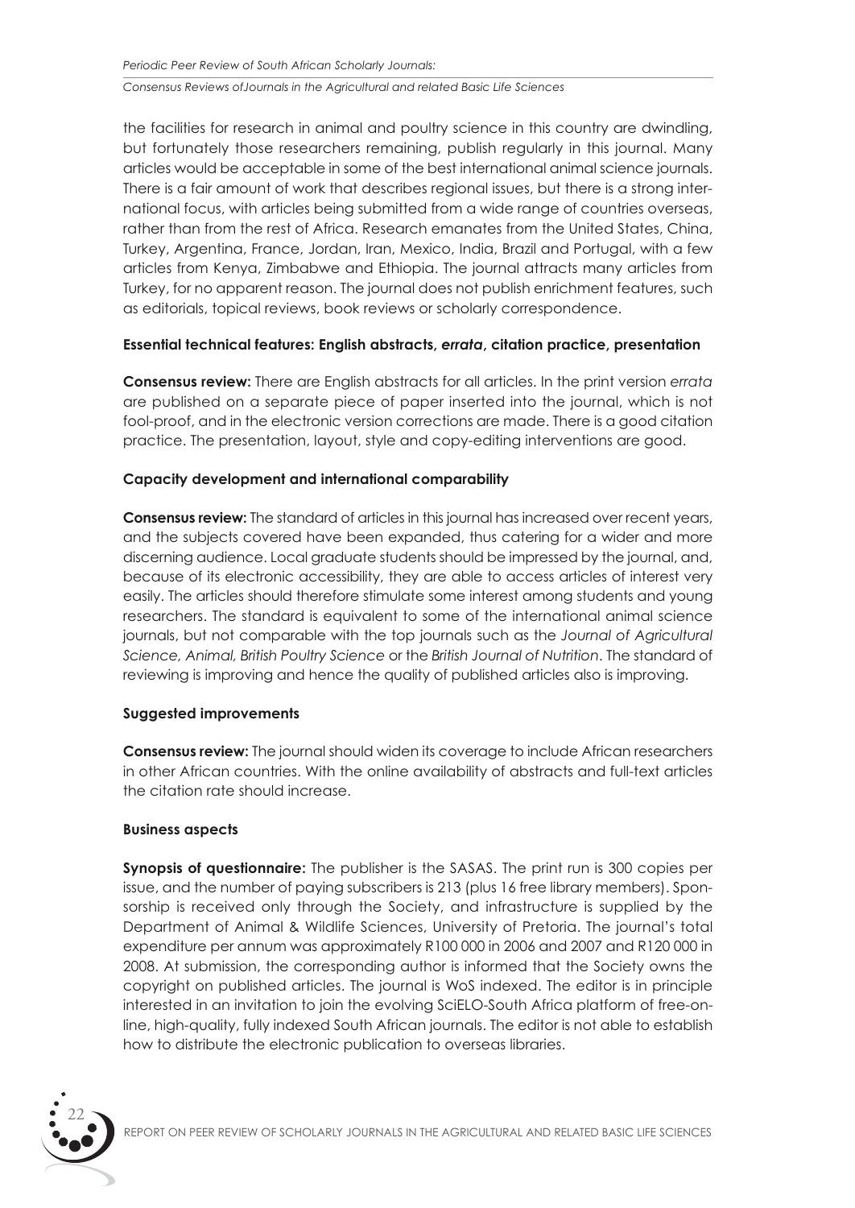the facilities for research in animal and poultry science in this country are dwindling, but fortunately those researchers remaining, publish regularly in this journal. Many articles would be acceptable in some of the best international animal science journals. There is a fair amount of work that describes regional issues, but there is a strong international focus, with articles being submitted from a wide range of countries overseas, rather than from the rest of Africa. Research emanates from the United States, China, Turkey, Argentina, France, Jordan, Iran, Mexico, India, Brazil and Portugal, with a few articles from Kenya, Zimbabwe and Ethiopia. The journal attracts many articles from Turkey, for no apparent reason. The journal does not publish enrichment features, such as editorials, topical reviews, book reviews or scholarly correspondence.

**Essential technical features: English abstracts, *errata*, citation practice, presentation**

**Consensus review:** There are English abstracts for all articles. In the print version *errata* are published on a separate piece of paper inserted into the journal, which is not fool-proof, and in the electronic version corrections are made. There is a good citation practice. The presentation, layout, style and copy-editing interventions are good.

**Capacity development and international comparability**

**Consensus review:** The standard of articles in this journal has increased over recent years, and the subjects covered have been expanded, thus catering for a wider and more discerning audience. Local graduate students should be impressed by the journal, and, because of its electronic accessibility, they are able to access articles of interest very easily. The articles should therefore stimulate some interest among students and young researchers. The standard is equivalent to some of the international animal science journals, but not comparable with the top journals such as the *Journal of Agricultural Science, Animal, British Poultry Science* or the *British Journal of Nutrition*. The standard of reviewing is improving and hence the quality of published articles also is improving.

**Suggested improvements**

**Consensus review:** The journal should widen its coverage to include African researchers in other African countries. With the online availability of abstracts and full-text articles the citation rate should increase.

**Business aspects**

**Synopsis of questionnaire:** The publisher is the SASAS. The print run is 300 copies per issue, and the number of paying subscribers is 213 (plus 16 free library members). Sponsorship is received only through the Society, and infrastructure is supplied by the Department of Animal & Wildlife Sciences, University of Pretoria. The journal's total expenditure per annum was approximately R100 000 in 2006 and 2007 and R120 000 in 2008. At submission, the corresponding author is informed that the Society owns the copyright on published articles. The journal is WoS indexed. The editor is in principle interested in an invitation to join the evolving SciELO-South Africa platform of free-online, high-quality, fully indexed South African journals. The editor is not able to establish how to distribute the electronic publication to overseas libraries.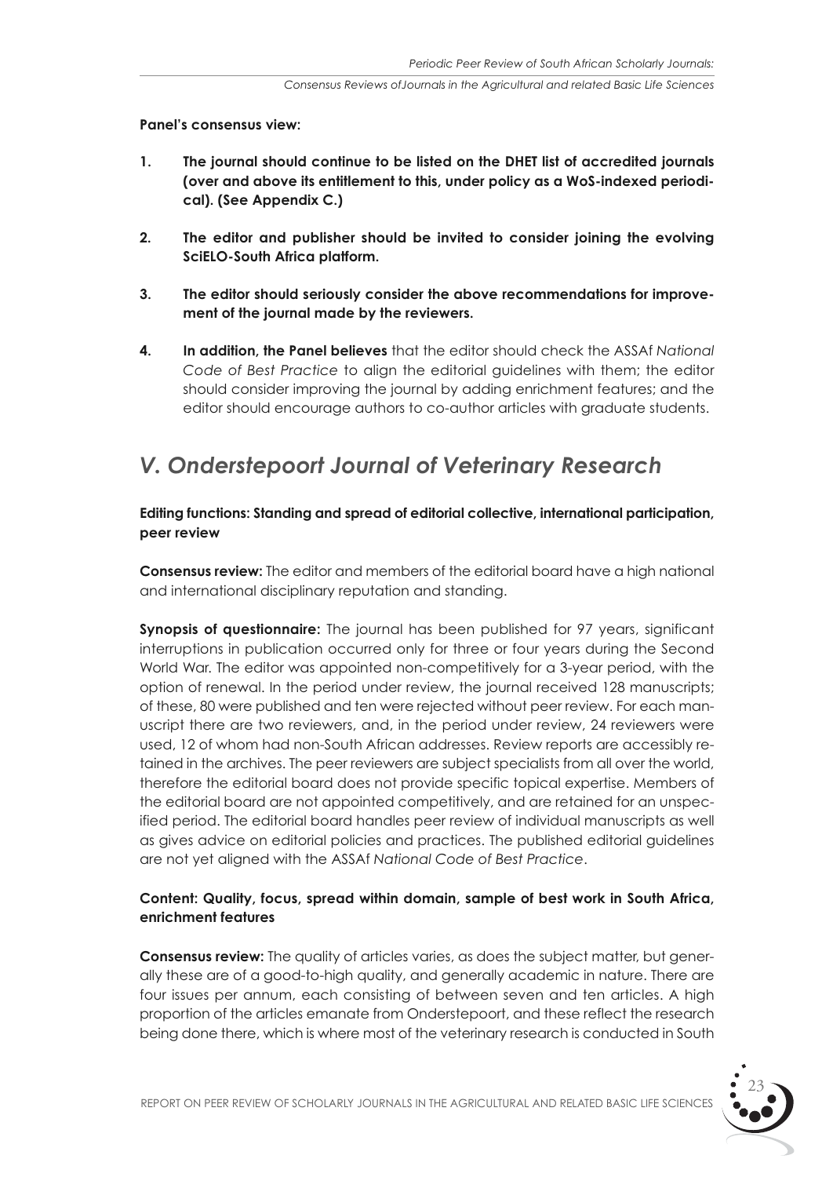**Panel's consensus view:**

1. **The journal should continue to be listed on the DHET list of accredited journals (over and above its entitlement to this, under policy as a WoS-indexed periodical). (See Appendix C.)**

2. **The editor and publisher should be invited to consider joining the evolving SciELO-South Africa platform.**

3. **The editor should seriously consider the above recommendations for improvement of the journal made by the reviewers.**

4. **In addition, the Panel believes** that the editor should check the ASSAf *National Code of Best Practice* to align the editorial guidelines with them; the editor should consider improving the journal by adding enrichment features; and the editor should encourage authors to co-author articles with graduate students.

## *V. Onderstepoort Journal of Veterinary Research*

**Editing functions: Standing and spread of editorial collective, international participation, peer review**

**Consensus review:** The editor and members of the editorial board have a high national and international disciplinary reputation and standing.

**Synopsis of questionnaire:** The journal has been published for 97 years, significant interruptions in publication occurred only for three or four years during the Second World War. The editor was appointed non-competitively for a 3-year period, with the option of renewal. In the period under review, the journal received 128 manuscripts; of these, 80 were published and ten were rejected without peer review. For each manuscript there are two reviewers, and, in the period under review, 24 reviewers were used, 12 of whom had non-South African addresses. Review reports are accessibly retained in the archives. The peer reviewers are subject specialists from all over the world, therefore the editorial board does not provide specific topical expertise. Members of the editorial board are not appointed competitively, and are retained for an unspecified period. The editorial board handles peer review of individual manuscripts as well as gives advice on editorial policies and practices. The published editorial guidelines are not yet aligned with the ASSAf *National Code of Best Practice*.

**Content: Quality, focus, spread within domain, sample of best work in South Africa, enrichment features**

**Consensus review:** The quality of articles varies, as does the subject matter, but generally these are of a good-to-high quality, and generally academic in nature. There are four issues per annum, each consisting of between seven and ten articles. A high proportion of the articles emanate from Onderstepoort, and these reflect the research being done there, which is where most of the veterinary research is conducted in South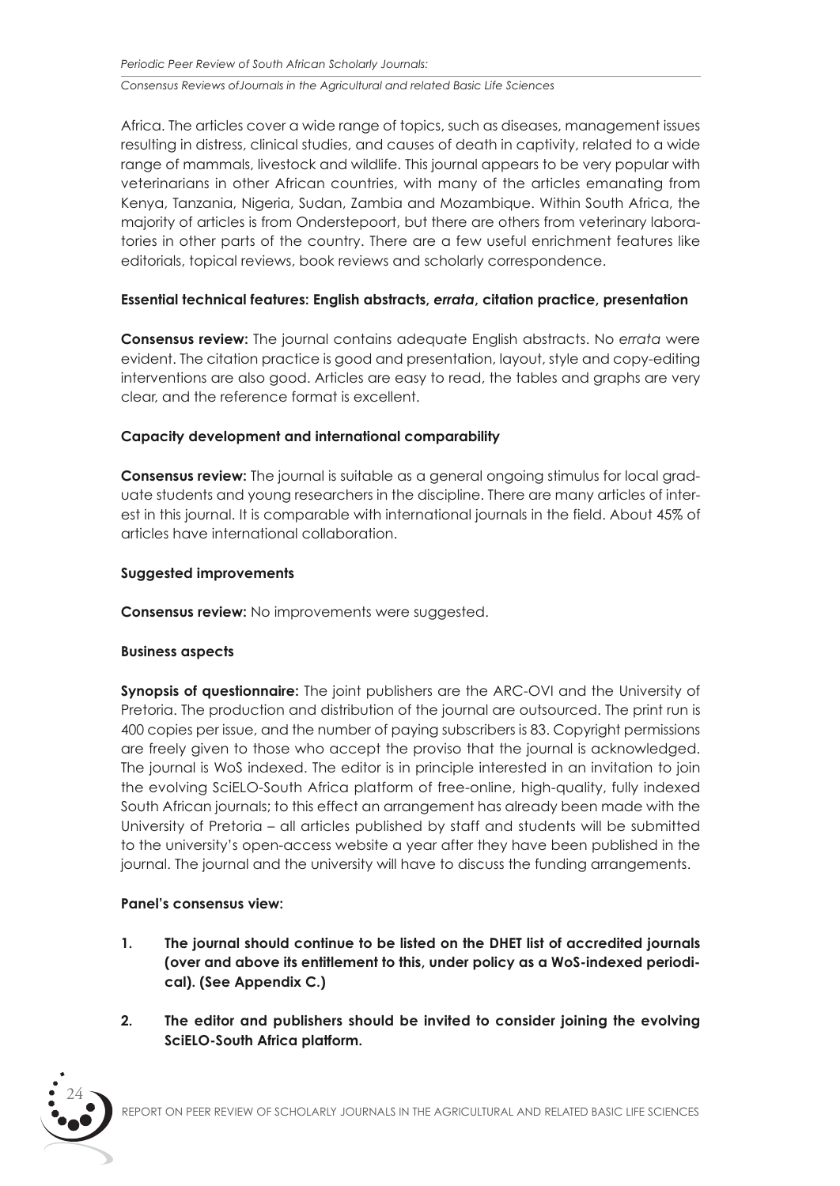Africa. The articles cover a wide range of topics, such as diseases, management issues resulting in distress, clinical studies, and causes of death in captivity, related to a wide range of mammals, livestock and wildlife. This journal appears to be very popular with veterinarians in other African countries, with many of the articles emanating from Kenya, Tanzania, Nigeria, Sudan, Zambia and Mozambique. Within South Africa, the majority of articles is from Onderstepoort, but there are others from veterinary laboratories in other parts of the country. There are a few useful enrichment features like editorials, topical reviews, book reviews and scholarly correspondence.

**Essential technical features: English abstracts, *errata*, citation practice, presentation**

**Consensus review:** The journal contains adequate English abstracts. No *errata* were evident. The citation practice is good and presentation, layout, style and copy-editing interventions are also good. Articles are easy to read, the tables and graphs are very clear, and the reference format is excellent.

**Capacity development and international comparability**

**Consensus review:** The journal is suitable as a general ongoing stimulus for local graduate students and young researchers in the discipline. There are many articles of interest in this journal. It is comparable with international journals in the field. About 45% of articles have international collaboration.

**Suggested improvements**

**Consensus review:** No improvements were suggested.

**Business aspects**

**Synopsis of questionnaire:** The joint publishers are the ARC-OVI and the University of Pretoria. The production and distribution of the journal are outsourced. The print run is 400 copies per issue, and the number of paying subscribers is 83. Copyright permissions are freely given to those who accept the proviso that the journal is acknowledged. The journal is WoS indexed. The editor is in principle interested in an invitation to join the evolving SciELO-South Africa platform of free-online, high-quality, fully indexed South African journals; to this effect an arrangement has already been made with the University of Pretoria – all articles published by staff and students will be submitted to the university's open-access website a year after they have been published in the journal. The journal and the university will have to discuss the funding arrangements.

**Panel's consensus view:**

1. **The journal should continue to be listed on the DHET list of accredited journals (over and above its entitlement to this, under policy as a WoS-indexed periodical). (See Appendix C.)**
2. **The editor and publishers should be invited to consider joining the evolving SciELO-South Africa platform.**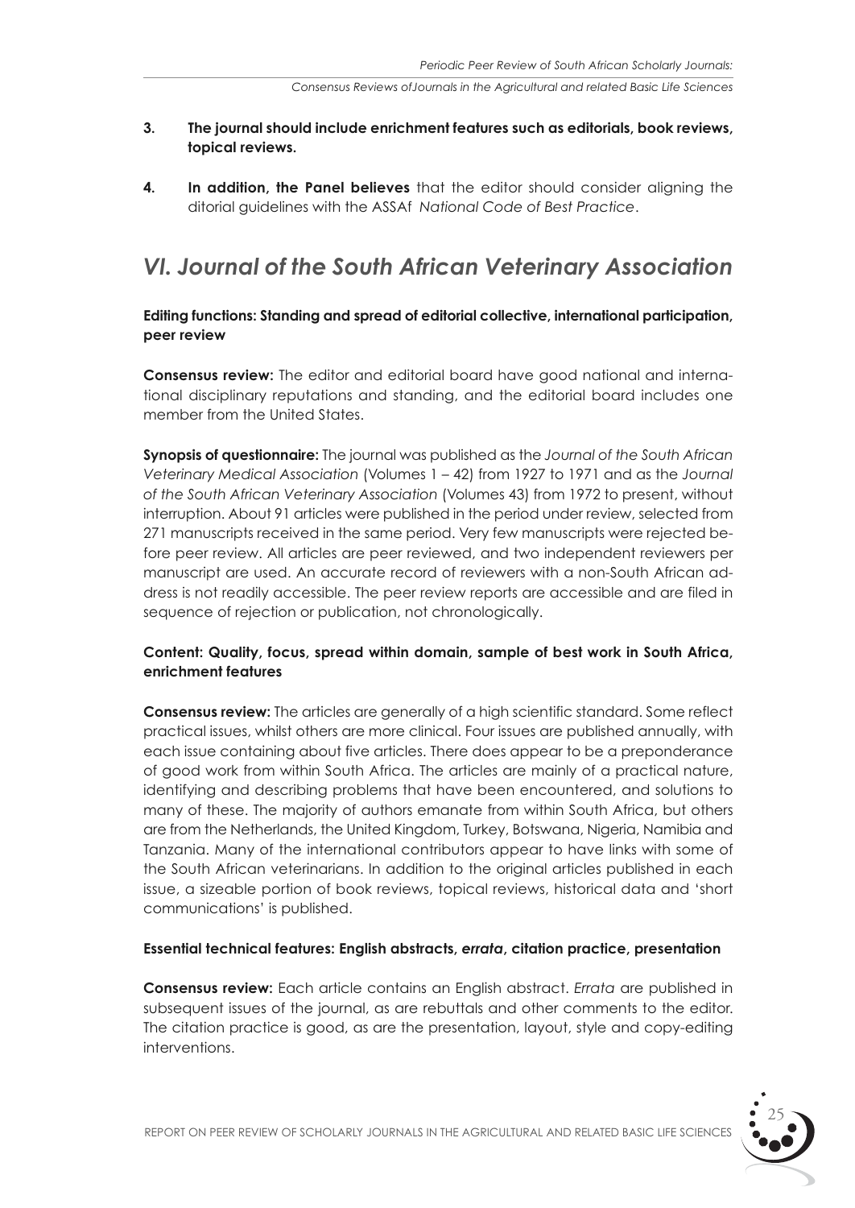3. **The journal should include enrichment features such as editorials, book reviews, topical reviews.**

4. **In addition, the Panel believes** that the editor should consider aligning the ditorial guidelines with the ASSAf *National Code of Best Practice*.

## *VI. Journal of the South African Veterinary Association*

**Editing functions: Standing and spread of editorial collective, international participation, peer review**

**Consensus review:** The editor and editorial board have good national and international disciplinary reputations and standing, and the editorial board includes one member from the United States.

**Synopsis of questionnaire:** The journal was published as the *Journal of the South African Veterinary Medical Association* (Volumes 1 – 42) from 1927 to 1971 and as the *Journal of the South African Veterinary Association* (Volumes 43) from 1972 to present, without interruption. About 91 articles were published in the period under review, selected from 271 manuscripts received in the same period. Very few manuscripts were rejected before peer review. All articles are peer reviewed, and two independent reviewers per manuscript are used. An accurate record of reviewers with a non-South African address is not readily accessible. The peer review reports are accessible and are filed in sequence of rejection or publication, not chronologically.

**Content: Quality, focus, spread within domain, sample of best work in South Africa, enrichment features**

**Consensus review:** The articles are generally of a high scientific standard. Some reflect practical issues, whilst others are more clinical. Four issues are published annually, with each issue containing about five articles. There does appear to be a preponderance of good work from within South Africa. The articles are mainly of a practical nature, identifying and describing problems that have been encountered, and solutions to many of these. The majority of authors emanate from within South Africa, but others are from the Netherlands, the United Kingdom, Turkey, Botswana, Nigeria, Namibia and Tanzania. Many of the international contributors appear to have links with some of the South African veterinarians. In addition to the original articles published in each issue, a sizeable portion of book reviews, topical reviews, historical data and 'short communications' is published.

**Essential technical features: English abstracts, *errata*, citation practice, presentation**

**Consensus review:** Each article contains an English abstract. *Errata* are published in subsequent issues of the journal, as are rebuttals and other comments to the editor. The citation practice is good, as are the presentation, layout, style and copy-editing interventions.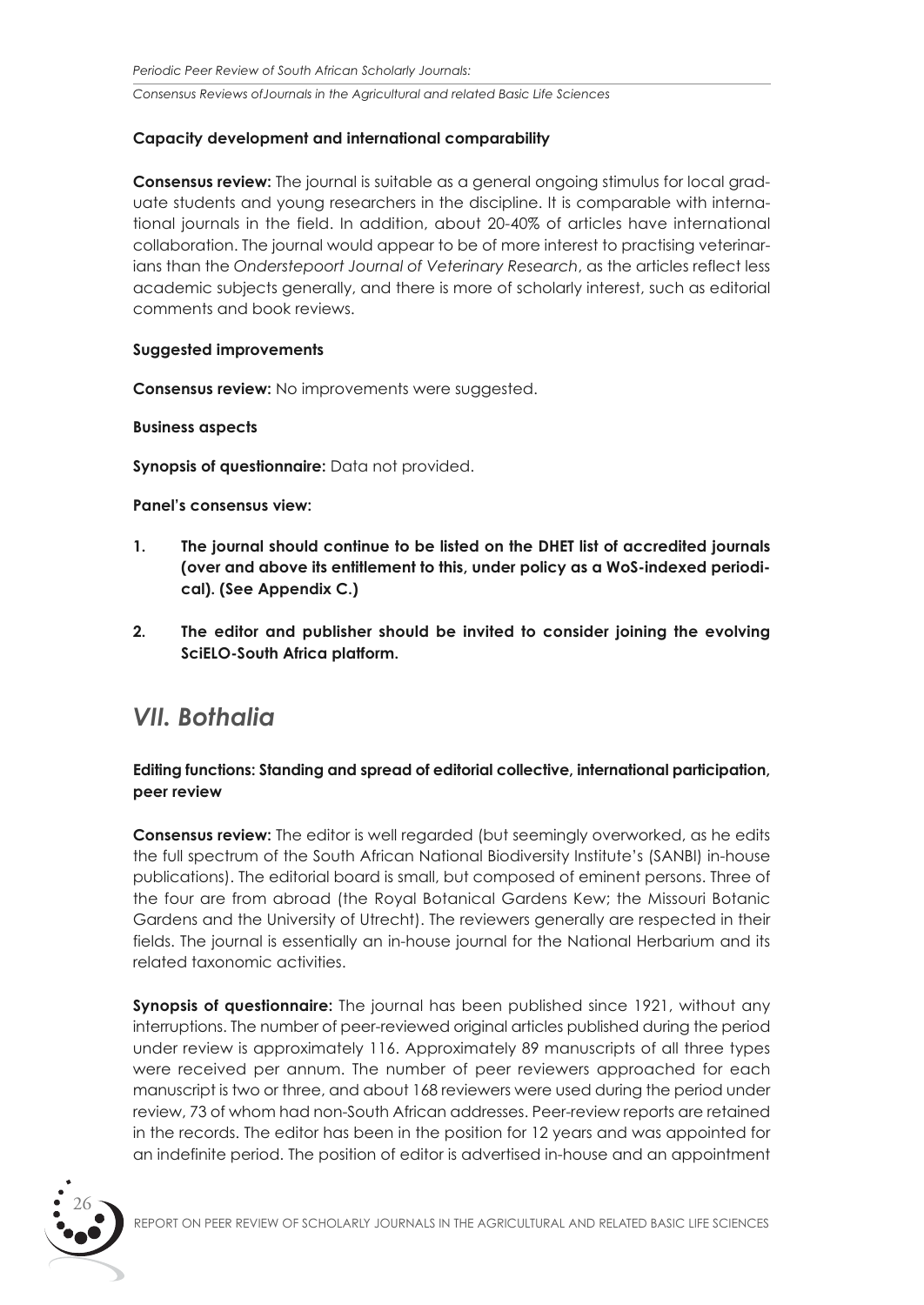**Capacity development and international comparability**

**Consensus review:** The journal is suitable as a general ongoing stimulus for local graduate students and young researchers in the discipline. It is comparable with international journals in the field. In addition, about 20-40% of articles have international collaboration. The journal would appear to be of more interest to practising veterinarians than the *Onderstepoort Journal of Veterinary Research*, as the articles reflect less academic subjects generally, and there is more of scholarly interest, such as editorial comments and book reviews.

**Suggested improvements**

**Consensus review:** No improvements were suggested.

**Business aspects**

**Synopsis of questionnaire:** Data not provided.

**Panel's consensus view:**

1. **The journal should continue to be listed on the DHET list of accredited journals (over and above its entitlement to this, under policy as a WoS-indexed periodical). (See Appendix C.)**

2. **The editor and publisher should be invited to consider joining the evolving SciELO-South Africa platform.**

## *VII. Bothalia*

**Editing functions: Standing and spread of editorial collective, international participation, peer review**

**Consensus review:** The editor is well regarded (but seemingly overworked, as he edits the full spectrum of the South African National Biodiversity Institute's (SANBI) in-house publications). The editorial board is small, but composed of eminent persons. Three of the four are from abroad (the Royal Botanical Gardens Kew; the Missouri Botanic Gardens and the University of Utrecht). The reviewers generally are respected in their fields. The journal is essentially an in-house journal for the National Herbarium and its related taxonomic activities.

**Synopsis of questionnaire:** The journal has been published since 1921, without any interruptions. The number of peer-reviewed original articles published during the period under review is approximately 116. Approximately 89 manuscripts of all three types were received per annum. The number of peer reviewers approached for each manuscript is two or three, and about 168 reviewers were used during the period under review, 73 of whom had non-South African addresses. Peer-review reports are retained in the records. The editor has been in the position for 12 years and was appointed for an indefinite period. The position of editor is advertised in-house and an appointment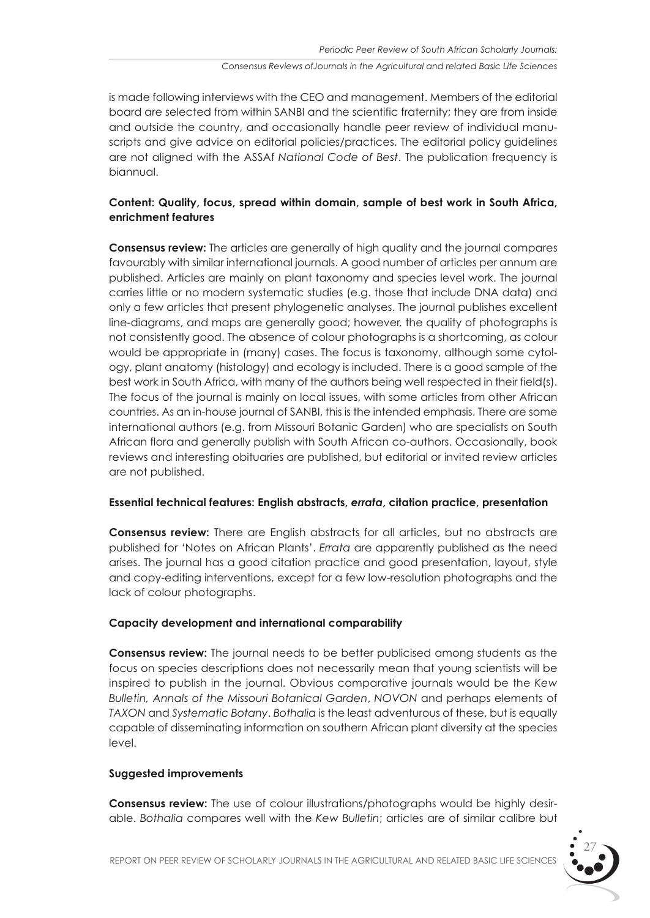is made following interviews with the CEO and management. Members of the editorial board are selected from within SANBI and the scientific fraternity; they are from inside and outside the country, and occasionally handle peer review of individual manuscripts and give advice on editorial policies/practices. The editorial policy guidelines are not aligned with the ASSAf *National Code of Best*. The publication frequency is biannual.

**Content: Quality, focus, spread within domain, sample of best work in South Africa, enrichment features**

**Consensus review:** The articles are generally of high quality and the journal compares favourably with similar international journals. A good number of articles per annum are published. Articles are mainly on plant taxonomy and species level work. The journal carries little or no modern systematic studies (e.g. those that include DNA data) and only a few articles that present phylogenetic analyses. The journal publishes excellent line-diagrams, and maps are generally good; however, the quality of photographs is not consistently good. The absence of colour photographs is a shortcoming, as colour would be appropriate in (many) cases. The focus is taxonomy, although some cytology, plant anatomy (histology) and ecology is included. There is a good sample of the best work in South Africa, with many of the authors being well respected in their field(s). The focus of the journal is mainly on local issues, with some articles from other African countries. As an in-house journal of SANBI, this is the intended emphasis. There are some international authors (e.g. from Missouri Botanic Garden) who are specialists on South African flora and generally publish with South African co-authors. Occasionally, book reviews and interesting obituaries are published, but editorial or invited review articles are not published.

**Essential technical features: English abstracts, *errata*, citation practice, presentation**

**Consensus review:** There are English abstracts for all articles, but no abstracts are published for 'Notes on African Plants'. *Errata* are apparently published as the need arises. The journal has a good citation practice and good presentation, layout, style and copy-editing interventions, except for a few low-resolution photographs and the lack of colour photographs.

**Capacity development and international comparability**

**Consensus review:** The journal needs to be better publicised among students as the focus on species descriptions does not necessarily mean that young scientists will be inspired to publish in the journal. Obvious comparative journals would be the *Kew Bulletin, Annals of the Missouri Botanical Garden*, *NOVON* and perhaps elements of *TAXON* and *Systematic Botany*. *Bothalia* is the least adventurous of these, but is equally capable of disseminating information on southern African plant diversity at the species level.

**Suggested improvements**

**Consensus review:** The use of colour illustrations/photographs would be highly desirable. *Bothalia* compares well with the *Kew Bulletin*; articles are of similar calibre but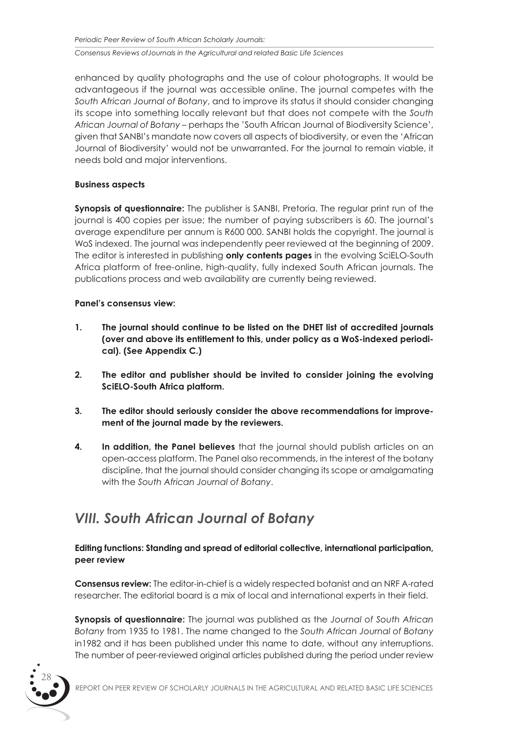enhanced by quality photographs and the use of colour photographs. It would be advantageous if the journal was accessible online. The journal competes with the *South African Journal of Botany*, and to improve its status it should consider changing its scope into something locally relevant but that does not compete with the *South African Journal of Botany* – perhaps the 'South African Journal of Biodiversity Science', given that SANBI's mandate now covers all aspects of biodiversity, or even the 'African Journal of Biodiversity' would not be unwarranted. For the journal to remain viable, it needs bold and major interventions.

**Business aspects**

**Synopsis of questionnaire:** The publisher is SANBI, Pretoria. The regular print run of the journal is 400 copies per issue; the number of paying subscribers is 60. The journal's average expenditure per annum is R600 000. SANBI holds the copyright. The journal is WoS indexed. The journal was independently peer reviewed at the beginning of 2009. The editor is interested in publishing **only contents pages** in the evolving SciELO-South Africa platform of free-online, high-quality, fully indexed South African journals. The publications process and web availability are currently being reviewed.

**Panel's consensus view:**

1. **The journal should continue to be listed on the DHET list of accredited journals (over and above its entitlement to this, under policy as a WoS-indexed periodical). (See Appendix C.)**

2. **The editor and publisher should be invited to consider joining the evolving SciELO-South Africa platform.**

3. **The editor should seriously consider the above recommendations for improvement of the journal made by the reviewers.**

4. **In addition, the Panel believes** that the journal should publish articles on an open-access platform. The Panel also recommends, in the interest of the botany discipline, that the journal should consider changing its scope or amalgamating with the *South African Journal of Botany*.

## *VIII. South African Journal of Botany*

**Editing functions: Standing and spread of editorial collective, international participation, peer review**

**Consensus review:** The editor-in-chief is a widely respected botanist and an NRF A-rated researcher. The editorial board is a mix of local and international experts in their field.

**Synopsis of questionnaire:** The journal was published as the *Journal of South African Botany* from 1935 to 1981. The name changed to the *South African Journal of Botany* in1982 and it has been published under this name to date, without any interruptions. The number of peer-reviewed original articles published during the period under review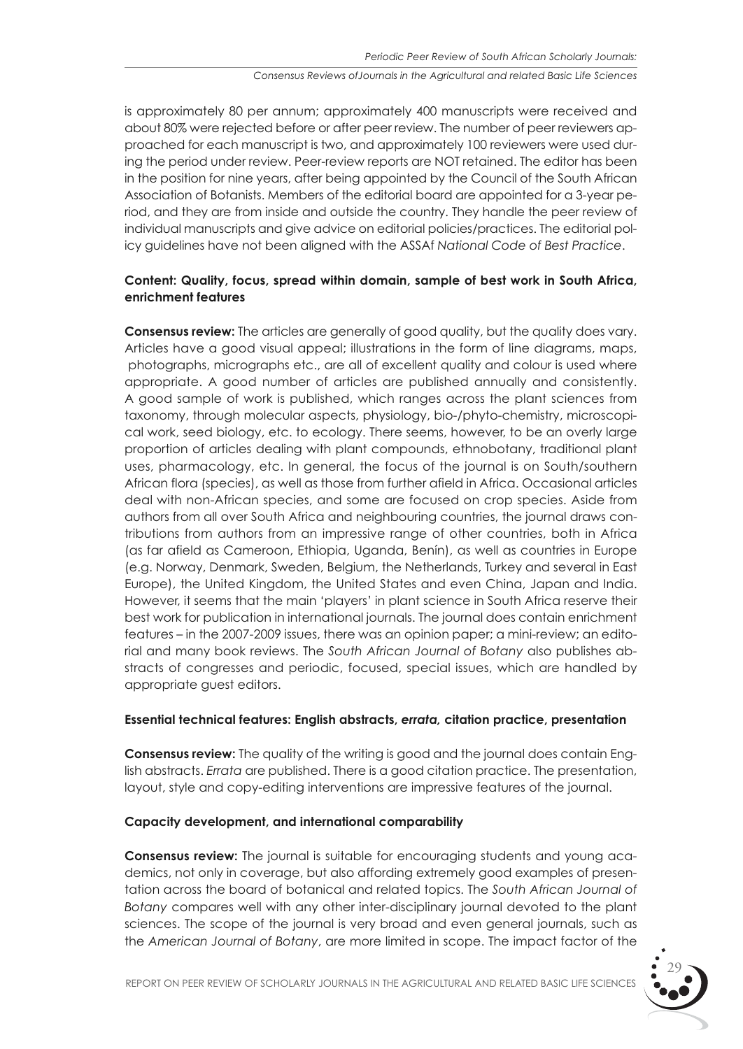is approximately 80 per annum; approximately 400 manuscripts were received and about 80% were rejected before or after peer review. The number of peer reviewers approached for each manuscript is two, and approximately 100 reviewers were used during the period under review. Peer-review reports are NOT retained. The editor has been in the position for nine years, after being appointed by the Council of the South African Association of Botanists. Members of the editorial board are appointed for a 3-year period, and they are from inside and outside the country. They handle the peer review of individual manuscripts and give advice on editorial policies/practices. The editorial policy guidelines have not been aligned with the ASSAf *National Code of Best Practice*.

**Content: Quality, focus, spread within domain, sample of best work in South Africa, enrichment features**

**Consensus review:** The articles are generally of good quality, but the quality does vary. Articles have a good visual appeal; illustrations in the form of line diagrams, maps, photographs, micrographs etc., are all of excellent quality and colour is used where appropriate. A good number of articles are published annually and consistently. A good sample of work is published, which ranges across the plant sciences from taxonomy, through molecular aspects, physiology, bio-/phyto-chemistry, microscopical work, seed biology, etc. to ecology. There seems, however, to be an overly large proportion of articles dealing with plant compounds, ethnobotany, traditional plant uses, pharmacology, etc. In general, the focus of the journal is on South/southern African flora (species), as well as those from further afield in Africa. Occasional articles deal with non-African species, and some are focused on crop species. Aside from authors from all over South Africa and neighbouring countries, the journal draws contributions from authors from an impressive range of other countries, both in Africa (as far afield as Cameroon, Ethiopia, Uganda, Benín), as well as countries in Europe (e.g. Norway, Denmark, Sweden, Belgium, the Netherlands, Turkey and several in East Europe), the United Kingdom, the United States and even China, Japan and India. However, it seems that the main 'players' in plant science in South Africa reserve their best work for publication in international journals. The journal does contain enrichment features – in the 2007-2009 issues, there was an opinion paper; a mini-review; an editorial and many book reviews. The *South African Journal of Botany* also publishes abstracts of congresses and periodic, focused, special issues, which are handled by appropriate guest editors.

**Essential technical features: English abstracts, *errata,* citation practice, presentation**

**Consensus review:** The quality of the writing is good and the journal does contain English abstracts. *Errata* are published. There is a good citation practice. The presentation, layout, style and copy-editing interventions are impressive features of the journal.

**Capacity development, and international comparability**

**Consensus review:** The journal is suitable for encouraging students and young academics, not only in coverage, but also affording extremely good examples of presentation across the board of botanical and related topics. The *South African Journal of Botany* compares well with any other inter-disciplinary journal devoted to the plant sciences. The scope of the journal is very broad and even general journals, such as the *American Journal of Botany*, are more limited in scope. The impact factor of the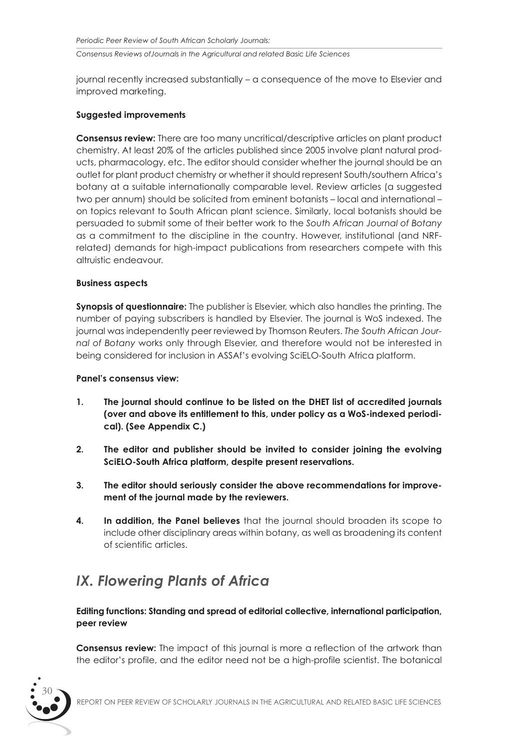journal recently increased substantially – a consequence of the move to Elsevier and improved marketing.

**Suggested improvements**

**Consensus review:** There are too many uncritical/descriptive articles on plant product chemistry. At least 20% of the articles published since 2005 involve plant natural products, pharmacology, etc. The editor should consider whether the journal should be an outlet for plant product chemistry or whether it should represent South/southern Africa's botany at a suitable internationally comparable level. Review articles (a suggested two per annum) should be solicited from eminent botanists – local and international – on topics relevant to South African plant science. Similarly, local botanists should be persuaded to submit some of their better work to the *South African Journal of Botany* as a commitment to the discipline in the country. However, institutional (and NRF-related) demands for high-impact publications from researchers compete with this altruistic endeavour.

**Business aspects**

**Synopsis of questionnaire:** The publisher is Elsevier, which also handles the printing. The number of paying subscribers is handled by Elsevier. The journal is WoS indexed. The journal was independently peer reviewed by Thomson Reuters. *The South African Journal of Botany* works only through Elsevier, and therefore would not be interested in being considered for inclusion in ASSAf's evolving SciELO-South Africa platform.

**Panel's consensus view:**

1. **The journal should continue to be listed on the DHET list of accredited journals (over and above its entitlement to this, under policy as a WoS-indexed periodical). (See Appendix C.)**
2. **The editor and publisher should be invited to consider joining the evolving SciELO-South Africa platform, despite present reservations.**
3. **The editor should seriously consider the above recommendations for improvement of the journal made by the reviewers.**
4. **In addition, the Panel believes** that the journal should broaden its scope to include other disciplinary areas within botany, as well as broadening its content of scientific articles.

## *IX. Flowering Plants of Africa*

**Editing functions: Standing and spread of editorial collective, international participation, peer review**

**Consensus review:** The impact of this journal is more a reflection of the artwork than the editor's profile, and the editor need not be a high-profile scientist. The botanical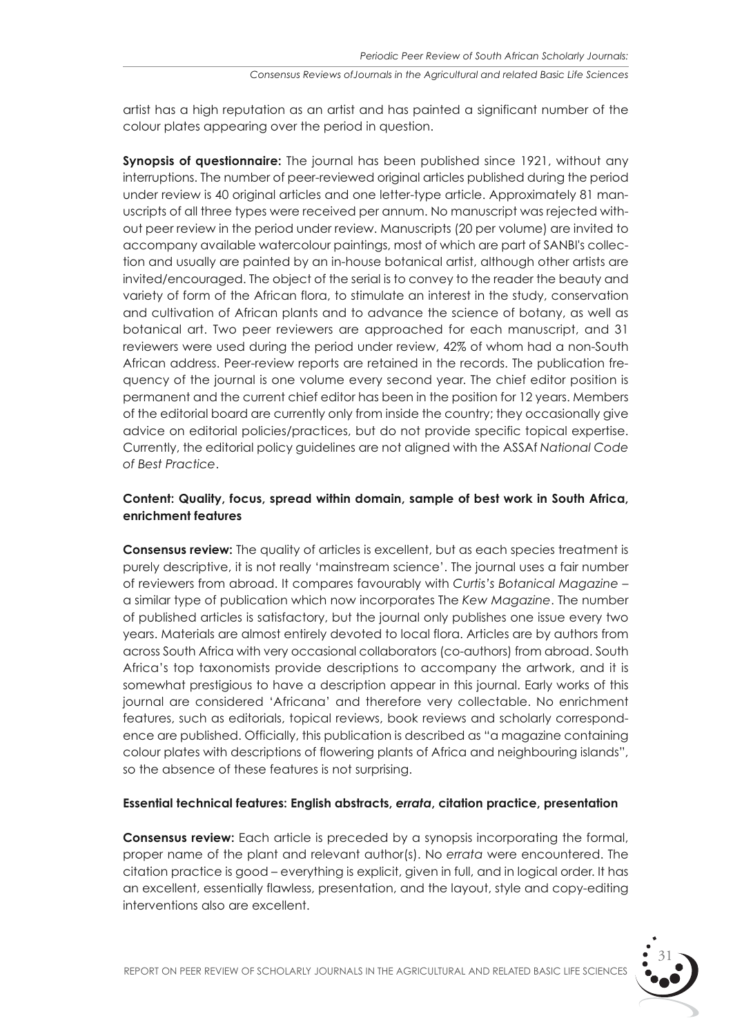artist has a high reputation as an artist and has painted a significant number of the colour plates appearing over the period in question.

**Synopsis of questionnaire:** The journal has been published since 1921, without any interruptions. The number of peer-reviewed original articles published during the period under review is 40 original articles and one letter-type article. Approximately 81 manuscripts of all three types were received per annum. No manuscript was rejected without peer review in the period under review. Manuscripts (20 per volume) are invited to accompany available watercolour paintings, most of which are part of SANBI's collection and usually are painted by an in-house botanical artist, although other artists are invited/encouraged. The object of the serial is to convey to the reader the beauty and variety of form of the African flora, to stimulate an interest in the study, conservation and cultivation of African plants and to advance the science of botany, as well as botanical art. Two peer reviewers are approached for each manuscript, and 31 reviewers were used during the period under review, 42% of whom had a non-South African address. Peer-review reports are retained in the records. The publication frequency of the journal is one volume every second year. The chief editor position is permanent and the current chief editor has been in the position for 12 years. Members of the editorial board are currently only from inside the country; they occasionally give advice on editorial policies/practices, but do not provide specific topical expertise. Currently, the editorial policy guidelines are not aligned with the ASSAf *National Code of Best Practice*.

**Content: Quality, focus, spread within domain, sample of best work in South Africa, enrichment features**

**Consensus review:** The quality of articles is excellent, but as each species treatment is purely descriptive, it is not really 'mainstream science'. The journal uses a fair number of reviewers from abroad. It compares favourably with *Curtis's Botanical Magazine* – a similar type of publication which now incorporates The *Kew Magazine*. The number of published articles is satisfactory, but the journal only publishes one issue every two years. Materials are almost entirely devoted to local flora. Articles are by authors from across South Africa with very occasional collaborators (co-authors) from abroad. South Africa's top taxonomists provide descriptions to accompany the artwork, and it is somewhat prestigious to have a description appear in this journal. Early works of this journal are considered 'Africana' and therefore very collectable. No enrichment features, such as editorials, topical reviews, book reviews and scholarly correspondence are published. Officially, this publication is described as "a magazine containing colour plates with descriptions of flowering plants of Africa and neighbouring islands", so the absence of these features is not surprising.

**Essential technical features: English abstracts, *errata*, citation practice, presentation**

**Consensus review:** Each article is preceded by a synopsis incorporating the formal, proper name of the plant and relevant author(s). No *errata* were encountered. The citation practice is good – everything is explicit, given in full, and in logical order. It has an excellent, essentially flawless, presentation, and the layout, style and copy-editing interventions also are excellent.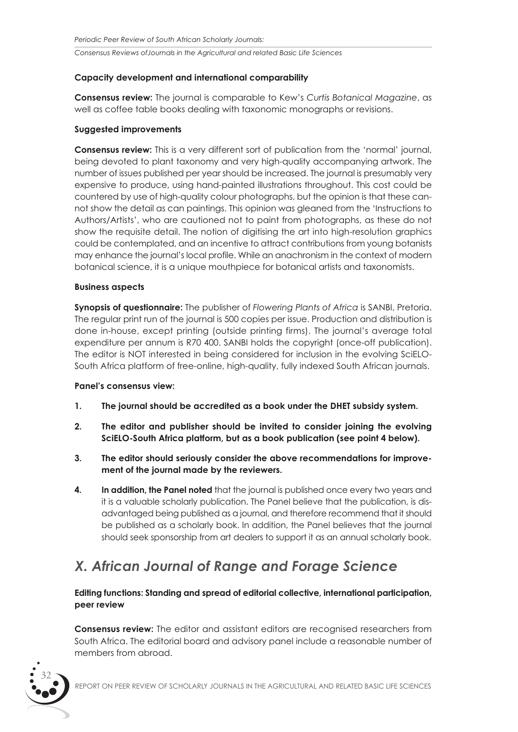**Capacity development and international comparability**

**Consensus review:** The journal is comparable to Kew's *Curtis Botanical Magazine*, as well as coffee table books dealing with taxonomic monographs or revisions.

**Suggested improvements**

**Consensus review:** This is a very different sort of publication from the 'normal' journal, being devoted to plant taxonomy and very high-quality accompanying artwork. The number of issues published per year should be increased. The journal is presumably very expensive to produce, using hand-painted illustrations throughout. This cost could be countered by use of high-quality colour photographs, but the opinion is that these cannot show the detail as can paintings. This opinion was gleaned from the 'Instructions to Authors/Artists', who are cautioned not to paint from photographs, as these do not show the requisite detail. The notion of digitising the art into high-resolution graphics could be contemplated, and an incentive to attract contributions from young botanists may enhance the journal's local profile. While an anachronism in the context of modern botanical science, it is a unique mouthpiece for botanical artists and taxonomists.

**Business aspects**

**Synopsis of questionnaire:** The publisher of *Flowering Plants of Africa* is SANBI, Pretoria. The regular print run of the journal is 500 copies per issue. Production and distribution is done in-house, except printing (outside printing firms). The journal's average total expenditure per annum is R70 400. SANBI holds the copyright (once-off publication). The editor is NOT interested in being considered for inclusion in the evolving SciELO-South Africa platform of free-online, high-quality, fully indexed South African journals.

**Panel's consensus view:**

1. **The journal should be accredited as a book under the DHET subsidy system.**
2. **The editor and publisher should be invited to consider joining the evolving SciELO-South Africa platform, but as a book publication (see point 4 below).**
3. **The editor should seriously consider the above recommendations for improvement of the journal made by the reviewers.**
4. **In addition, the Panel noted** that the journal is published once every two years and it is a valuable scholarly publication. The Panel believe that the publication, is disadvantaged being published as a journal, and therefore recommend that it should be published as a scholarly book. In addition, the Panel believes that the journal should seek sponsorship from art dealers to support it as an annual scholarly book.

## *X. African Journal of Range and Forage Science*

**Editing functions: Standing and spread of editorial collective, international participation, peer review**

**Consensus review:** The editor and assistant editors are recognised researchers from South Africa. The editorial board and advisory panel include a reasonable number of members from abroad.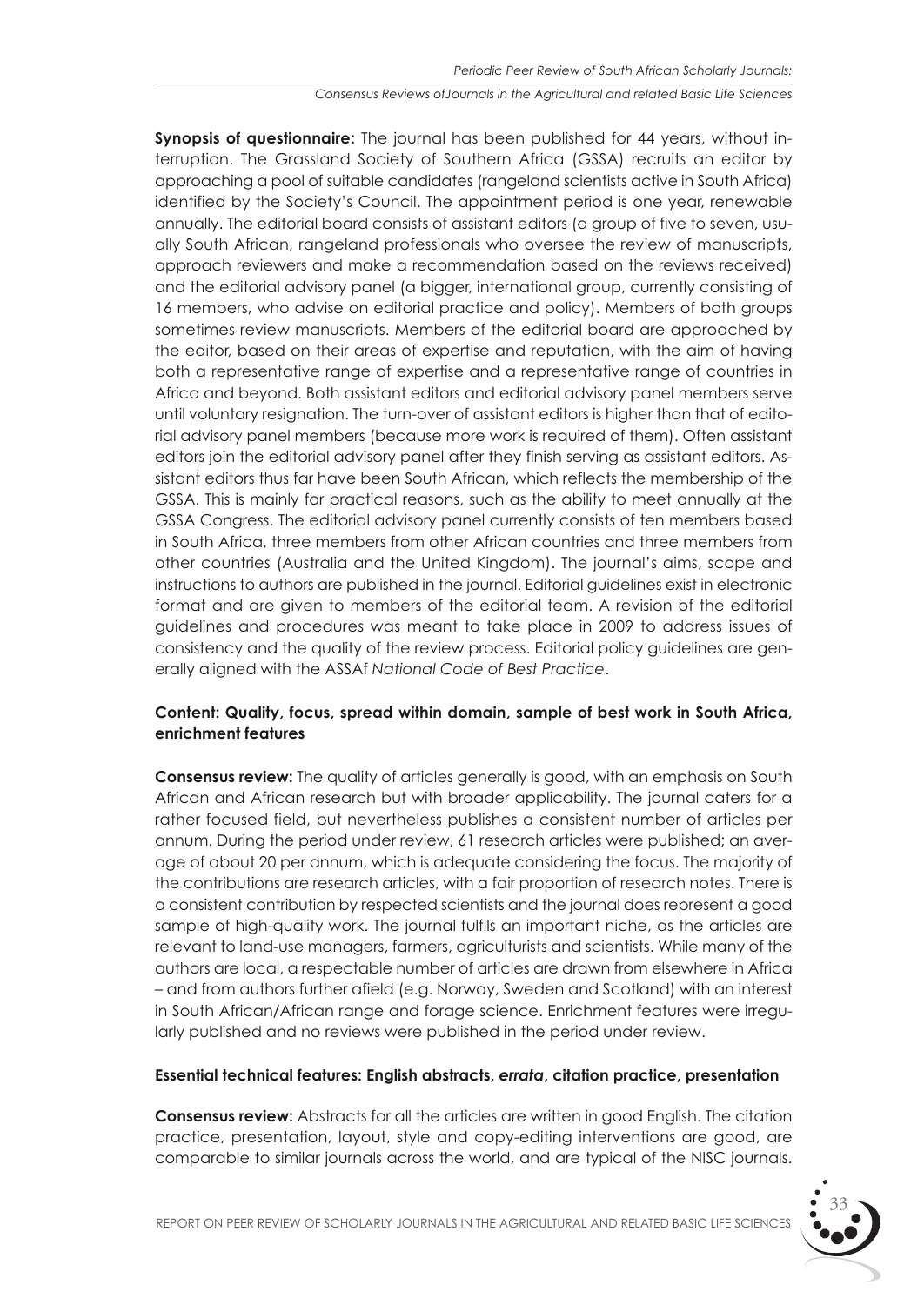**Synopsis of questionnaire:** The journal has been published for 44 years, without interruption. The Grassland Society of Southern Africa (GSSA) recruits an editor by approaching a pool of suitable candidates (rangeland scientists active in South Africa) identified by the Society's Council. The appointment period is one year, renewable annually. The editorial board consists of assistant editors (a group of five to seven, usually South African, rangeland professionals who oversee the review of manuscripts, approach reviewers and make a recommendation based on the reviews received) and the editorial advisory panel (a bigger, international group, currently consisting of 16 members, who advise on editorial practice and policy). Members of both groups sometimes review manuscripts. Members of the editorial board are approached by the editor, based on their areas of expertise and reputation, with the aim of having both a representative range of expertise and a representative range of countries in Africa and beyond. Both assistant editors and editorial advisory panel members serve until voluntary resignation. The turn-over of assistant editors is higher than that of editorial advisory panel members (because more work is required of them). Often assistant editors join the editorial advisory panel after they finish serving as assistant editors. Assistant editors thus far have been South African, which reflects the membership of the GSSA. This is mainly for practical reasons, such as the ability to meet annually at the GSSA Congress. The editorial advisory panel currently consists of ten members based in South Africa, three members from other African countries and three members from other countries (Australia and the United Kingdom). The journal's aims, scope and instructions to authors are published in the journal. Editorial guidelines exist in electronic format and are given to members of the editorial team. A revision of the editorial guidelines and procedures was meant to take place in 2009 to address issues of consistency and the quality of the review process. Editorial policy guidelines are generally aligned with the ASSAf *National Code of Best Practice*.

**Content: Quality, focus, spread within domain, sample of best work in South Africa, enrichment features**

**Consensus review:** The quality of articles generally is good, with an emphasis on South African and African research but with broader applicability. The journal caters for a rather focused field, but nevertheless publishes a consistent number of articles per annum. During the period under review, 61 research articles were published; an average of about 20 per annum, which is adequate considering the focus. The majority of the contributions are research articles, with a fair proportion of research notes. There is a consistent contribution by respected scientists and the journal does represent a good sample of high-quality work. The journal fulfils an important niche, as the articles are relevant to land-use managers, farmers, agriculturists and scientists. While many of the authors are local, a respectable number of articles are drawn from elsewhere in Africa – and from authors further afield (e.g. Norway, Sweden and Scotland) with an interest in South African/African range and forage science. Enrichment features were irregularly published and no reviews were published in the period under review.

**Essential technical features: English abstracts, *errata*, citation practice, presentation**

**Consensus review:** Abstracts for all the articles are written in good English. The citation practice, presentation, layout, style and copy-editing interventions are good, are comparable to similar journals across the world, and are typical of the NISC journals.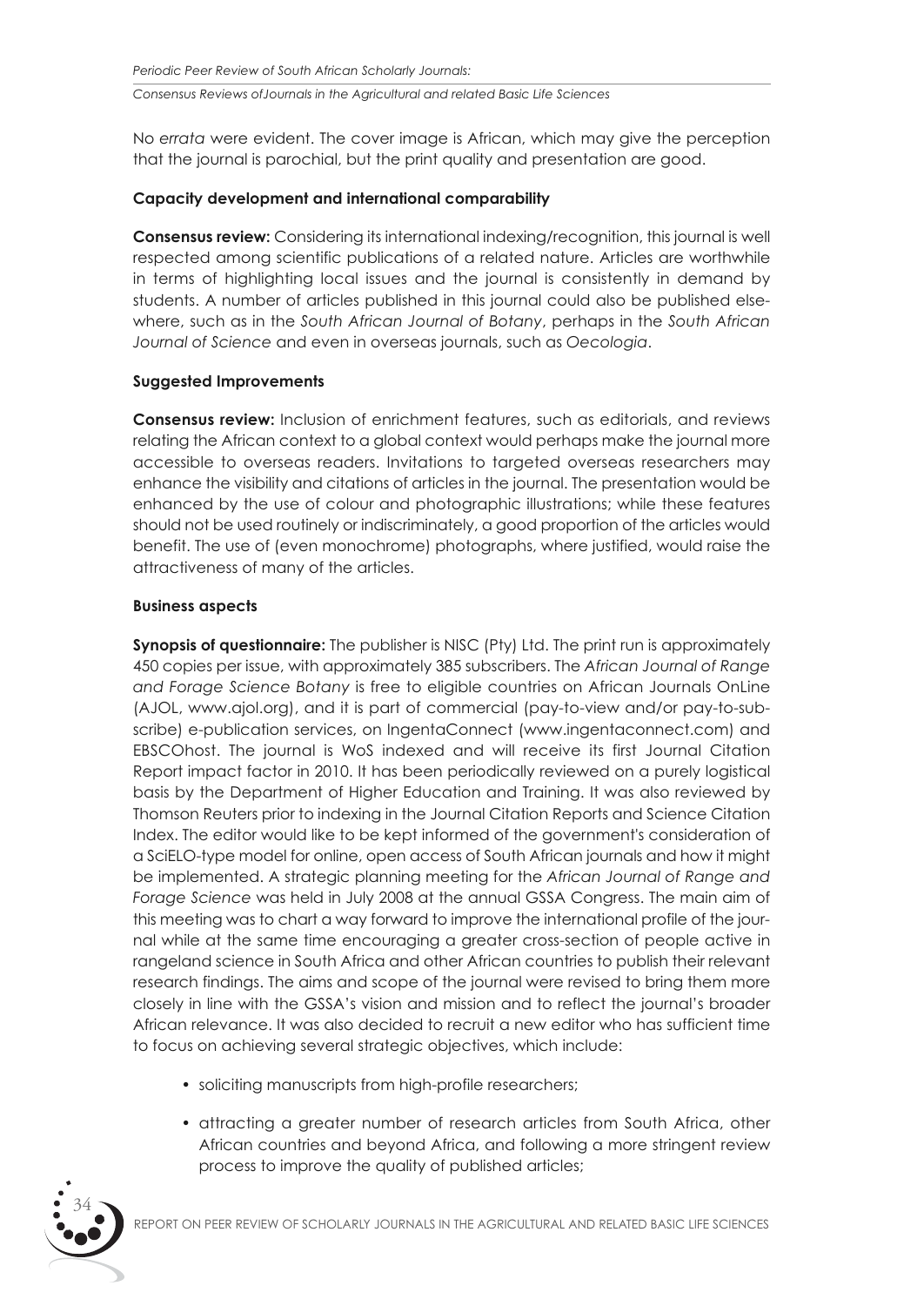No *errata* were evident. The cover image is African, which may give the perception that the journal is parochial, but the print quality and presentation are good.

**Capacity development and international comparability**

**Consensus review:** Considering its international indexing/recognition, this journal is well respected among scientific publications of a related nature. Articles are worthwhile in terms of highlighting local issues and the journal is consistently in demand by students. A number of articles published in this journal could also be published elsewhere, such as in the *South African Journal of Botany*, perhaps in the *South African Journal of Science* and even in overseas journals, such as *Oecologia*.

**Suggested Improvements**

**Consensus review:** Inclusion of enrichment features, such as editorials, and reviews relating the African context to a global context would perhaps make the journal more accessible to overseas readers. Invitations to targeted overseas researchers may enhance the visibility and citations of articles in the journal. The presentation would be enhanced by the use of colour and photographic illustrations; while these features should not be used routinely or indiscriminately, a good proportion of the articles would benefit. The use of (even monochrome) photographs, where justified, would raise the attractiveness of many of the articles.

**Business aspects**

**Synopsis of questionnaire:** The publisher is NISC (Pty) Ltd. The print run is approximately 450 copies per issue, with approximately 385 subscribers. The *African Journal of Range and Forage Science Botany* is free to eligible countries on African Journals OnLine (AJOL, www.ajol.org), and it is part of commercial (pay-to-view and/or pay-to-subscribe) e-publication services, on IngentaConnect (www.ingentaconnect.com) and EBSCOhost. The journal is WoS indexed and will receive its first Journal Citation Report impact factor in 2010. It has been periodically reviewed on a purely logistical basis by the Department of Higher Education and Training. It was also reviewed by Thomson Reuters prior to indexing in the Journal Citation Reports and Science Citation Index. The editor would like to be kept informed of the government's consideration of a SciELO-type model for online, open access of South African journals and how it might be implemented. A strategic planning meeting for the *African Journal of Range and Forage Science* was held in July 2008 at the annual GSSA Congress. The main aim of this meeting was to chart a way forward to improve the international profile of the journal while at the same time encouraging a greater cross-section of people active in rangeland science in South Africa and other African countries to publish their relevant research findings. The aims and scope of the journal were revised to bring them more closely in line with the GSSA's vision and mission and to reflect the journal's broader African relevance. It was also decided to recruit a new editor who has sufficient time to focus on achieving several strategic objectives, which include:

- soliciting manuscripts from high-profile researchers;
- attracting a greater number of research articles from South Africa, other African countries and beyond Africa, and following a more stringent review process to improve the quality of published articles;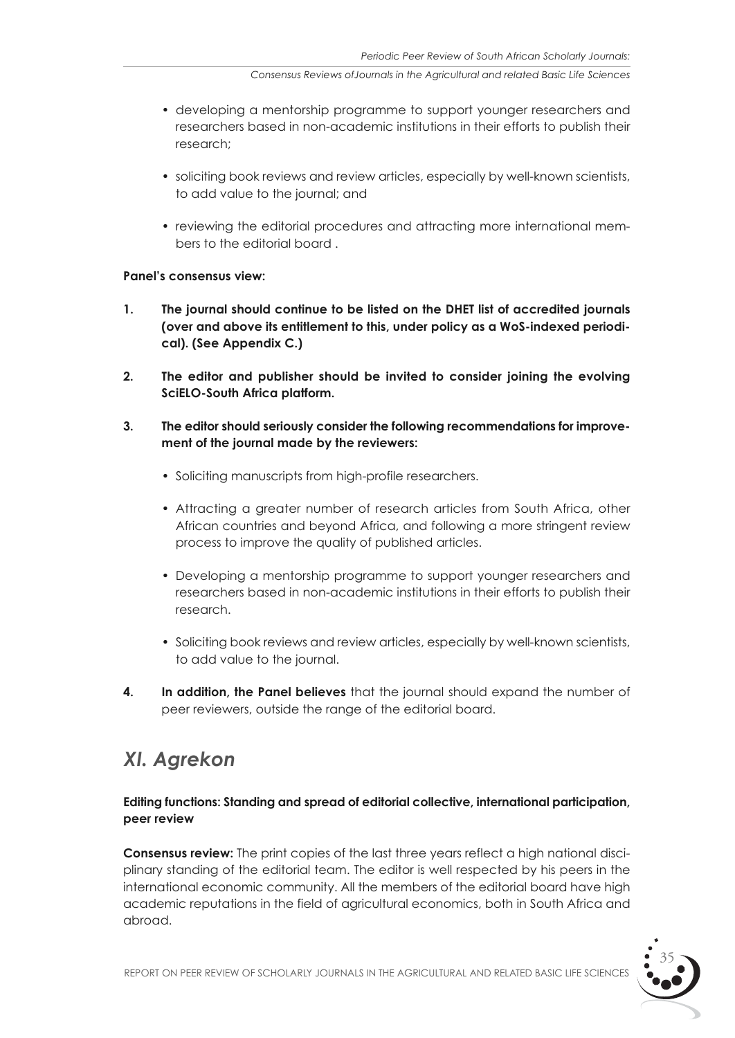- developing a mentorship programme to support younger researchers and researchers based in non-academic institutions in their efforts to publish their research;

- soliciting book reviews and review articles, especially by well-known scientists, to add value to the journal; and

- reviewing the editorial procedures and attracting more international members to the editorial board .

**Panel's consensus view:**

1. **The journal should continue to be listed on the DHET list of accredited journals (over and above its entitlement to this, under policy as a WoS-indexed periodical). (See Appendix C.)**

2. **The editor and publisher should be invited to consider joining the evolving SciELO-South Africa platform.**

3. **The editor should seriously consider the following recommendations for improvement of the journal made by the reviewers:**

   - Soliciting manuscripts from high-profile researchers.

   - Attracting a greater number of research articles from South Africa, other African countries and beyond Africa, and following a more stringent review process to improve the quality of published articles.

   - Developing a mentorship programme to support younger researchers and researchers based in non-academic institutions in their efforts to publish their research.

   - Soliciting book reviews and review articles, especially by well-known scientists, to add value to the journal.

4. **In addition, the Panel believes** that the journal should expand the number of peer reviewers, outside the range of the editorial board.

## *XI. Agrekon*

**Editing functions: Standing and spread of editorial collective, international participation, peer review**

**Consensus review:** The print copies of the last three years reflect a high national disciplinary standing of the editorial team. The editor is well respected by his peers in the international economic community. All the members of the editorial board have high academic reputations in the field of agricultural economics, both in South Africa and abroad.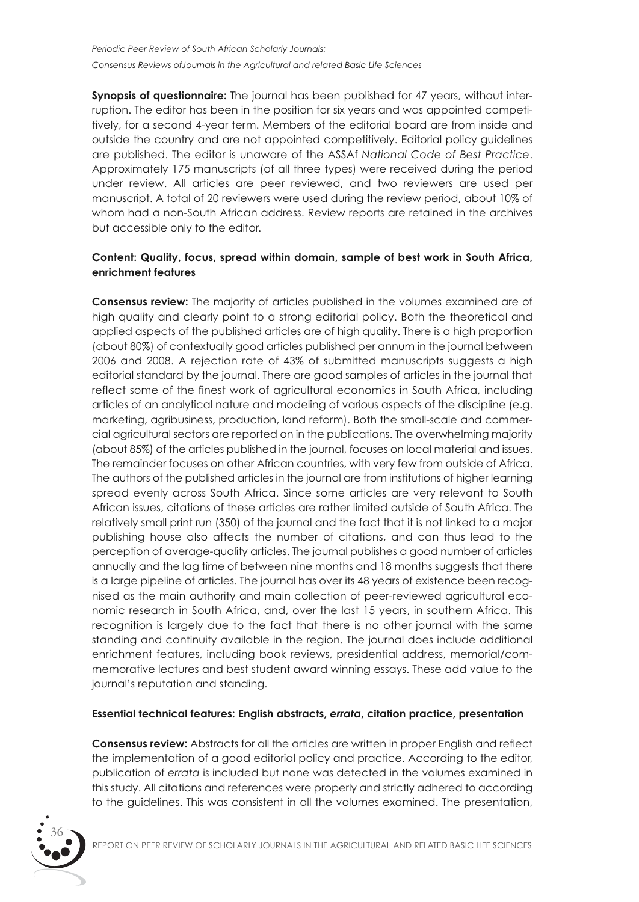**Synopsis of questionnaire:** The journal has been published for 47 years, without interruption. The editor has been in the position for six years and was appointed competitively, for a second 4-year term. Members of the editorial board are from inside and outside the country and are not appointed competitively. Editorial policy guidelines are published. The editor is unaware of the ASSAf *National Code of Best Practice*. Approximately 175 manuscripts (of all three types) were received during the period under review. All articles are peer reviewed, and two reviewers are used per manuscript. A total of 20 reviewers were used during the review period, about 10% of whom had a non-South African address. Review reports are retained in the archives but accessible only to the editor.

**Content: Quality, focus, spread within domain, sample of best work in South Africa, enrichment features**

**Consensus review:** The majority of articles published in the volumes examined are of high quality and clearly point to a strong editorial policy. Both the theoretical and applied aspects of the published articles are of high quality. There is a high proportion (about 80%) of contextually good articles published per annum in the journal between 2006 and 2008. A rejection rate of 43% of submitted manuscripts suggests a high editorial standard by the journal. There are good samples of articles in the journal that reflect some of the finest work of agricultural economics in South Africa, including articles of an analytical nature and modeling of various aspects of the discipline (e.g. marketing, agribusiness, production, land reform). Both the small-scale and commercial agricultural sectors are reported on in the publications. The overwhelming majority (about 85%) of the articles published in the journal, focuses on local material and issues. The remainder focuses on other African countries, with very few from outside of Africa. The authors of the published articles in the journal are from institutions of higher learning spread evenly across South Africa. Since some articles are very relevant to South African issues, citations of these articles are rather limited outside of South Africa. The relatively small print run (350) of the journal and the fact that it is not linked to a major publishing house also affects the number of citations, and can thus lead to the perception of average-quality articles. The journal publishes a good number of articles annually and the lag time of between nine months and 18 months suggests that there is a large pipeline of articles. The journal has over its 48 years of existence been recognised as the main authority and main collection of peer-reviewed agricultural economic research in South Africa, and, over the last 15 years, in southern Africa. This recognition is largely due to the fact that there is no other journal with the same standing and continuity available in the region. The journal does include additional enrichment features, including book reviews, presidential address, memorial/commemorative lectures and best student award winning essays. These add value to the journal's reputation and standing.

**Essential technical features: English abstracts, *errata*, citation practice, presentation**

**Consensus review:** Abstracts for all the articles are written in proper English and reflect the implementation of a good editorial policy and practice. According to the editor, publication of *errata* is included but none was detected in the volumes examined in this study. All citations and references were properly and strictly adhered to according to the guidelines. This was consistent in all the volumes examined. The presentation,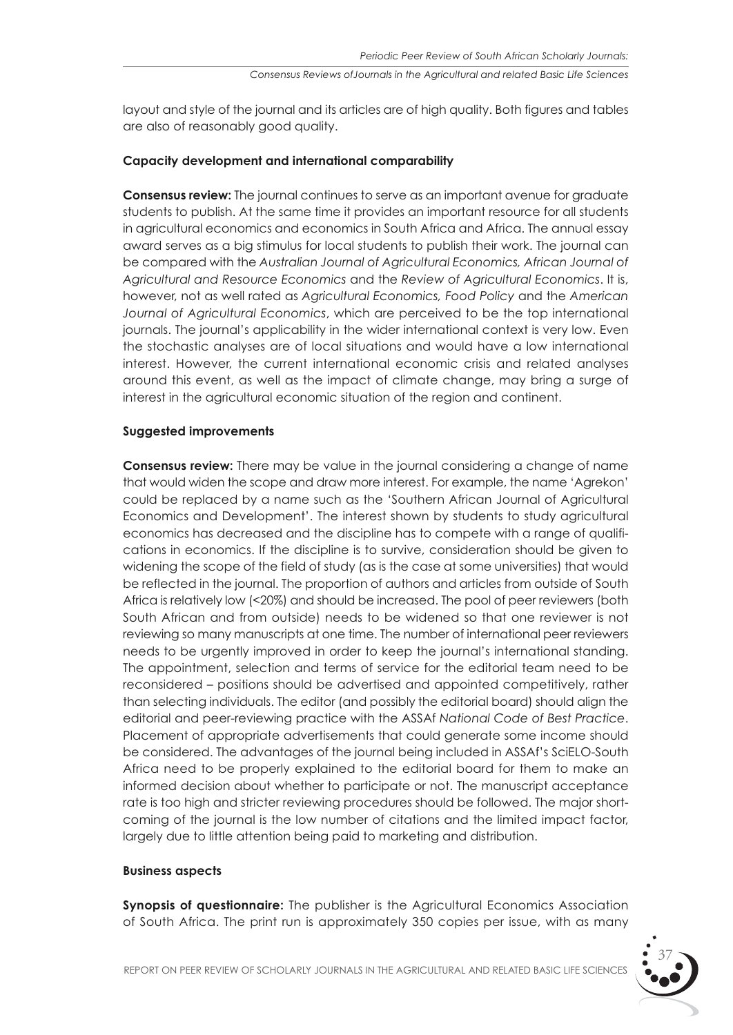layout and style of the journal and its articles are of high quality. Both figures and tables are also of reasonably good quality.

#### Capacity development and international comparability

**Consensus review:** The journal continues to serve as an important avenue for graduate students to publish. At the same time it provides an important resource for all students in agricultural economics and economics in South Africa and Africa. The annual essay award serves as a big stimulus for local students to publish their work. The journal can be compared with the *Australian Journal of Agricultural Economics, African Journal of Agricultural and Resource Economics* and the *Review of Agricultural Economics*. It is, however, not as well rated as *Agricultural Economics, Food Policy* and the *American Journal of Agricultural Economics*, which are perceived to be the top international journals. The journal's applicability in the wider international context is very low. Even the stochastic analyses are of local situations and would have a low international interest. However, the current international economic crisis and related analyses around this event, as well as the impact of climate change, may bring a surge of interest in the agricultural economic situation of the region and continent.

#### Suggested improvements

**Consensus review:** There may be value in the journal considering a change of name that would widen the scope and draw more interest. For example, the name 'Agrekon' could be replaced by a name such as the 'Southern African Journal of Agricultural Economics and Development'. The interest shown by students to study agricultural economics has decreased and the discipline has to compete with a range of qualifications in economics. If the discipline is to survive, consideration should be given to widening the scope of the field of study (as is the case at some universities) that would be reflected in the journal. The proportion of authors and articles from outside of South Africa is relatively low (<20%) and should be increased. The pool of peer reviewers (both South African and from outside) needs to be widened so that one reviewer is not reviewing so many manuscripts at one time. The number of international peer reviewers needs to be urgently improved in order to keep the journal's international standing. The appointment, selection and terms of service for the editorial team need to be reconsidered – positions should be advertised and appointed competitively, rather than selecting individuals. The editor (and possibly the editorial board) should align the editorial and peer-reviewing practice with the ASSAf *National Code of Best Practice*. Placement of appropriate advertisements that could generate some income should be considered. The advantages of the journal being included in ASSAf's SciELO-South Africa need to be properly explained to the editorial board for them to make an informed decision about whether to participate or not. The manuscript acceptance rate is too high and stricter reviewing procedures should be followed. The major shortcoming of the journal is the low number of citations and the limited impact factor, largely due to little attention being paid to marketing and distribution.

#### Business aspects

**Synopsis of questionnaire:** The publisher is the Agricultural Economics Association of South Africa. The print run is approximately 350 copies per issue, with as many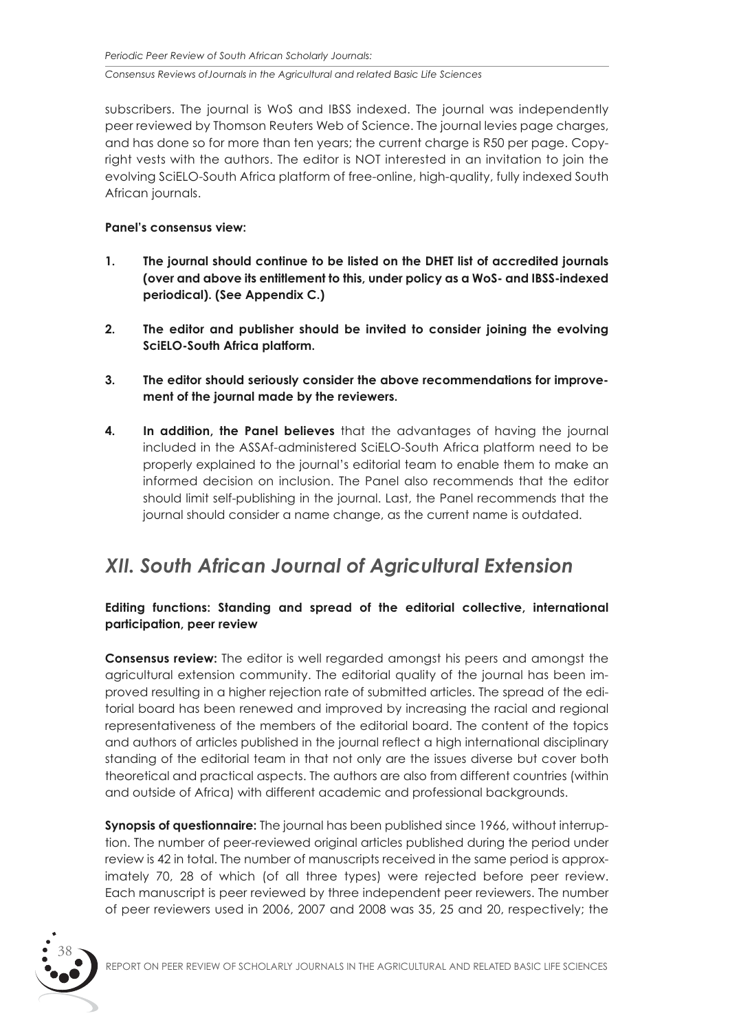subscribers. The journal is WoS and IBSS indexed. The journal was independently peer reviewed by Thomson Reuters Web of Science. The journal levies page charges, and has done so for more than ten years; the current charge is R50 per page. Copyright vests with the authors. The editor is NOT interested in an invitation to join the evolving SciELO-South Africa platform of free-online, high-quality, fully indexed South African journals.

**Panel's consensus view:**

1. **The journal should continue to be listed on the DHET list of accredited journals (over and above its entitlement to this, under policy as a WoS- and IBSS-indexed periodical). (See Appendix C.)**

2. **The editor and publisher should be invited to consider joining the evolving SciELO-South Africa platform.**

3. **The editor should seriously consider the above recommendations for improvement of the journal made by the reviewers.**

4. **In addition, the Panel believes** that the advantages of having the journal included in the ASSAf-administered SciELO-South Africa platform need to be properly explained to the journal's editorial team to enable them to make an informed decision on inclusion. The Panel also recommends that the editor should limit self-publishing in the journal. Last, the Panel recommends that the journal should consider a name change, as the current name is outdated.

## *XII. South African Journal of Agricultural Extension*

**Editing functions: Standing and spread of the editorial collective, international participation, peer review**

**Consensus review:** The editor is well regarded amongst his peers and amongst the agricultural extension community. The editorial quality of the journal has been improved resulting in a higher rejection rate of submitted articles. The spread of the editorial board has been renewed and improved by increasing the racial and regional representativeness of the members of the editorial board. The content of the topics and authors of articles published in the journal reflect a high international disciplinary standing of the editorial team in that not only are the issues diverse but cover both theoretical and practical aspects. The authors are also from different countries (within and outside of Africa) with different academic and professional backgrounds.

**Synopsis of questionnaire:** The journal has been published since 1966, without interruption. The number of peer-reviewed original articles published during the period under review is 42 in total. The number of manuscripts received in the same period is approximately 70, 28 of which (of all three types) were rejected before peer review. Each manuscript is peer reviewed by three independent peer reviewers. The number of peer reviewers used in 2006, 2007 and 2008 was 35, 25 and 20, respectively; the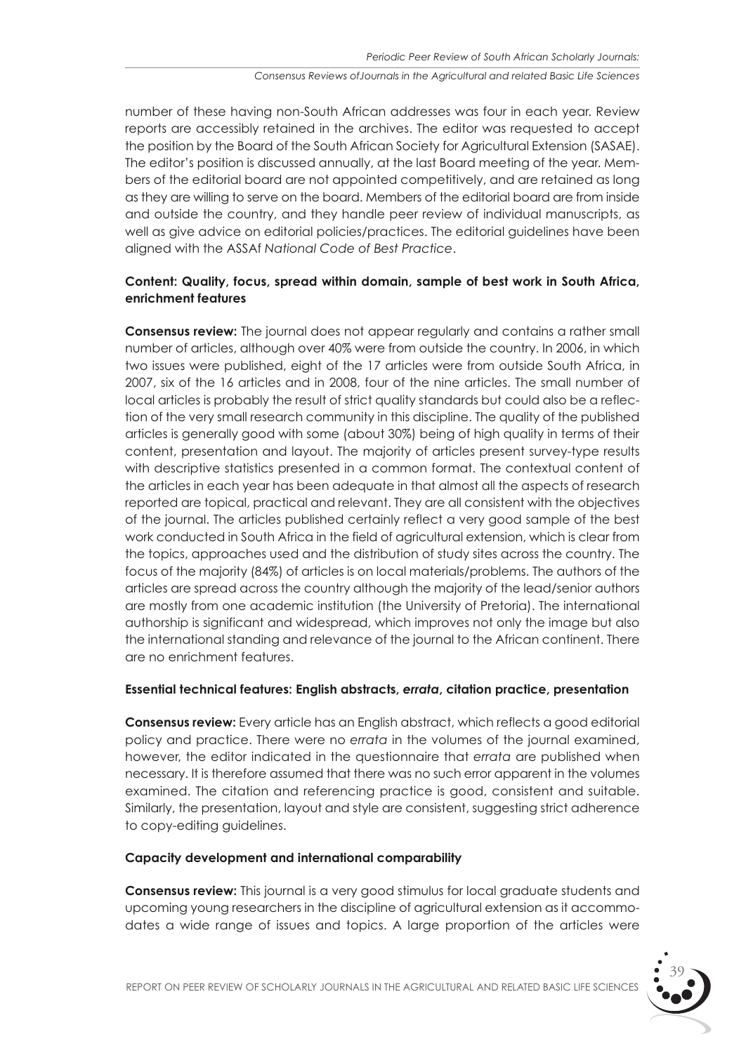number of these having non-South African addresses was four in each year. Review reports are accessibly retained in the archives. The editor was requested to accept the position by the Board of the South African Society for Agricultural Extension (SASAE). The editor's position is discussed annually, at the last Board meeting of the year. Members of the editorial board are not appointed competitively, and are retained as long as they are willing to serve on the board. Members of the editorial board are from inside and outside the country, and they handle peer review of individual manuscripts, as well as give advice on editorial policies/practices. The editorial guidelines have been aligned with the ASSAf *National Code of Best Practice*.

**Content: Quality, focus, spread within domain, sample of best work in South Africa, enrichment features**

**Consensus review:** The journal does not appear regularly and contains a rather small number of articles, although over 40% were from outside the country. In 2006, in which two issues were published, eight of the 17 articles were from outside South Africa, in 2007, six of the 16 articles and in 2008, four of the nine articles. The small number of local articles is probably the result of strict quality standards but could also be a reflection of the very small research community in this discipline. The quality of the published articles is generally good with some (about 30%) being of high quality in terms of their content, presentation and layout. The majority of articles present survey-type results with descriptive statistics presented in a common format. The contextual content of the articles in each year has been adequate in that almost all the aspects of research reported are topical, practical and relevant. They are all consistent with the objectives of the journal. The articles published certainly reflect a very good sample of the best work conducted in South Africa in the field of agricultural extension, which is clear from the topics, approaches used and the distribution of study sites across the country. The focus of the majority (84%) of articles is on local materials/problems. The authors of the articles are spread across the country although the majority of the lead/senior authors are mostly from one academic institution (the University of Pretoria). The international authorship is significant and widespread, which improves not only the image but also the international standing and relevance of the journal to the African continent. There are no enrichment features.

**Essential technical features: English abstracts, *errata*, citation practice, presentation**

**Consensus review:** Every article has an English abstract, which reflects a good editorial policy and practice. There were no *errata* in the volumes of the journal examined, however, the editor indicated in the questionnaire that *errata* are published when necessary. It is therefore assumed that there was no such error apparent in the volumes examined. The citation and referencing practice is good, consistent and suitable. Similarly, the presentation, layout and style are consistent, suggesting strict adherence to copy-editing guidelines.

**Capacity development and international comparability**

**Consensus review:** This journal is a very good stimulus for local graduate students and upcoming young researchers in the discipline of agricultural extension as it accommodates a wide range of issues and topics. A large proportion of the articles were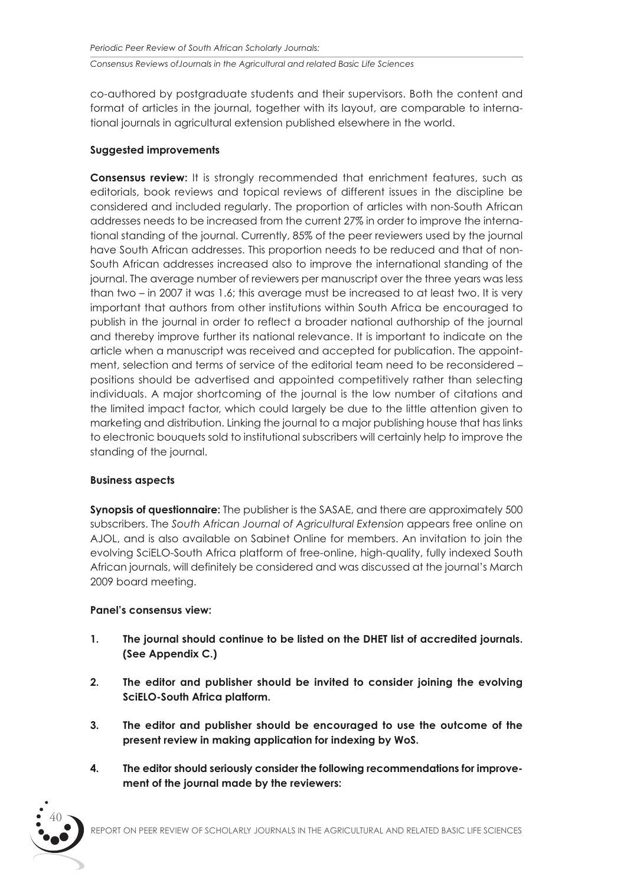co-authored by postgraduate students and their supervisors. Both the content and format of articles in the journal, together with its layout, are comparable to international journals in agricultural extension published elsewhere in the world.

**Suggested improvements**

**Consensus review:** It is strongly recommended that enrichment features, such as editorials, book reviews and topical reviews of different issues in the discipline be considered and included regularly. The proportion of articles with non-South African addresses needs to be increased from the current 27% in order to improve the international standing of the journal. Currently, 85% of the peer reviewers used by the journal have South African addresses. This proportion needs to be reduced and that of non-South African addresses increased also to improve the international standing of the journal. The average number of reviewers per manuscript over the three years was less than two – in 2007 it was 1.6; this average must be increased to at least two. It is very important that authors from other institutions within South Africa be encouraged to publish in the journal in order to reflect a broader national authorship of the journal and thereby improve further its national relevance. It is important to indicate on the article when a manuscript was received and accepted for publication. The appointment, selection and terms of service of the editorial team need to be reconsidered – positions should be advertised and appointed competitively rather than selecting individuals. A major shortcoming of the journal is the low number of citations and the limited impact factor, which could largely be due to the little attention given to marketing and distribution. Linking the journal to a major publishing house that has links to electronic bouquets sold to institutional subscribers will certainly help to improve the standing of the journal.

**Business aspects**

**Synopsis of questionnaire:** The publisher is the SASAE, and there are approximately 500 subscribers. The *South African Journal of Agricultural Extension* appears free online on AJOL, and is also available on Sabinet Online for members. An invitation to join the evolving SciELO-South Africa platform of free-online, high-quality, fully indexed South African journals, will definitely be considered and was discussed at the journal's March 2009 board meeting.

**Panel's consensus view:**

1. **The journal should continue to be listed on the DHET list of accredited journals. (See Appendix C.)**

2. **The editor and publisher should be invited to consider joining the evolving SciELO-South Africa platform.**

3. **The editor and publisher should be encouraged to use the outcome of the present review in making application for indexing by WoS.**

4. **The editor should seriously consider the following recommendations for improvement of the journal made by the reviewers:**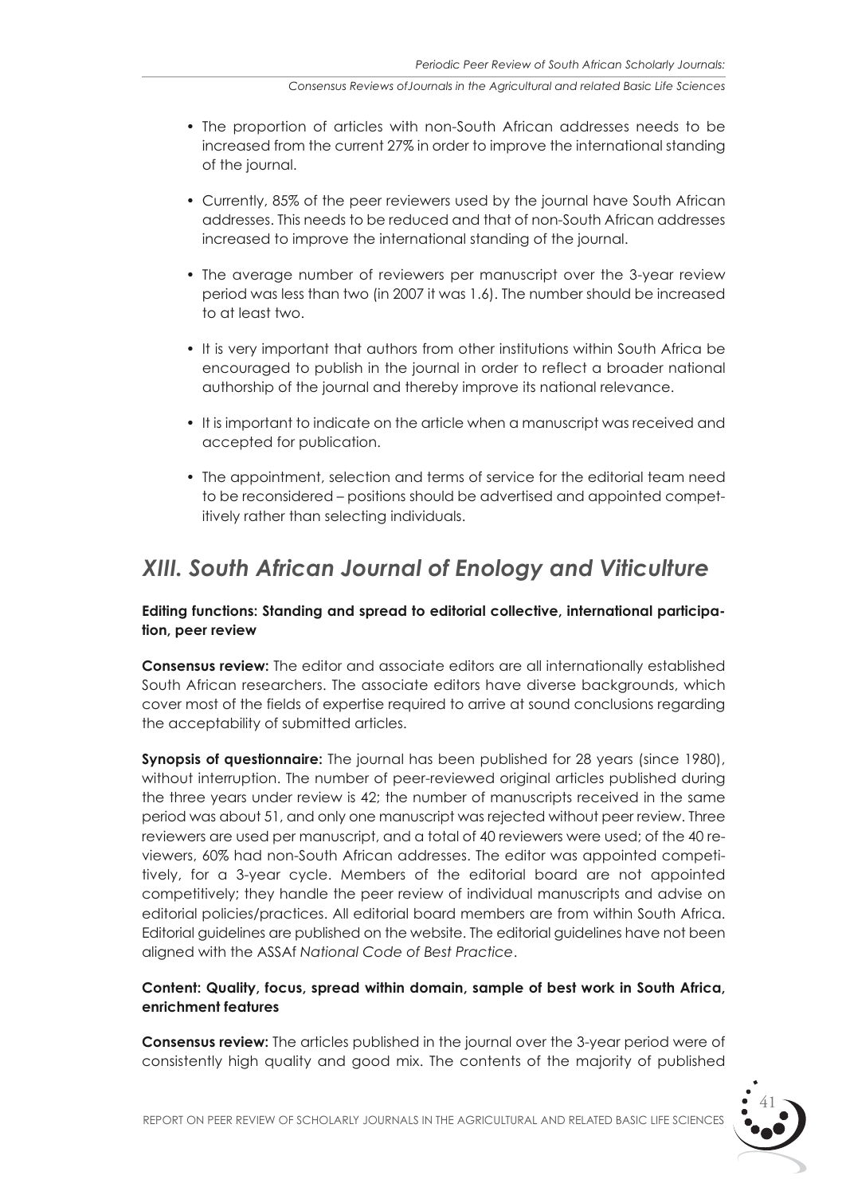- The proportion of articles with non-South African addresses needs to be increased from the current 27% in order to improve the international standing of the journal.
- Currently, 85% of the peer reviewers used by the journal have South African addresses. This needs to be reduced and that of non-South African addresses increased to improve the international standing of the journal.
- The average number of reviewers per manuscript over the 3-year review period was less than two (in 2007 it was 1.6). The number should be increased to at least two.
- It is very important that authors from other institutions within South Africa be encouraged to publish in the journal in order to reflect a broader national authorship of the journal and thereby improve its national relevance.
- It is important to indicate on the article when a manuscript was received and accepted for publication.
- The appointment, selection and terms of service for the editorial team need to be reconsidered – positions should be advertised and appointed competitively rather than selecting individuals.

## *XIII. South African Journal of Enology and Viticulture*

**Editing functions: Standing and spread to editorial collective, international participation, peer review**

**Consensus review:** The editor and associate editors are all internationally established South African researchers. The associate editors have diverse backgrounds, which cover most of the fields of expertise required to arrive at sound conclusions regarding the acceptability of submitted articles.

**Synopsis of questionnaire:** The journal has been published for 28 years (since 1980), without interruption. The number of peer-reviewed original articles published during the three years under review is 42; the number of manuscripts received in the same period was about 51, and only one manuscript was rejected without peer review. Three reviewers are used per manuscript, and a total of 40 reviewers were used; of the 40 reviewers, 60% had non-South African addresses. The editor was appointed competitively, for a 3-year cycle. Members of the editorial board are not appointed competitively; they handle the peer review of individual manuscripts and advise on editorial policies/practices. All editorial board members are from within South Africa. Editorial guidelines are published on the website. The editorial guidelines have not been aligned with the ASSAf *National Code of Best Practice*.

**Content: Quality, focus, spread within domain, sample of best work in South Africa, enrichment features**

**Consensus review:** The articles published in the journal over the 3-year period were of consistently high quality and good mix. The contents of the majority of published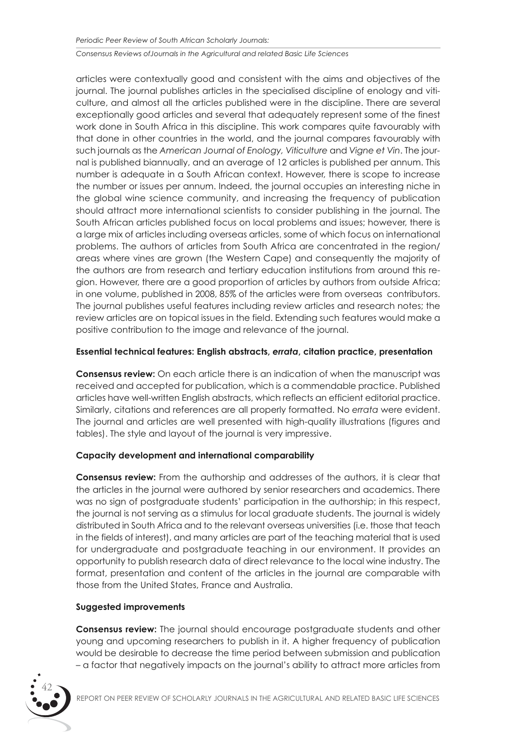articles were contextually good and consistent with the aims and objectives of the journal. The journal publishes articles in the specialised discipline of enology and viticulture, and almost all the articles published were in the discipline. There are several exceptionally good articles and several that adequately represent some of the finest work done in South Africa in this discipline. This work compares quite favourably with that done in other countries in the world, and the journal compares favourably with such journals as the *American Journal of Enology, Viticulture* and *Vigne et Vin*. The journal is published biannually, and an average of 12 articles is published per annum. This number is adequate in a South African context. However, there is scope to increase the number or issues per annum. Indeed, the journal occupies an interesting niche in the global wine science community, and increasing the frequency of publication should attract more international scientists to consider publishing in the journal. The South African articles published focus on local problems and issues; however, there is a large mix of articles including overseas articles, some of which focus on international problems. The authors of articles from South Africa are concentrated in the region/areas where vines are grown (the Western Cape) and consequently the majority of the authors are from research and tertiary education institutions from around this region. However, there are a good proportion of articles by authors from outside Africa; in one volume, published in 2008, 85% of the articles were from overseas contributors. The journal publishes useful features including review articles and research notes; the review articles are on topical issues in the field. Extending such features would make a positive contribution to the image and relevance of the journal.

#### Essential technical features: English abstracts, *errata*, citation practice, presentation

**Consensus review:** On each article there is an indication of when the manuscript was received and accepted for publication, which is a commendable practice. Published articles have well-written English abstracts, which reflects an efficient editorial practice. Similarly, citations and references are all properly formatted. No *errata* were evident. The journal and articles are well presented with high-quality illustrations (figures and tables). The style and layout of the journal is very impressive.

#### Capacity development and international comparability

**Consensus review:** From the authorship and addresses of the authors, it is clear that the articles in the journal were authored by senior researchers and academics. There was no sign of postgraduate students' participation in the authorship; in this respect, the journal is not serving as a stimulus for local graduate students. The journal is widely distributed in South Africa and to the relevant overseas universities (i.e. those that teach in the fields of interest), and many articles are part of the teaching material that is used for undergraduate and postgraduate teaching in our environment. It provides an opportunity to publish research data of direct relevance to the local wine industry. The format, presentation and content of the articles in the journal are comparable with those from the United States, France and Australia.

#### Suggested improvements

**Consensus review:** The journal should encourage postgraduate students and other young and upcoming researchers to publish in it. A higher frequency of publication would be desirable to decrease the time period between submission and publication – a factor that negatively impacts on the journal's ability to attract more articles from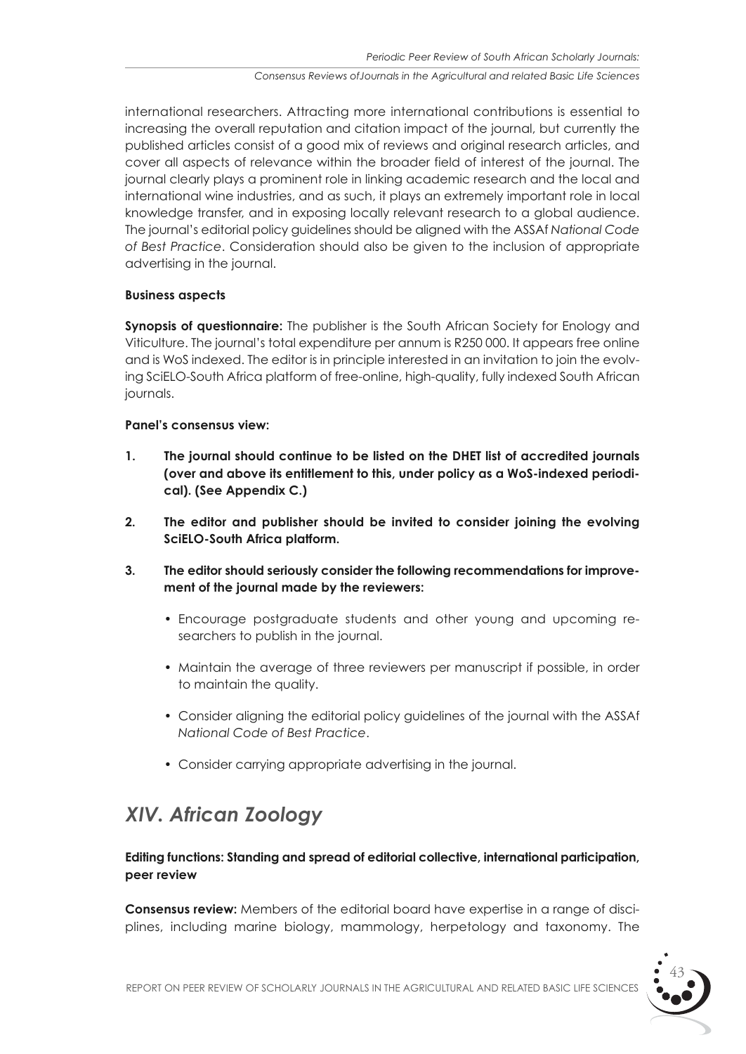international researchers. Attracting more international contributions is essential to increasing the overall reputation and citation impact of the journal, but currently the published articles consist of a good mix of reviews and original research articles, and cover all aspects of relevance within the broader field of interest of the journal. The journal clearly plays a prominent role in linking academic research and the local and international wine industries, and as such, it plays an extremely important role in local knowledge transfer, and in exposing locally relevant research to a global audience. The journal's editorial policy guidelines should be aligned with the ASSAf *National Code of Best Practice*. Consideration should also be given to the inclusion of appropriate advertising in the journal.

**Business aspects**

**Synopsis of questionnaire:** The publisher is the South African Society for Enology and Viticulture. The journal's total expenditure per annum is R250 000. It appears free online and is WoS indexed. The editor is in principle interested in an invitation to join the evolving SciELO-South Africa platform of free-online, high-quality, fully indexed South African journals.

**Panel's consensus view:**

1. **The journal should continue to be listed on the DHET list of accredited journals (over and above its entitlement to this, under policy as a WoS-indexed periodical). (See Appendix C.)**

2. **The editor and publisher should be invited to consider joining the evolving SciELO-South Africa platform.**

3. **The editor should seriously consider the following recommendations for improvement of the journal made by the reviewers:**

   - Encourage postgraduate students and other young and upcoming researchers to publish in the journal.
   - Maintain the average of three reviewers per manuscript if possible, in order to maintain the quality.
   - Consider aligning the editorial policy guidelines of the journal with the ASSAf *National Code of Best Practice*.
   - Consider carrying appropriate advertising in the journal.

## *XIV. African Zoology*

**Editing functions: Standing and spread of editorial collective, international participation, peer review**

**Consensus review:** Members of the editorial board have expertise in a range of disciplines, including marine biology, mammology, herpetology and taxonomy. The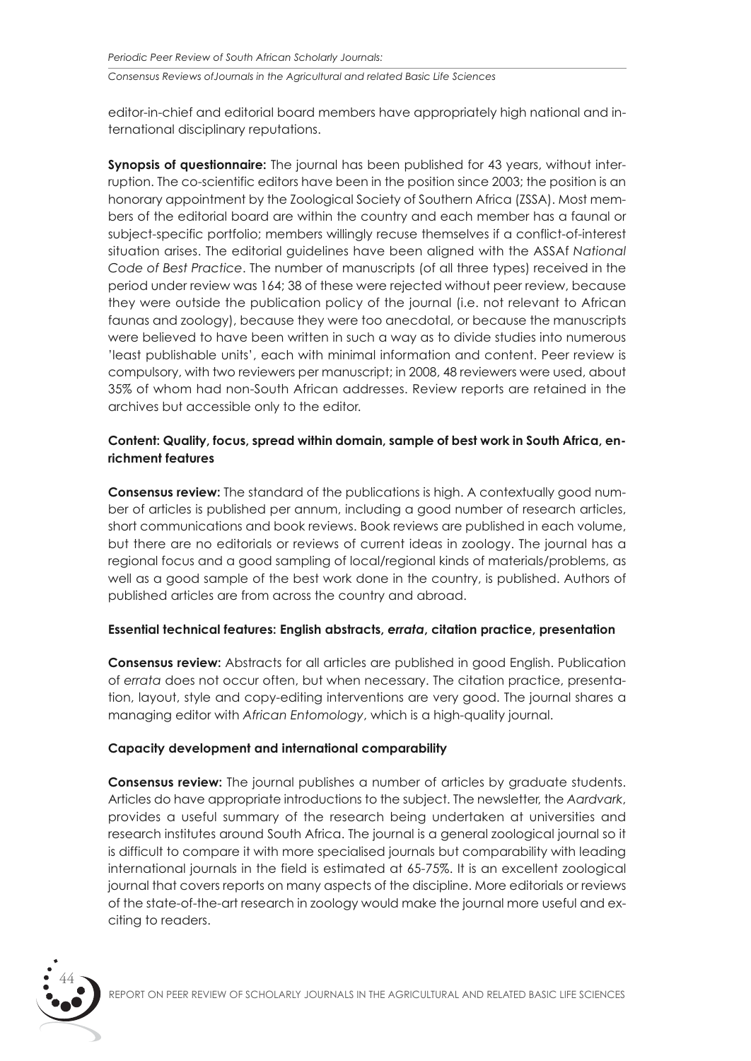editor-in-chief and editorial board members have appropriately high national and international disciplinary reputations.

**Synopsis of questionnaire:** The journal has been published for 43 years, without interruption. The co-scientific editors have been in the position since 2003; the position is an honorary appointment by the Zoological Society of Southern Africa (ZSSA). Most members of the editorial board are within the country and each member has a faunal or subject-specific portfolio; members willingly recuse themselves if a conflict-of-interest situation arises. The editorial guidelines have been aligned with the ASSAf *National Code of Best Practice*. The number of manuscripts (of all three types) received in the period under review was 164; 38 of these were rejected without peer review, because they were outside the publication policy of the journal (i.e. not relevant to African faunas and zoology), because they were too anecdotal, or because the manuscripts were believed to have been written in such a way as to divide studies into numerous 'least publishable units', each with minimal information and content. Peer review is compulsory, with two reviewers per manuscript; in 2008, 48 reviewers were used, about 35% of whom had non-South African addresses. Review reports are retained in the archives but accessible only to the editor.

**Content: Quality, focus, spread within domain, sample of best work in South Africa, enrichment features**

**Consensus review:** The standard of the publications is high. A contextually good number of articles is published per annum, including a good number of research articles, short communications and book reviews. Book reviews are published in each volume, but there are no editorials or reviews of current ideas in zoology. The journal has a regional focus and a good sampling of local/regional kinds of materials/problems, as well as a good sample of the best work done in the country, is published. Authors of published articles are from across the country and abroad.

**Essential technical features: English abstracts, *errata*, citation practice, presentation**

**Consensus review:** Abstracts for all articles are published in good English. Publication of *errata* does not occur often, but when necessary. The citation practice, presentation, layout, style and copy-editing interventions are very good. The journal shares a managing editor with *African Entomology*, which is a high-quality journal.

**Capacity development and international comparability**

**Consensus review:** The journal publishes a number of articles by graduate students. Articles do have appropriate introductions to the subject. The newsletter, the *Aardvark*, provides a useful summary of the research being undertaken at universities and research institutes around South Africa. The journal is a general zoological journal so it is difficult to compare it with more specialised journals but comparability with leading international journals in the field is estimated at 65-75%. It is an excellent zoological journal that covers reports on many aspects of the discipline. More editorials or reviews of the state-of-the-art research in zoology would make the journal more useful and exciting to readers.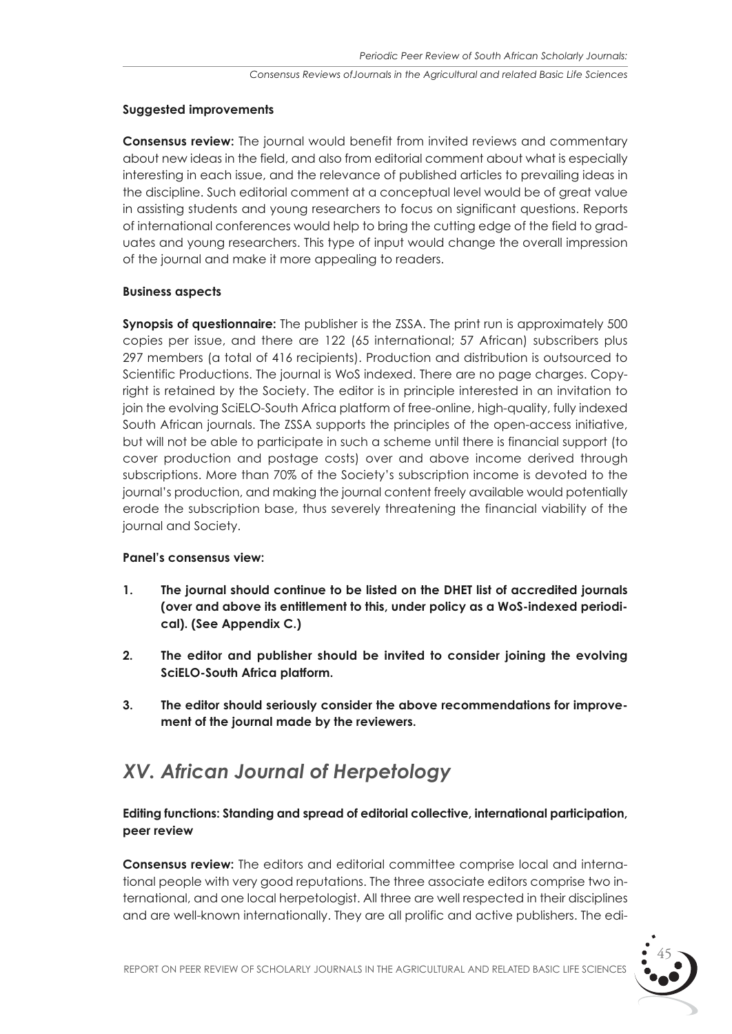#### Suggested improvements

**Consensus review:** The journal would benefit from invited reviews and commentary about new ideas in the field, and also from editorial comment about what is especially interesting in each issue, and the relevance of published articles to prevailing ideas in the discipline. Such editorial comment at a conceptual level would be of great value in assisting students and young researchers to focus on significant questions. Reports of international conferences would help to bring the cutting edge of the field to graduates and young researchers. This type of input would change the overall impression of the journal and make it more appealing to readers.

#### Business aspects

**Synopsis of questionnaire:** The publisher is the ZSSA. The print run is approximately 500 copies per issue, and there are 122 (65 international; 57 African) subscribers plus 297 members (a total of 416 recipients). Production and distribution is outsourced to Scientific Productions. The journal is WoS indexed. There are no page charges. Copyright is retained by the Society. The editor is in principle interested in an invitation to join the evolving SciELO-South Africa platform of free-online, high-quality, fully indexed South African journals. The ZSSA supports the principles of the open-access initiative, but will not be able to participate in such a scheme until there is financial support (to cover production and postage costs) over and above income derived through subscriptions. More than 70% of the Society's subscription income is devoted to the journal's production, and making the journal content freely available would potentially erode the subscription base, thus severely threatening the financial viability of the journal and Society.

**Panel's consensus view:**

1. **The journal should continue to be listed on the DHET list of accredited journals (over and above its entitlement to this, under policy as a WoS-indexed periodical). (See Appendix C.)**
2. **The editor and publisher should be invited to consider joining the evolving SciELO-South Africa platform.**
3. **The editor should seriously consider the above recommendations for improvement of the journal made by the reviewers.**

## *XV. African Journal of Herpetology*

#### Editing functions: Standing and spread of editorial collective, international participation, peer review

**Consensus review:** The editors and editorial committee comprise local and international people with very good reputations. The three associate editors comprise two international, and one local herpetologist. All three are well respected in their disciplines and are well-known internationally. They are all prolific and active publishers. The edi-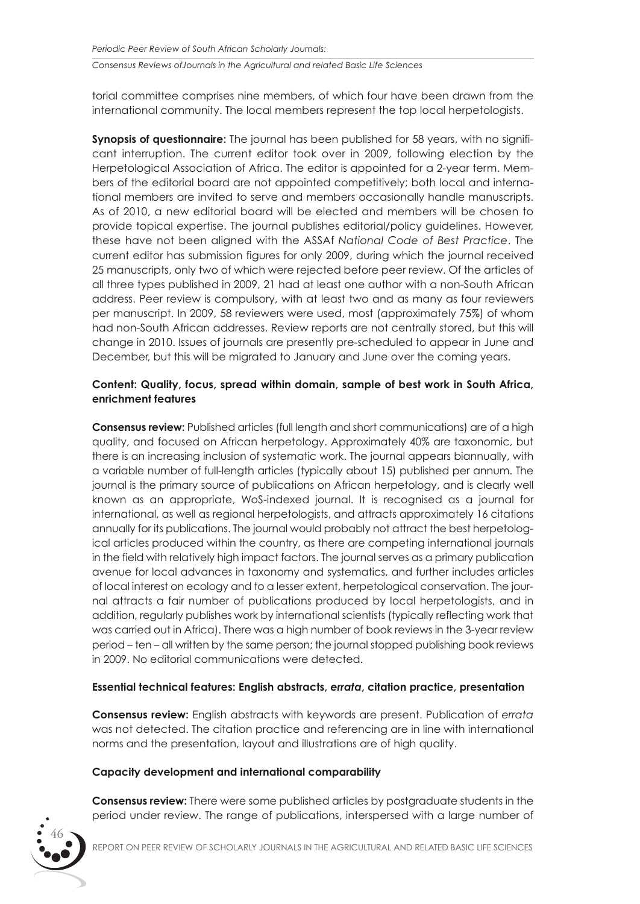torial committee comprises nine members, of which four have been drawn from the international community. The local members represent the top local herpetologists.

**Synopsis of questionnaire:** The journal has been published for 58 years, with no significant interruption. The current editor took over in 2009, following election by the Herpetological Association of Africa. The editor is appointed for a 2-year term. Members of the editorial board are not appointed competitively; both local and international members are invited to serve and members occasionally handle manuscripts. As of 2010, a new editorial board will be elected and members will be chosen to provide topical expertise. The journal publishes editorial/policy guidelines. However, these have not been aligned with the ASSAf *National Code of Best Practice*. The current editor has submission figures for only 2009, during which the journal received 25 manuscripts, only two of which were rejected before peer review. Of the articles of all three types published in 2009, 21 had at least one author with a non-South African address. Peer review is compulsory, with at least two and as many as four reviewers per manuscript. In 2009, 58 reviewers were used, most (approximately 75%) of whom had non-South African addresses. Review reports are not centrally stored, but this will change in 2010. Issues of journals are presently pre-scheduled to appear in June and December, but this will be migrated to January and June over the coming years.

**Content: Quality, focus, spread within domain, sample of best work in South Africa, enrichment features**

**Consensus review:** Published articles (full length and short communications) are of a high quality, and focused on African herpetology. Approximately 40% are taxonomic, but there is an increasing inclusion of systematic work. The journal appears biannually, with a variable number of full-length articles (typically about 15) published per annum. The journal is the primary source of publications on African herpetology, and is clearly well known as an appropriate, WoS-indexed journal. It is recognised as a journal for international, as well as regional herpetologists, and attracts approximately 16 citations annually for its publications. The journal would probably not attract the best herpetological articles produced within the country, as there are competing international journals in the field with relatively high impact factors. The journal serves as a primary publication avenue for local advances in taxonomy and systematics, and further includes articles of local interest on ecology and to a lesser extent, herpetological conservation. The journal attracts a fair number of publications produced by local herpetologists, and in addition, regularly publishes work by international scientists (typically reflecting work that was carried out in Africa). There was a high number of book reviews in the 3-year review period – ten – all written by the same person; the journal stopped publishing book reviews in 2009. No editorial communications were detected.

**Essential technical features: English abstracts, *errata*, citation practice, presentation**

**Consensus review:** English abstracts with keywords are present. Publication of *errata* was not detected. The citation practice and referencing are in line with international norms and the presentation, layout and illustrations are of high quality.

**Capacity development and international comparability**

**Consensus review:** There were some published articles by postgraduate students in the period under review. The range of publications, interspersed with a large number of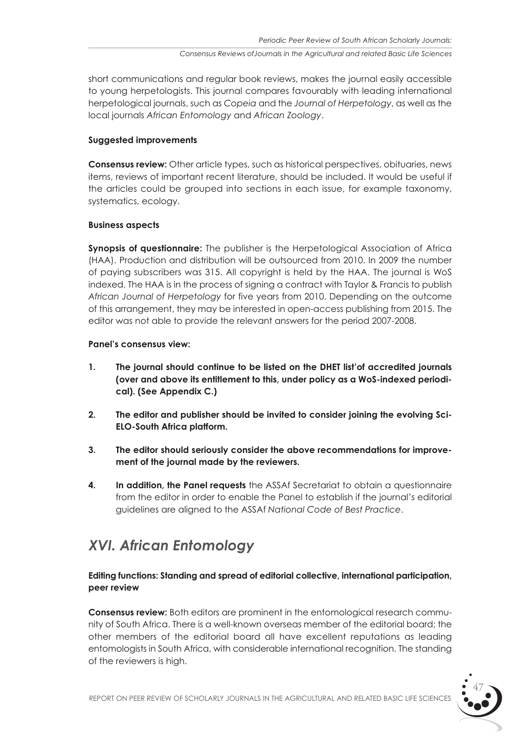short communications and regular book reviews, makes the journal easily accessible to young herpetologists. This journal compares favourably with leading international herpetological journals, such as *Copeia* and the *Journal of Herpetology*, as well as the local journals *African Entomology* and *African Zoology*.

**Suggested improvements**

**Consensus review:** Other article types, such as historical perspectives, obituaries, news items, reviews of important recent literature, should be included. It would be useful if the articles could be grouped into sections in each issue, for example taxonomy, systematics, ecology.

**Business aspects**

**Synopsis of questionnaire:** The publisher is the Herpetological Association of Africa (HAA). Production and distribution will be outsourced from 2010. In 2009 the number of paying subscribers was 315. All copyright is held by the HAA. The journal is WoS indexed. The HAA is in the process of signing a contract with Taylor & Francis to publish *African Journal of Herpetology* for five years from 2010. Depending on the outcome of this arrangement, they may be interested in open-access publishing from 2015. The editor was not able to provide the relevant answers for the period 2007-2008.

**Panel's consensus view:**

1. **The journal should continue to be listed on the DHET list'of accredited journals (over and above its entitlement to this, under policy as a WoS-indexed periodical). (See Appendix C.)**
2. **The editor and publisher should be invited to consider joining the evolving SciELO-South Africa platform.**
3. **The editor should seriously consider the above recommendations for improvement of the journal made by the reviewers.**
4. **In addition, the Panel requests** the ASSAf Secretariat to obtain a questionnaire from the editor in order to enable the Panel to establish if the journal's editorial guidelines are aligned to the ASSAf *National Code of Best Practice*.

## *XVI. African Entomology*

**Editing functions: Standing and spread of editorial collective, international participation, peer review**

**Consensus review:** Both editors are prominent in the entomological research community of South Africa. There is a well-known overseas member of the editorial board; the other members of the editorial board all have excellent reputations as leading entomologists in South Africa, with considerable international recognition. The standing of the reviewers is high.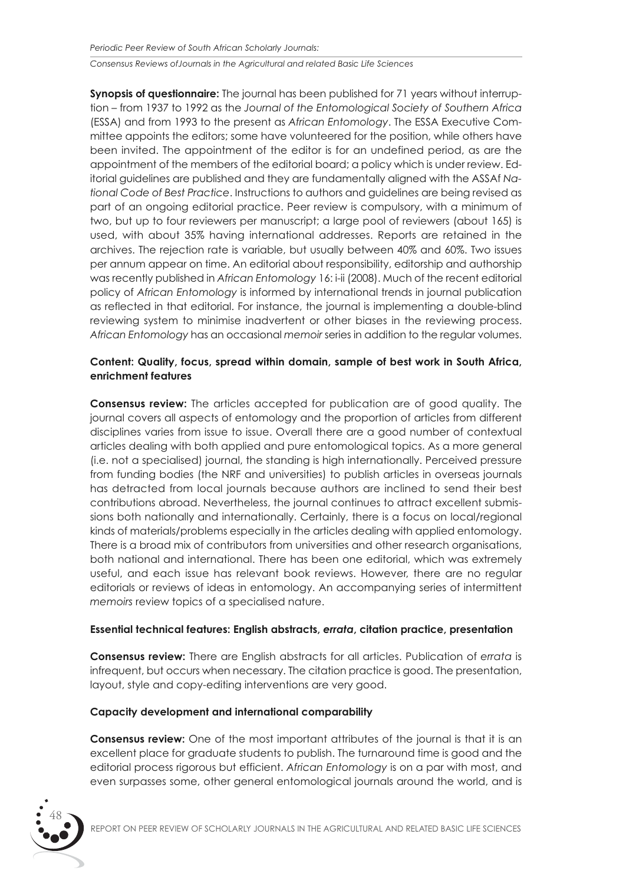**Synopsis of questionnaire:** The journal has been published for 71 years without interruption – from 1937 to 1992 as the *Journal of the Entomological Society of Southern Africa* (ESSA) and from 1993 to the present as *African Entomology*. The ESSA Executive Committee appoints the editors; some have volunteered for the position, while others have been invited. The appointment of the editor is for an undefined period, as are the appointment of the members of the editorial board; a policy which is under review. Editorial guidelines are published and they are fundamentally aligned with the ASSAf *National Code of Best Practice*. Instructions to authors and guidelines are being revised as part of an ongoing editorial practice. Peer review is compulsory, with a minimum of two, but up to four reviewers per manuscript; a large pool of reviewers (about 165) is used, with about 35% having international addresses. Reports are retained in the archives. The rejection rate is variable, but usually between 40% and 60%. Two issues per annum appear on time. An editorial about responsibility, editorship and authorship was recently published in *African Entomology* 16: i-ii (2008). Much of the recent editorial policy of *African Entomology* is informed by international trends in journal publication as reflected in that editorial. For instance, the journal is implementing a double-blind reviewing system to minimise inadvertent or other biases in the reviewing process. *African Entomology* has an occasional *memoir* series in addition to the regular volumes.

**Content: Quality, focus, spread within domain, sample of best work in South Africa, enrichment features**

**Consensus review:** The articles accepted for publication are of good quality. The journal covers all aspects of entomology and the proportion of articles from different disciplines varies from issue to issue. Overall there are a good number of contextual articles dealing with both applied and pure entomological topics. As a more general (i.e. not a specialised) journal, the standing is high internationally. Perceived pressure from funding bodies (the NRF and universities) to publish articles in overseas journals has detracted from local journals because authors are inclined to send their best contributions abroad. Nevertheless, the journal continues to attract excellent submissions both nationally and internationally. Certainly, there is a focus on local/regional kinds of materials/problems especially in the articles dealing with applied entomology. There is a broad mix of contributors from universities and other research organisations, both national and international. There has been one editorial, which was extremely useful, and each issue has relevant book reviews. However, there are no regular editorials or reviews of ideas in entomology. An accompanying series of intermittent *memoirs* review topics of a specialised nature.

**Essential technical features: English abstracts, *errata*, citation practice, presentation**

**Consensus review:** There are English abstracts for all articles. Publication of *errata* is infrequent, but occurs when necessary. The citation practice is good. The presentation, layout, style and copy-editing interventions are very good.

**Capacity development and international comparability**

**Consensus review:** One of the most important attributes of the journal is that it is an excellent place for graduate students to publish. The turnaround time is good and the editorial process rigorous but efficient. *African Entomology* is on a par with most, and even surpasses some, other general entomological journals around the world, and is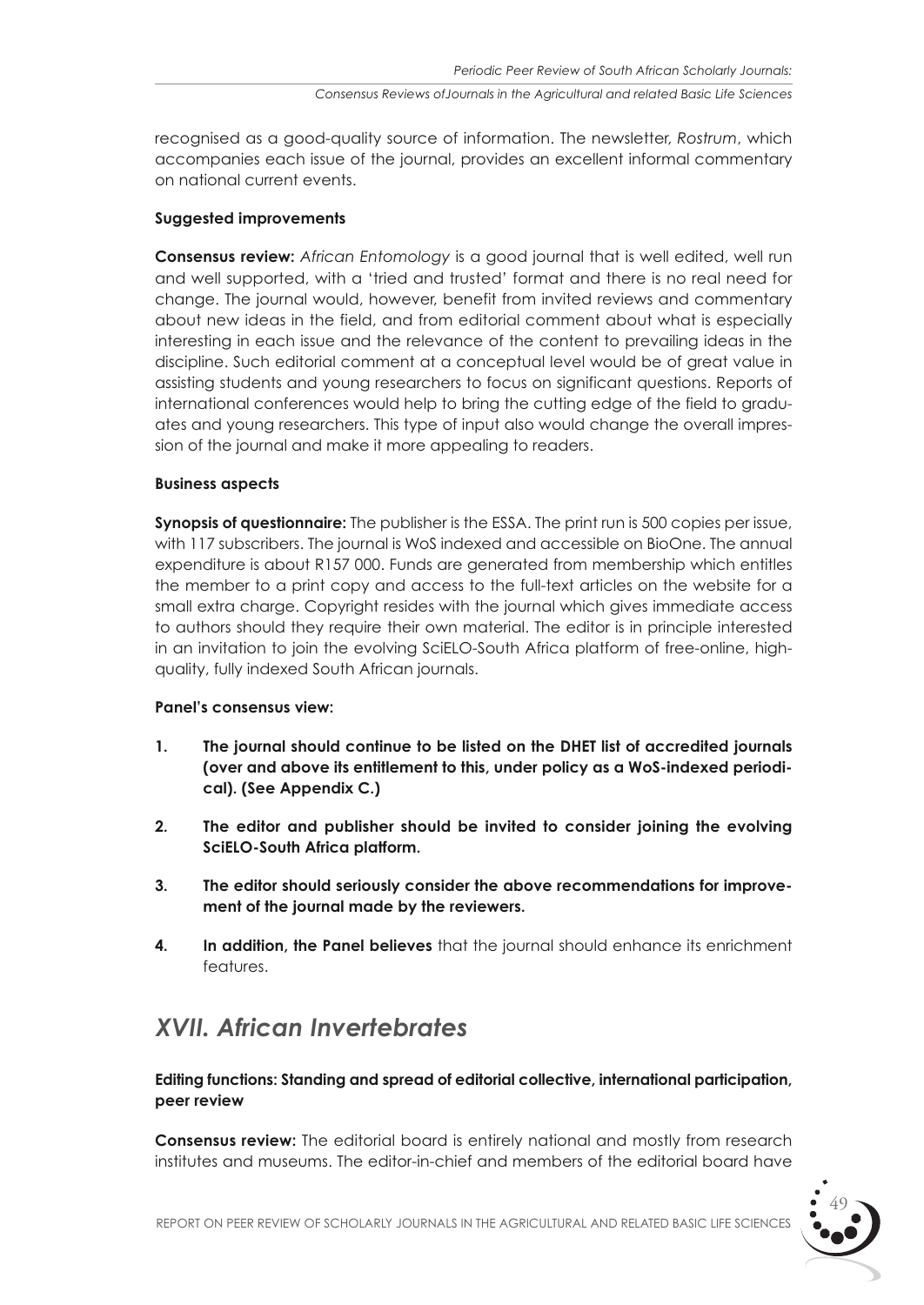recognised as a good-quality source of information. The newsletter, *Rostrum*, which accompanies each issue of the journal, provides an excellent informal commentary on national current events.

**Suggested improvements**

**Consensus review:** *African Entomology* is a good journal that is well edited, well run and well supported, with a 'tried and trusted' format and there is no real need for change. The journal would, however, benefit from invited reviews and commentary about new ideas in the field, and from editorial comment about what is especially interesting in each issue and the relevance of the content to prevailing ideas in the discipline. Such editorial comment at a conceptual level would be of great value in assisting students and young researchers to focus on significant questions. Reports of international conferences would help to bring the cutting edge of the field to graduates and young researchers. This type of input also would change the overall impression of the journal and make it more appealing to readers.

**Business aspects**

**Synopsis of questionnaire:** The publisher is the ESSA. The print run is 500 copies per issue, with 117 subscribers. The journal is WoS indexed and accessible on BioOne. The annual expenditure is about R157 000. Funds are generated from membership which entitles the member to a print copy and access to the full-text articles on the website for a small extra charge. Copyright resides with the journal which gives immediate access to authors should they require their own material. The editor is in principle interested in an invitation to join the evolving SciELO-South Africa platform of free-online, high-quality, fully indexed South African journals.

**Panel's consensus view:**

1. **The journal should continue to be listed on the DHET list of accredited journals (over and above its entitlement to this, under policy as a WoS-indexed periodical). (See Appendix C.)**
2. **The editor and publisher should be invited to consider joining the evolving SciELO-South Africa platform.**
3. **The editor should seriously consider the above recommendations for improvement of the journal made by the reviewers.**
4. **In addition, the Panel believes** that the journal should enhance its enrichment features.

## *XVII. African Invertebrates*

**Editing functions: Standing and spread of editorial collective, international participation, peer review**

**Consensus review:** The editorial board is entirely national and mostly from research institutes and museums. The editor-in-chief and members of the editorial board have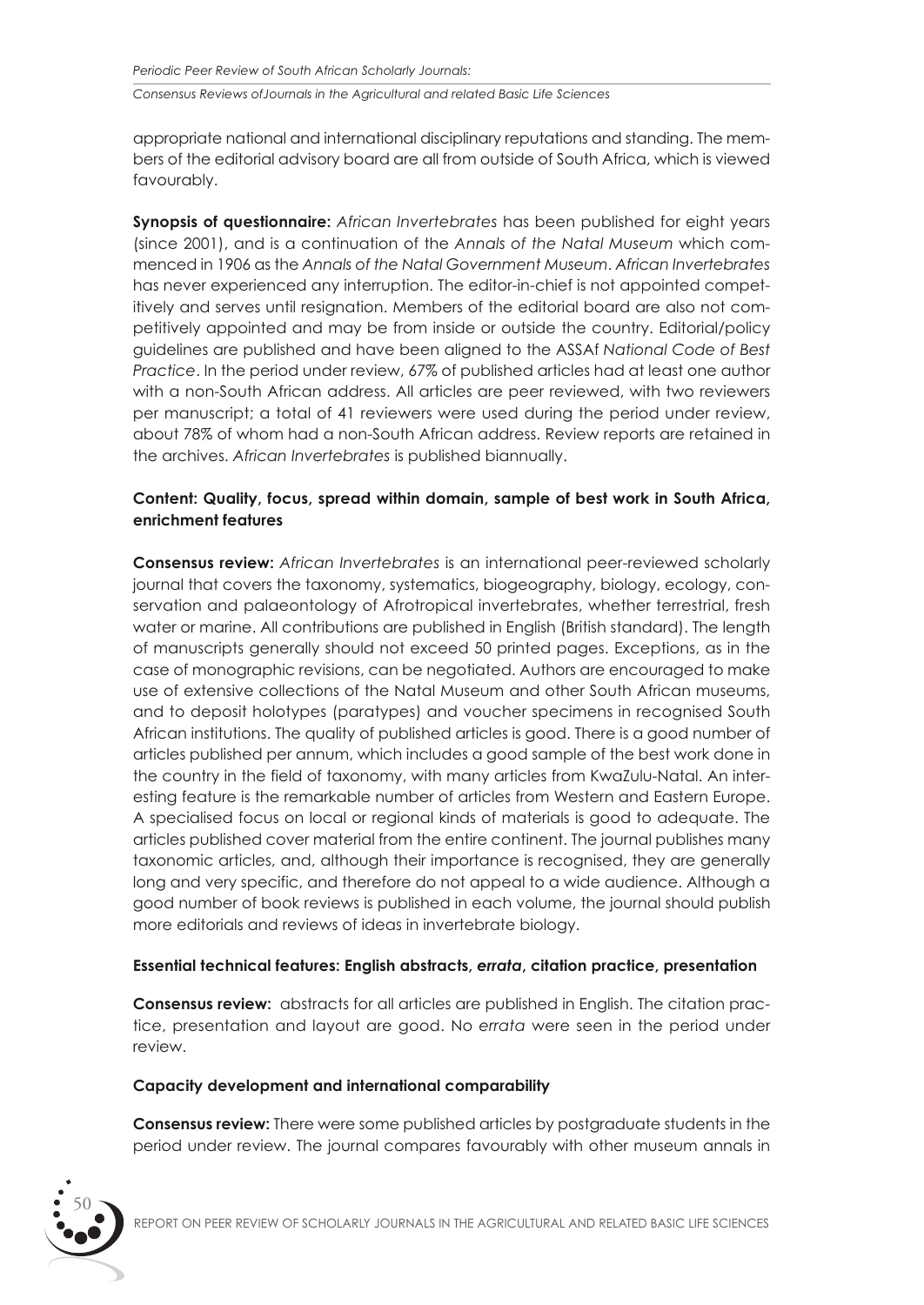appropriate national and international disciplinary reputations and standing. The members of the editorial advisory board are all from outside of South Africa, which is viewed favourably.

**Synopsis of questionnaire:** *African Invertebrates* has been published for eight years (since 2001), and is a continuation of the *Annals of the Natal Museum* which commenced in 1906 as the *Annals of the Natal Government Museum*. *African Invertebrates* has never experienced any interruption. The editor-in-chief is not appointed competitively and serves until resignation. Members of the editorial board are also not competitively appointed and may be from inside or outside the country. Editorial/policy guidelines are published and have been aligned to the ASSAf *National Code of Best Practice*. In the period under review, 67% of published articles had at least one author with a non-South African address. All articles are peer reviewed, with two reviewers per manuscript; a total of 41 reviewers were used during the period under review, about 78% of whom had a non-South African address. Review reports are retained in the archives. *African Invertebrates* is published biannually.

**Content: Quality, focus, spread within domain, sample of best work in South Africa, enrichment features**

**Consensus review:** *African Invertebrates* is an international peer-reviewed scholarly journal that covers the taxonomy, systematics, biogeography, biology, ecology, conservation and palaeontology of Afrotropical invertebrates, whether terrestrial, fresh water or marine. All contributions are published in English (British standard). The length of manuscripts generally should not exceed 50 printed pages. Exceptions, as in the case of monographic revisions, can be negotiated. Authors are encouraged to make use of extensive collections of the Natal Museum and other South African museums, and to deposit holotypes (paratypes) and voucher specimens in recognised South African institutions. The quality of published articles is good. There is a good number of articles published per annum, which includes a good sample of the best work done in the country in the field of taxonomy, with many articles from KwaZulu-Natal. An interesting feature is the remarkable number of articles from Western and Eastern Europe. A specialised focus on local or regional kinds of materials is good to adequate. The articles published cover material from the entire continent. The journal publishes many taxonomic articles, and, although their importance is recognised, they are generally long and very specific, and therefore do not appeal to a wide audience. Although a good number of book reviews is published in each volume, the journal should publish more editorials and reviews of ideas in invertebrate biology.

**Essential technical features: English abstracts, *errata*, citation practice, presentation**

**Consensus review:** abstracts for all articles are published in English. The citation practice, presentation and layout are good. No *errata* were seen in the period under review.

**Capacity development and international comparability**

**Consensus review:** There were some published articles by postgraduate students in the period under review. The journal compares favourably with other museum annals in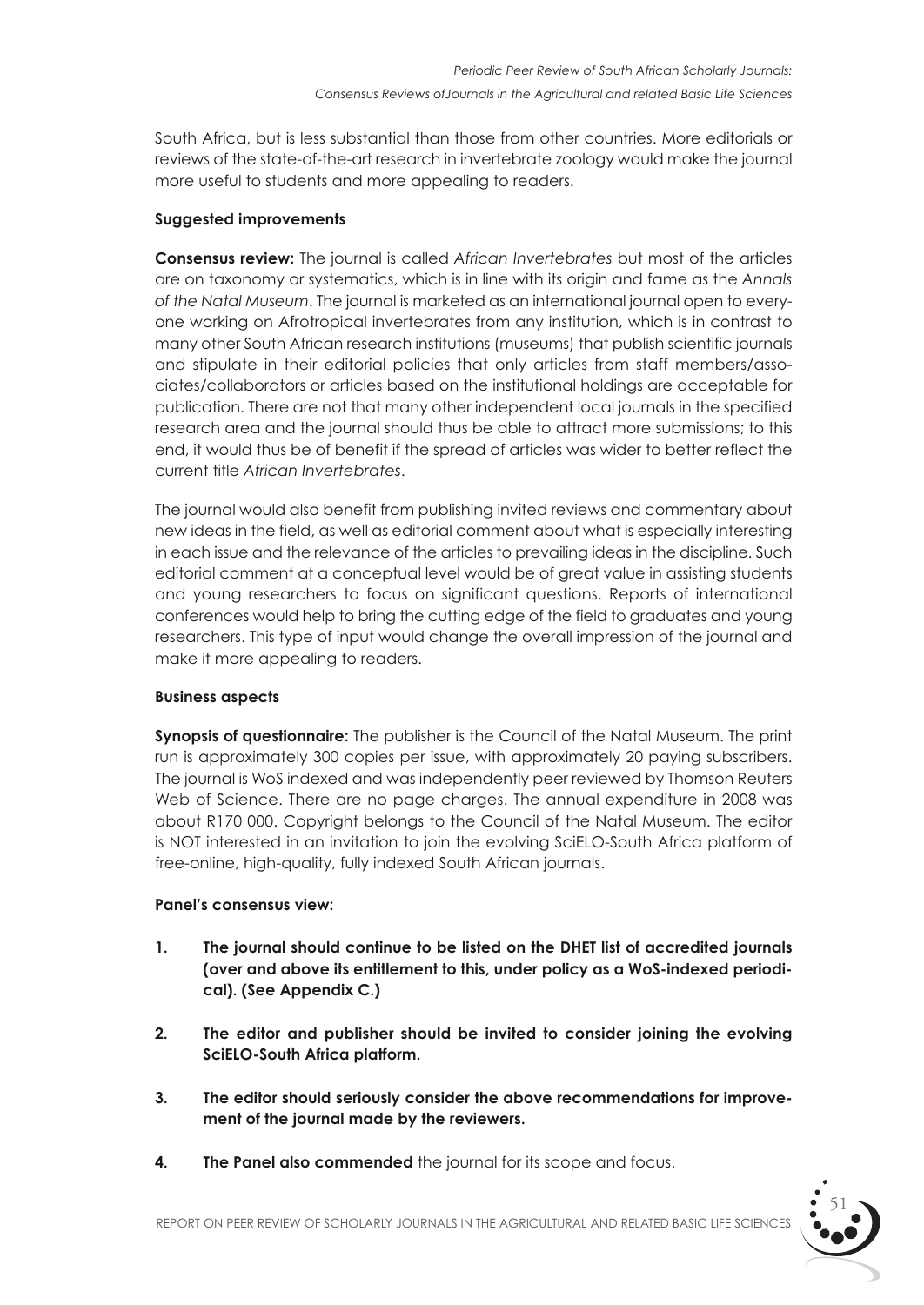South Africa, but is less substantial than those from other countries. More editorials or reviews of the state-of-the-art research in invertebrate zoology would make the journal more useful to students and more appealing to readers.

**Suggested improvements**

**Consensus review:** The journal is called *African Invertebrates* but most of the articles are on taxonomy or systematics, which is in line with its origin and fame as the *Annals of the Natal Museum*. The journal is marketed as an international journal open to everyone working on Afrotropical invertebrates from any institution, which is in contrast to many other South African research institutions (museums) that publish scientific journals and stipulate in their editorial policies that only articles from staff members/associates/collaborators or articles based on the institutional holdings are acceptable for publication. There are not that many other independent local journals in the specified research area and the journal should thus be able to attract more submissions; to this end, it would thus be of benefit if the spread of articles was wider to better reflect the current title *African Invertebrates*.

The journal would also benefit from publishing invited reviews and commentary about new ideas in the field, as well as editorial comment about what is especially interesting in each issue and the relevance of the articles to prevailing ideas in the discipline. Such editorial comment at a conceptual level would be of great value in assisting students and young researchers to focus on significant questions. Reports of international conferences would help to bring the cutting edge of the field to graduates and young researchers. This type of input would change the overall impression of the journal and make it more appealing to readers.

**Business aspects**

**Synopsis of questionnaire:** The publisher is the Council of the Natal Museum. The print run is approximately 300 copies per issue, with approximately 20 paying subscribers. The journal is WoS indexed and was independently peer reviewed by Thomson Reuters Web of Science. There are no page charges. The annual expenditure in 2008 was about R170 000. Copyright belongs to the Council of the Natal Museum. The editor is NOT interested in an invitation to join the evolving SciELO-South Africa platform of free-online, high-quality, fully indexed South African journals.

**Panel's consensus view:**

1. **The journal should continue to be listed on the DHET list of accredited journals (over and above its entitlement to this, under policy as a WoS-indexed periodical). (See Appendix C.)**
2. **The editor and publisher should be invited to consider joining the evolving SciELO-South Africa platform.**
3. **The editor should seriously consider the above recommendations for improvement of the journal made by the reviewers.**
4. **The Panel also commended** the journal for its scope and focus.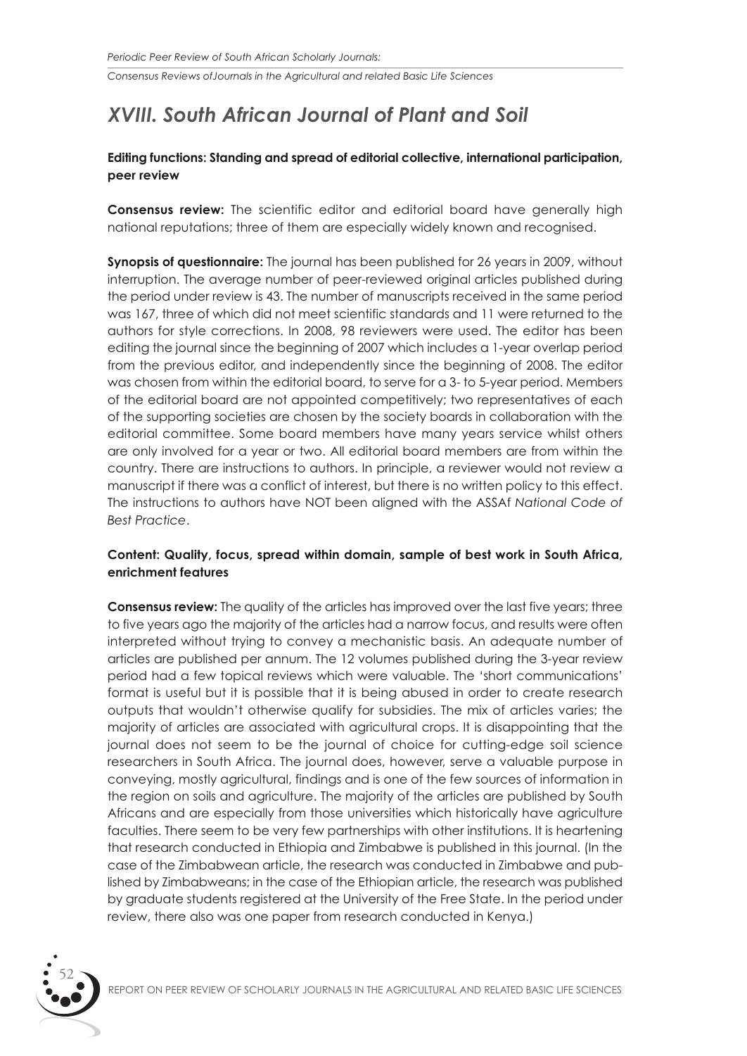# XVIII. South African Journal of Plant and Soil

**Editing functions: Standing and spread of editorial collective, international participation, peer review**

**Consensus review:** The scientific editor and editorial board have generally high national reputations; three of them are especially widely known and recognised.

**Synopsis of questionnaire:** The journal has been published for 26 years in 2009, without interruption. The average number of peer-reviewed original articles published during the period under review is 43. The number of manuscripts received in the same period was 167, three of which did not meet scientific standards and 11 were returned to the authors for style corrections. In 2008, 98 reviewers were used. The editor has been editing the journal since the beginning of 2007 which includes a 1-year overlap period from the previous editor, and independently since the beginning of 2008. The editor was chosen from within the editorial board, to serve for a 3- to 5-year period. Members of the editorial board are not appointed competitively; two representatives of each of the supporting societies are chosen by the society boards in collaboration with the editorial committee. Some board members have many years service whilst others are only involved for a year or two. All editorial board members are from within the country. There are instructions to authors. In principle, a reviewer would not review a manuscript if there was a conflict of interest, but there is no written policy to this effect. The instructions to authors have NOT been aligned with the ASSAf *National Code of Best Practice*.

**Content: Quality, focus, spread within domain, sample of best work in South Africa, enrichment features**

**Consensus review:** The quality of the articles has improved over the last five years; three to five years ago the majority of the articles had a narrow focus, and results were often interpreted without trying to convey a mechanistic basis. An adequate number of articles are published per annum. The 12 volumes published during the 3-year review period had a few topical reviews which were valuable. The 'short communications' format is useful but it is possible that it is being abused in order to create research outputs that wouldn't otherwise qualify for subsidies. The mix of articles varies; the majority of articles are associated with agricultural crops. It is disappointing that the journal does not seem to be the journal of choice for cutting-edge soil science researchers in South Africa. The journal does, however, serve a valuable purpose in conveying, mostly agricultural, findings and is one of the few sources of information in the region on soils and agriculture. The majority of the articles are published by South Africans and are especially from those universities which historically have agriculture faculties. There seem to be very few partnerships with other institutions. It is heartening that research conducted in Ethiopia and Zimbabwe is published in this journal. (In the case of the Zimbabwean article, the research was conducted in Zimbabwe and published by Zimbabweans; in the case of the Ethiopian article, the research was published by graduate students registered at the University of the Free State. In the period under review, there also was one paper from research conducted in Kenya.)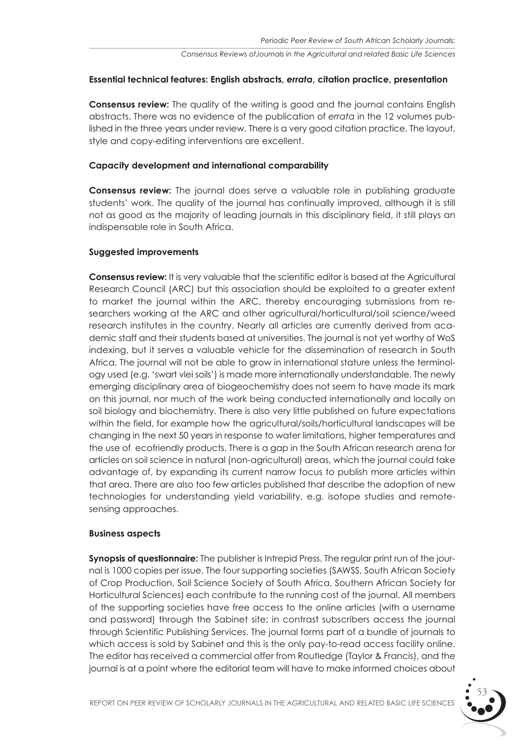**Essential technical features: English abstracts, *errata*, citation practice, presentation**

**Consensus review:** The quality of the writing is good and the journal contains English abstracts. There was no evidence of the publication of *errata* in the 12 volumes published in the three years under review. There is a very good citation practice. The layout, style and copy-editing interventions are excellent.

**Capacity development and international comparability**

**Consensus review:** The journal does serve a valuable role in publishing graduate students' work. The quality of the journal has continually improved, although it is still not as good as the majority of leading journals in this disciplinary field, it still plays an indispensable role in South Africa.

**Suggested improvements**

**Consensus review:** It is very valuable that the scientific editor is based at the Agricultural Research Council (ARC) but this association should be exploited to a greater extent to market the journal within the ARC, thereby encouraging submissions from researchers working at the ARC and other agricultural/horticultural/soil science/weed research institutes in the country. Nearly all articles are currently derived from academic staff and their students based at universities. The journal is not yet worthy of WoS indexing, but it serves a valuable vehicle for the dissemination of research in South Africa. The journal will not be able to grow in international stature unless the terminology used (e.g. 'swart vlei soils') is made more internationally understandable. The newly emerging disciplinary area of biogeochemistry does not seem to have made its mark on this journal, nor much of the work being conducted internationally and locally on soil biology and biochemistry. There is also very little published on future expectations within the field, for example how the agricultural/soils/horticultural landscapes will be changing in the next 50 years in response to water limitations, higher temperatures and the use of ecofriendly products. There is a gap in the South African research arena for articles on soil science in natural (non-agricultural) areas, which the journal could take advantage of, by expanding its current narrow focus to publish more articles within that area. There are also too few articles published that describe the adoption of new technologies for understanding yield variability, e.g. isotope studies and remote-sensing approaches.

**Business aspects**

**Synopsis of questionnaire:** The publisher is Intrepid Press. The regular print run of the journal is 1000 copies per issue. The four supporting societies (SAWSS, South African Society of Crop Production, Soil Science Society of South Africa, Southern African Society for Horticultural Sciences) each contribute to the running cost of the journal. All members of the supporting societies have free access to the online articles (with a username and password) through the Sabinet site; in contrast subscribers access the journal through Scientific Publishing Services. The journal forms part of a bundle of journals to which access is sold by Sabinet and this is the only pay-to-read access facility online. The editor has received a commercial offer from Routledge (Taylor & Francis), and the journal is at a point where the editorial team will have to make informed choices about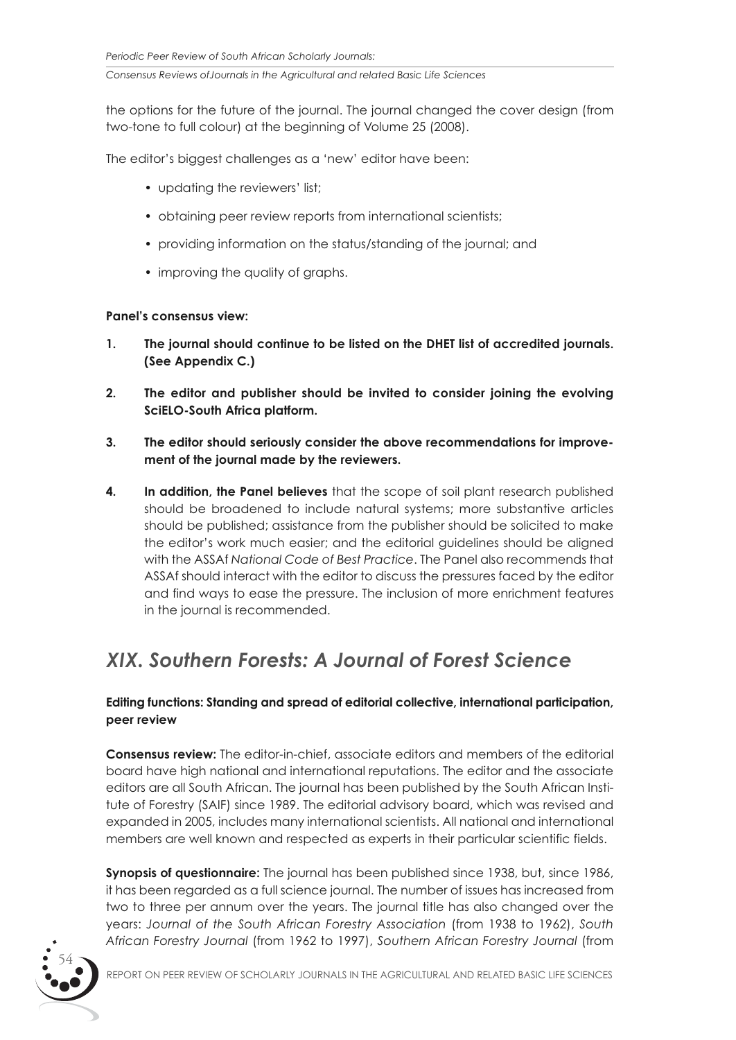the options for the future of the journal. The journal changed the cover design (from two-tone to full colour) at the beginning of Volume 25 (2008).

The editor's biggest challenges as a 'new' editor have been:

- updating the reviewers' list;
- obtaining peer review reports from international scientists;
- providing information on the status/standing of the journal; and
- improving the quality of graphs.

**Panel's consensus view:**

1. **The journal should continue to be listed on the DHET list of accredited journals. (See Appendix C.)**
2. **The editor and publisher should be invited to consider joining the evolving SciELO-South Africa platform.**
3. **The editor should seriously consider the above recommendations for improvement of the journal made by the reviewers.**
4. **In addition, the Panel believes** that the scope of soil plant research published should be broadened to include natural systems; more substantive articles should be published; assistance from the publisher should be solicited to make the editor's work much easier; and the editorial guidelines should be aligned with the ASSAf *National Code of Best Practice*. The Panel also recommends that ASSAf should interact with the editor to discuss the pressures faced by the editor and find ways to ease the pressure. The inclusion of more enrichment features in the journal is recommended.

## *XIX. Southern Forests: A Journal of Forest Science*

**Editing functions: Standing and spread of editorial collective, international participation, peer review**

**Consensus review:** The editor-in-chief, associate editors and members of the editorial board have high national and international reputations. The editor and the associate editors are all South African. The journal has been published by the South African Institute of Forestry (SAIF) since 1989. The editorial advisory board, which was revised and expanded in 2005, includes many international scientists. All national and international members are well known and respected as experts in their particular scientific fields.

**Synopsis of questionnaire:** The journal has been published since 1938, but, since 1986, it has been regarded as a full science journal. The number of issues has increased from two to three per annum over the years. The journal title has also changed over the years: *Journal of the South African Forestry Association* (from 1938 to 1962), *South African Forestry Journal* (from 1962 to 1997), *Southern African Forestry Journal* (from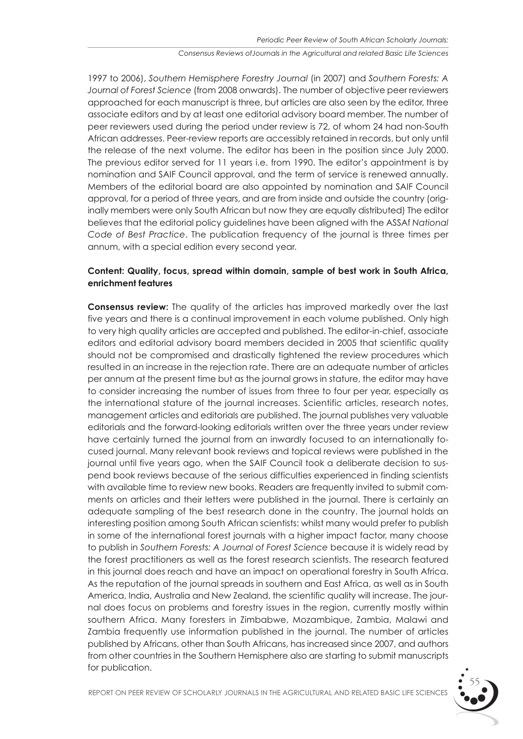1997 to 2006), *Southern Hemisphere Forestry Journal* (in 2007) and *Southern Forests: A Journal of Forest Science* (from 2008 onwards). The number of objective peer reviewers approached for each manuscript is three, but articles are also seen by the editor, three associate editors and by at least one editorial advisory board member. The number of peer reviewers used during the period under review is 72, of whom 24 had non-South African addresses. Peer-review reports are accessibly retained in records, but only until the release of the next volume. The editor has been in the position since July 2000. The previous editor served for 11 years i.e. from 1990. The editor's appointment is by nomination and SAIF Council approval, and the term of service is renewed annually. Members of the editorial board are also appointed by nomination and SAIF Council approval, for a period of three years, and are from inside and outside the country (originally members were only South African but now they are equally distributed) The editor believes that the editorial policy guidelines have been aligned with the ASSAf *National Code of Best Practice*. The publication frequency of the journal is three times per annum, with a special edition every second year.

**Content: Quality, focus, spread within domain, sample of best work in South Africa, enrichment features**

**Consensus review:** The quality of the articles has improved markedly over the last five years and there is a continual improvement in each volume published. Only high to very high quality articles are accepted and published. The editor-in-chief, associate editors and editorial advisory board members decided in 2005 that scientific quality should not be compromised and drastically tightened the review procedures which resulted in an increase in the rejection rate. There are an adequate number of articles per annum at the present time but as the journal grows in stature, the editor may have to consider increasing the number of issues from three to four per year, especially as the international stature of the journal increases. Scientific articles, research notes, management articles and editorials are published. The journal publishes very valuable editorials and the forward-looking editorials written over the three years under review have certainly turned the journal from an inwardly focused to an internationally focused journal. Many relevant book reviews and topical reviews were published in the journal until five years ago, when the SAIF Council took a deliberate decision to suspend book reviews because of the serious difficulties experienced in finding scientists with available time to review new books. Readers are frequently invited to submit comments on articles and their letters were published in the journal. There is certainly an adequate sampling of the best research done in the country. The journal holds an interesting position among South African scientists: whilst many would prefer to publish in some of the international forest journals with a higher impact factor, many choose to publish in *Southern Forests: A Journal of Forest Science* because it is widely read by the forest practitioners as well as the forest research scientists. The research featured in this journal does reach and have an impact on operational forestry in South Africa. As the reputation of the journal spreads in southern and East Africa, as well as in South America, India, Australia and New Zealand, the scientific quality will increase. The journal does focus on problems and forestry issues in the region, currently mostly within southern Africa. Many foresters in Zimbabwe, Mozambique, Zambia, Malawi and Zambia frequently use information published in the journal. The number of articles published by Africans, other than South Africans, has increased since 2007, and authors from other countries in the Southern Hemisphere also are starting to submit manuscripts for publication.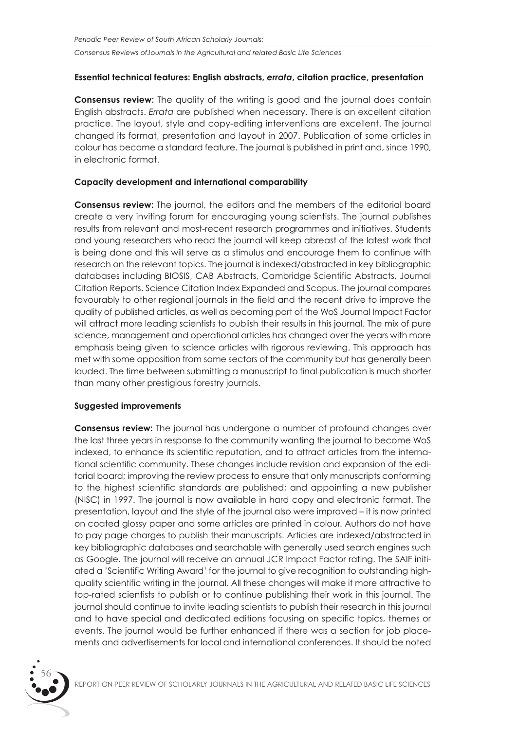**Essential technical features: English abstracts, *errata*, citation practice, presentation**

**Consensus review:** The quality of the writing is good and the journal does contain English abstracts. *Errata* are published when necessary. There is an excellent citation practice. The layout, style and copy-editing interventions are excellent. The journal changed its format, presentation and layout in 2007. Publication of some articles in colour has become a standard feature. The journal is published in print and, since 1990, in electronic format.

**Capacity development and international comparability**

**Consensus review:** The journal, the editors and the members of the editorial board create a very inviting forum for encouraging young scientists. The journal publishes results from relevant and most-recent research programmes and initiatives. Students and young researchers who read the journal will keep abreast of the latest work that is being done and this will serve as a stimulus and encourage them to continue with research on the relevant topics. The journal is indexed/abstracted in key bibliographic databases including BIOSIS, CAB Abstracts, Cambridge Scientific Abstracts, Journal Citation Reports, Science Citation Index Expanded and Scopus. The journal compares favourably to other regional journals in the field and the recent drive to improve the quality of published articles, as well as becoming part of the WoS Journal Impact Factor will attract more leading scientists to publish their results in this journal. The mix of pure science, management and operational articles has changed over the years with more emphasis being given to science articles with rigorous reviewing. This approach has met with some opposition from some sectors of the community but has generally been lauded. The time between submitting a manuscript to final publication is much shorter than many other prestigious forestry journals.

**Suggested improvements**

**Consensus review:** The journal has undergone a number of profound changes over the last three years in response to the community wanting the journal to become WoS indexed, to enhance its scientific reputation, and to attract articles from the international scientific community. These changes include revision and expansion of the editorial board; improving the review process to ensure that only manuscripts conforming to the highest scientific standards are published; and appointing a new publisher (NISC) in 1997. The journal is now available in hard copy and electronic format. The presentation, layout and the style of the journal also were improved – it is now printed on coated glossy paper and some articles are printed in colour. Authors do not have to pay page charges to publish their manuscripts. Articles are indexed/abstracted in key bibliographic databases and searchable with generally used search engines such as Google. The journal will receive an annual JCR Impact Factor rating. The SAIF initiated a 'Scientific Writing Award' for the journal to give recognition to outstanding high-quality scientific writing in the journal. All these changes will make it more attractive to top-rated scientists to publish or to continue publishing their work in this journal. The journal should continue to invite leading scientists to publish their research in this journal and to have special and dedicated editions focusing on specific topics, themes or events. The journal would be further enhanced if there was a section for job placements and advertisements for local and international conferences. It should be noted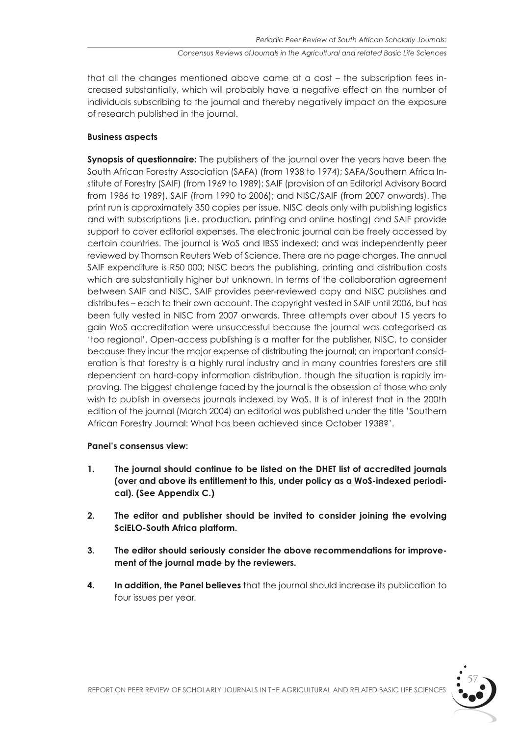that all the changes mentioned above came at a cost – the subscription fees increased substantially, which will probably have a negative effect on the number of individuals subscribing to the journal and thereby negatively impact on the exposure of research published in the journal.

**Business aspects**

**Synopsis of questionnaire:** The publishers of the journal over the years have been the South African Forestry Association (SAFA) (from 1938 to 1974); SAFA/Southern Africa Institute of Forestry (SAIF) (from 1969 to 1989); SAIF (provision of an Editorial Advisory Board from 1986 to 1989), SAIF (from 1990 to 2006); and NISC/SAIF (from 2007 onwards). The print run is approximately 350 copies per issue. NISC deals only with publishing logistics and with subscriptions (i.e. production, printing and online hosting) and SAIF provide support to cover editorial expenses. The electronic journal can be freely accessed by certain countries. The journal is WoS and IBSS indexed; and was independently peer reviewed by Thomson Reuters Web of Science. There are no page charges. The annual SAIF expenditure is R50 000; NISC bears the publishing, printing and distribution costs which are substantially higher but unknown. In terms of the collaboration agreement between SAIF and NISC, SAIF provides peer-reviewed copy and NISC publishes and distributes – each to their own account. The copyright vested in SAIF until 2006, but has been fully vested in NISC from 2007 onwards. Three attempts over about 15 years to gain WoS accreditation were unsuccessful because the journal was categorised as 'too regional'. Open-access publishing is a matter for the publisher, NISC, to consider because they incur the major expense of distributing the journal; an important consideration is that forestry is a highly rural industry and in many countries foresters are still dependent on hard-copy information distribution, though the situation is rapidly improving. The biggest challenge faced by the journal is the obsession of those who only wish to publish in overseas journals indexed by WoS. It is of interest that in the 200th edition of the journal (March 2004) an editorial was published under the title 'Southern African Forestry Journal: What has been achieved since October 1938?'.

**Panel's consensus view:**

1. **The journal should continue to be listed on the DHET list of accredited journals (over and above its entitlement to this, under policy as a WoS-indexed periodical). (See Appendix C.)**
2. **The editor and publisher should be invited to consider joining the evolving SciELO-South Africa platform.**
3. **The editor should seriously consider the above recommendations for improvement of the journal made by the reviewers.**
4. **In addition, the Panel believes** that the journal should increase its publication to four issues per year.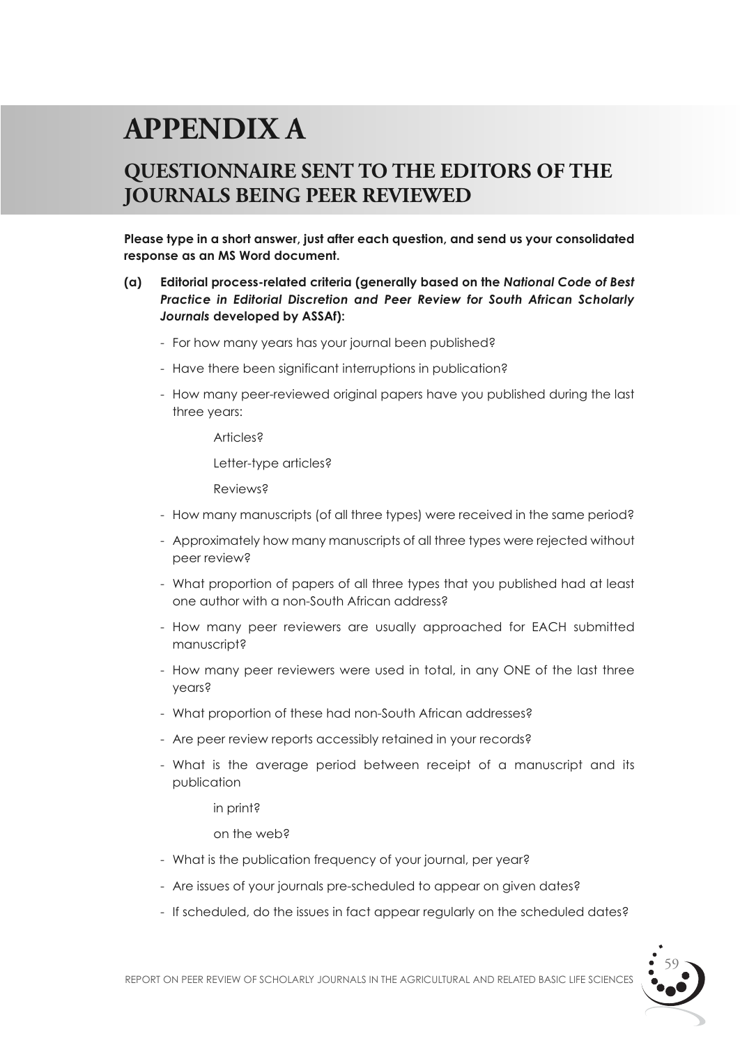# APPENDIX A

## QUESTIONNAIRE SENT TO THE EDITORS OF THE JOURNALS BEING PEER REVIEWED

**Please type in a short answer, just after each question, and send us your consolidated response as an MS Word document.**

**(a) Editorial process-related criteria (generally based on the *National Code of Best Practice in Editorial Discretion and Peer Review for South African Scholarly Journals* developed by ASSAf):**

- For how many years has your journal been published?
- Have there been significant interruptions in publication?
- How many peer-reviewed original papers have you published during the last three years:

  Articles?

  Letter-type articles?

  Reviews?

- How many manuscripts (of all three types) were received in the same period?
- Approximately how many manuscripts of all three types were rejected without peer review?
- What proportion of papers of all three types that you published had at least one author with a non-South African address?
- How many peer reviewers are usually approached for EACH submitted manuscript?
- How many peer reviewers were used in total, in any ONE of the last three years?
- What proportion of these had non-South African addresses?
- Are peer review reports accessibly retained in your records?
- What is the average period between receipt of a manuscript and its publication

  in print?

  on the web?

- What is the publication frequency of your journal, per year?
- Are issues of your journals pre-scheduled to appear on given dates?
- If scheduled, do the issues in fact appear regularly on the scheduled dates?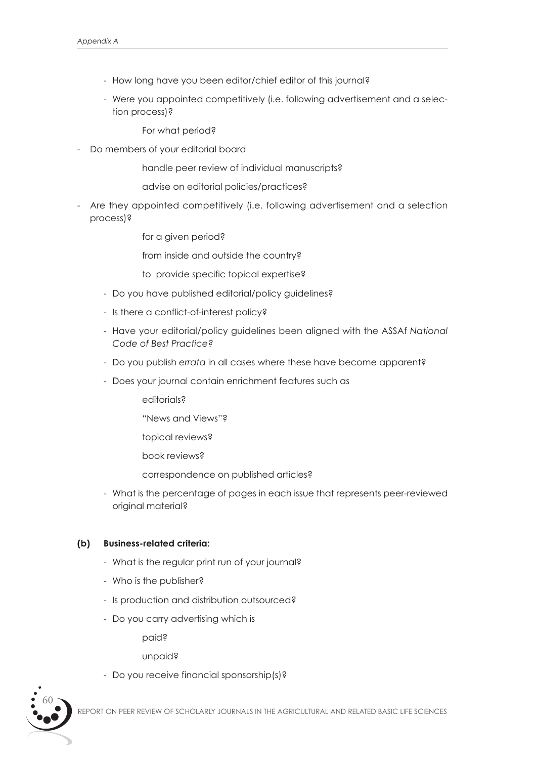- How long have you been editor/chief editor of this journal?
- Were you appointed competitively (i.e. following advertisement and a selection process)?

    For what period?

- Do members of your editorial board

    handle peer review of individual manuscripts?

    advise on editorial policies/practices?

- Are they appointed competitively (i.e. following advertisement and a selection process)?

    for a given period?

    from inside and outside the country?

    to provide specific topical expertise?

- Do you have published editorial/policy guidelines?
- Is there a conflict-of-interest policy?
- Have your editorial/policy guidelines been aligned with the ASSAf *National Code of Best Practice?*
- Do you publish *errata* in all cases where these have become apparent?
- Does your journal contain enrichment features such as

    editorials?

    "News and Views"?

    topical reviews?

    book reviews?

    correspondence on published articles?

- What is the percentage of pages in each issue that represents peer-reviewed original material?

**(b) Business-related criteria:**

- What is the regular print run of your journal?
- Who is the publisher?
- Is production and distribution outsourced?
- Do you carry advertising which is

    paid?

    unpaid?

- Do you receive financial sponsorship(s)?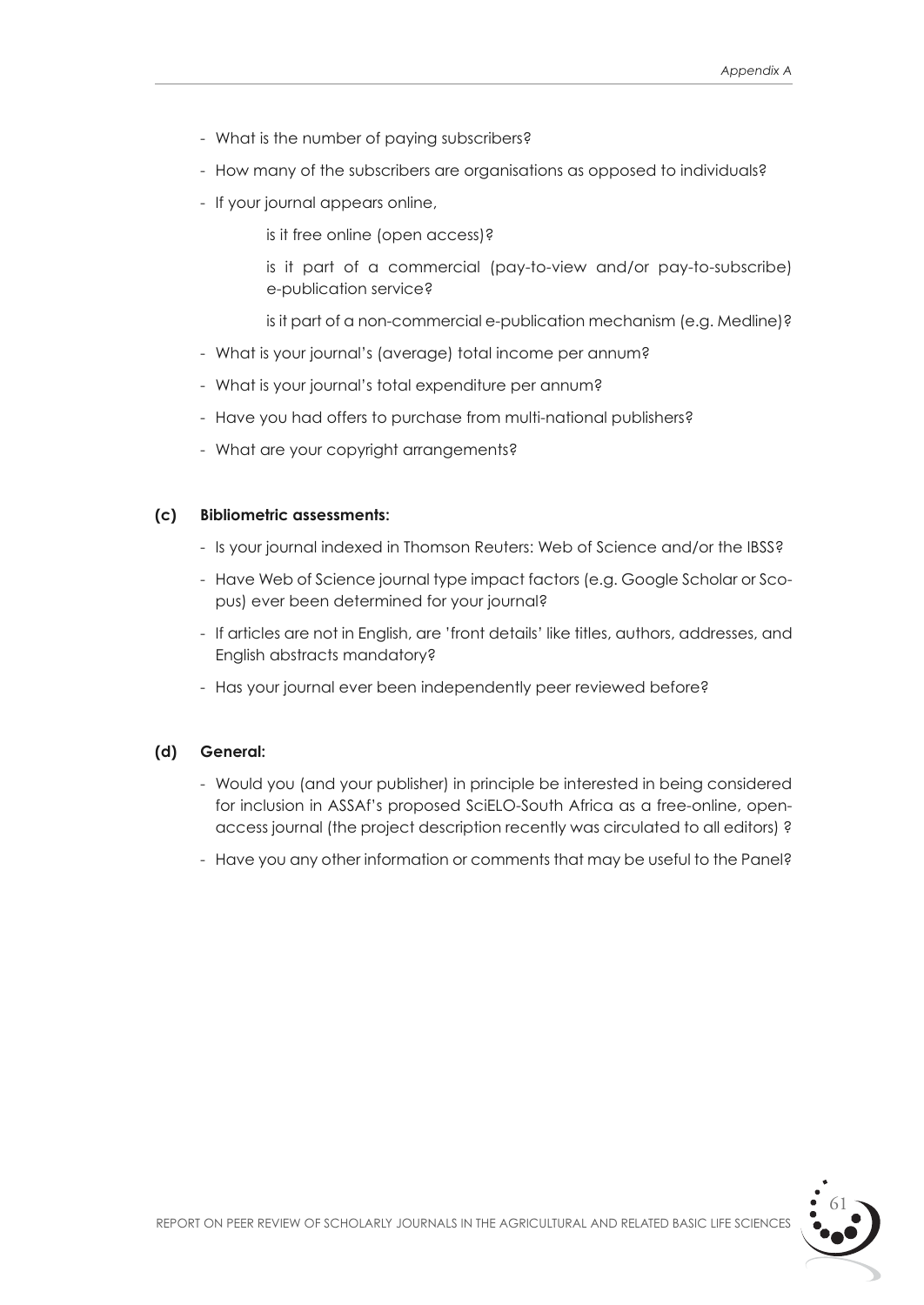- What is the number of paying subscribers?
- How many of the subscribers are organisations as opposed to individuals?
- If your journal appears online,

    is it free online (open access)?

    is it part of a commercial (pay-to-view and/or pay-to-subscribe) e-publication service?

    is it part of a non-commercial e-publication mechanism (e.g. Medline)?

- What is your journal's (average) total income per annum?
- What is your journal's total expenditure per annum?
- Have you had offers to purchase from multi-national publishers?
- What are your copyright arrangements?

**(c) Bibliometric assessments:**

- Is your journal indexed in Thomson Reuters: Web of Science and/or the IBSS?
- Have Web of Science journal type impact factors (e.g. Google Scholar or Scopus) ever been determined for your journal?
- If articles are not in English, are 'front details' like titles, authors, addresses, and English abstracts mandatory?
- Has your journal ever been independently peer reviewed before?

**(d) General:**

- Would you (and your publisher) in principle be interested in being considered for inclusion in ASSAf's proposed SciELO-South Africa as a free-online, open-access journal (the project description recently was circulated to all editors) ?
- Have you any other information or comments that may be useful to the Panel?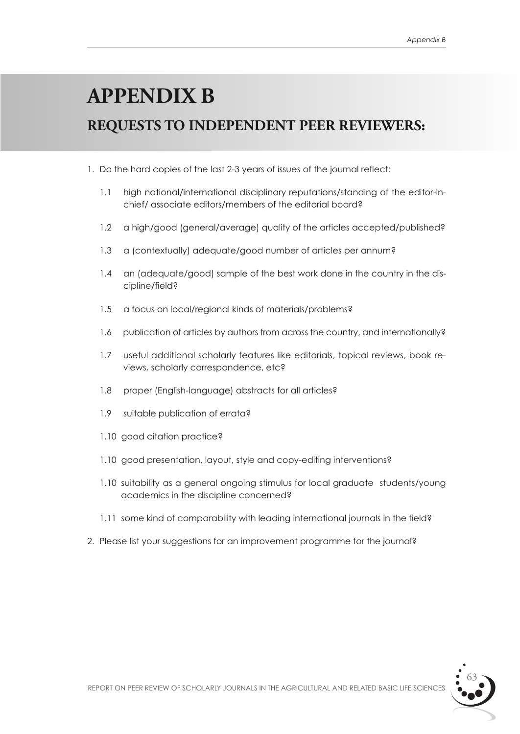# APPENDIX B

## REQUESTS TO INDEPENDENT PEER REVIEWERS:

1. Do the hard copies of the last 2-3 years of issues of the journal reflect:

   1.1 high national/international disciplinary reputations/standing of the editor-in-chief/ associate editors/members of the editorial board?

   1.2 a high/good (general/average) quality of the articles accepted/published?

   1.3 a (contextually) adequate/good number of articles per annum?

   1.4 an (adequate/good) sample of the best work done in the country in the discipline/field?

   1.5 a focus on local/regional kinds of materials/problems?

   1.6 publication of articles by authors from across the country, and internationally?

   1.7 useful additional scholarly features like editorials, topical reviews, book reviews, scholarly correspondence, etc?

   1.8 proper (English-language) abstracts for all articles?

   1.9 suitable publication of errata?

   1.10 good citation practice?

   1.10 good presentation, layout, style and copy-editing interventions?

   1.10 suitability as a general ongoing stimulus for local graduate students/young academics in the discipline concerned?

   1.11 some kind of comparability with leading international journals in the field?

2. Please list your suggestions for an improvement programme for the journal?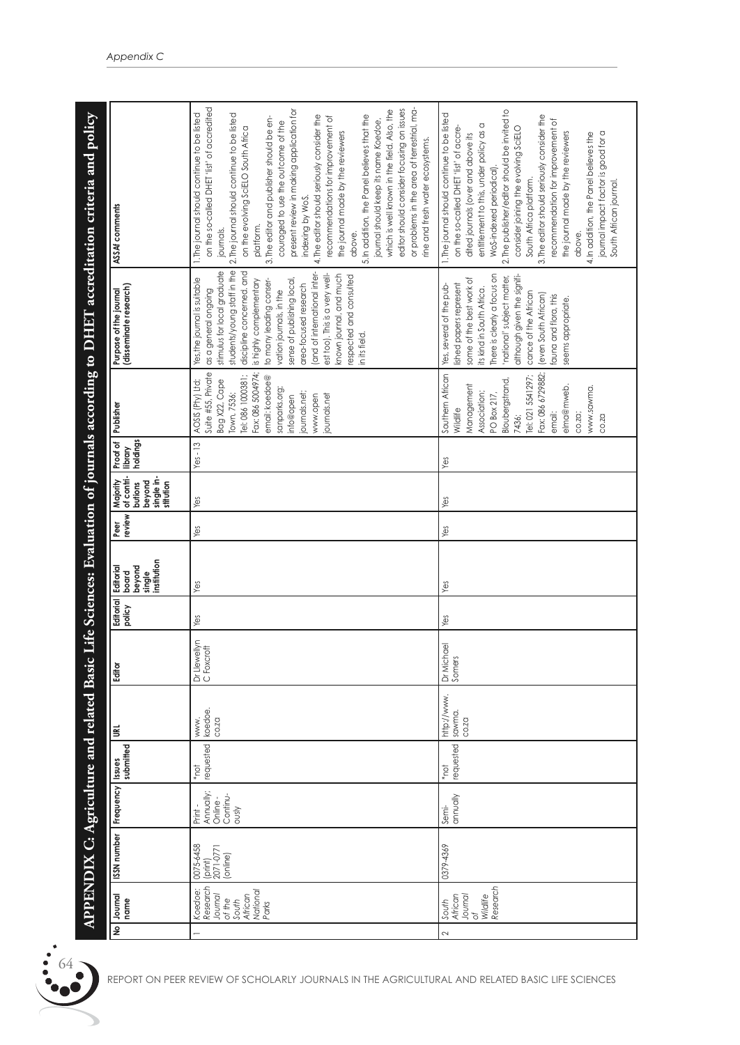## APPENDIX C: Agriculture and related Basic Life Sciences: Evaluation of journals according to DHET accreditation criteria and policy

| No | Journal name | ISSN number | Frequency | Issues submitted | URL | Editor | Editorial policy | Editorial board beyond single institution | Peer review | Majority of contributions beyond single institution | Proof of library holdings | Publisher | Purpose of the journal (disseminate research) | ASSAf comments |
|---|---|---|---|---|---|---|---|---|---|---|---|---|---|---|
| 1 | Koedoe: Research Journal of the South African National Parks | 0075-6458 (print) 2071-0771 (online) | Print - Annually; Online - Continuously | *not requested | www.koedoe.co.za | Dr Llewellyn C Foxcroft | Yes | Yes | Yes | Yes | Yes - 13 | AOSIS (Pty) Ltd; Suite #55, Private Bag X22, Cape Town, 7536; Tel: 086 1000381; Fax: 086 5004974; email: koedoe@sanparks.org; info@openjournals.net; www.openjournals.net | Yes, the journal is suitable as a general ongoing stimulus for local graduate students/young staff in the discipline concerned, and is highly complementary to many leading conservation journals, in the sense of publishing local, area-focused research (and of international interest too). This is a very well-known journal, and much respected and consulted in its field. | 1. The journal should continue to be listed on the so-called DHET 'list' of accredited journals.<br>2. The journal should continue to be listed on the evolving SciELO South Africa platform.<br>3. The editor and publisher should be encouraged to use the outcome of the present review in making application for indexing by WoS.<br>4. The editor should seriously consider the recommendations for improvement of the journal made by the reviewers above.<br>5. In addition, the Panel believes that the journal should keep its name Koedoe, which is well known in the field. Also, the editor should consider focusing on issues or problems in the area of terrestrial, marine and fresh water ecosystems. |
| 2 | South African Journal of Wildlife Research | 0379-4369 | Semi-annually | *not requested | http://www.sawma.co.za | Dr Michael Somers | Yes | Yes | Yes | Yes | Yes | Southern African Wildlife Management Association; PO Box 217, Bloubergstrand, 7436; Tel: 021 5541297; Fax: 086 6729882; email: elma@mweb.co.za; www.sawma.co.za | Yes, several of the published papers represent some of the best work of its kind in South Africa. There is clearly a focus on 'national' subject matter, although given the significance of the African (even South African) fauna and flora, this seems appropriate. | 1. The journal should continue to be listed on the so-called DHET 'list' of accredited journals (over and above its entitlement to this, under policy as a WoS-indexed periodical).<br>2. The publisher/editor should be invited to consider joining the evolving SciELO South Africa platform.<br>3. The editor should seriously consider the recommendation for improvement of the journal made by the reviewers above.<br>4. In addition, the Panel believes the journal impact factor is good for a South African journal. |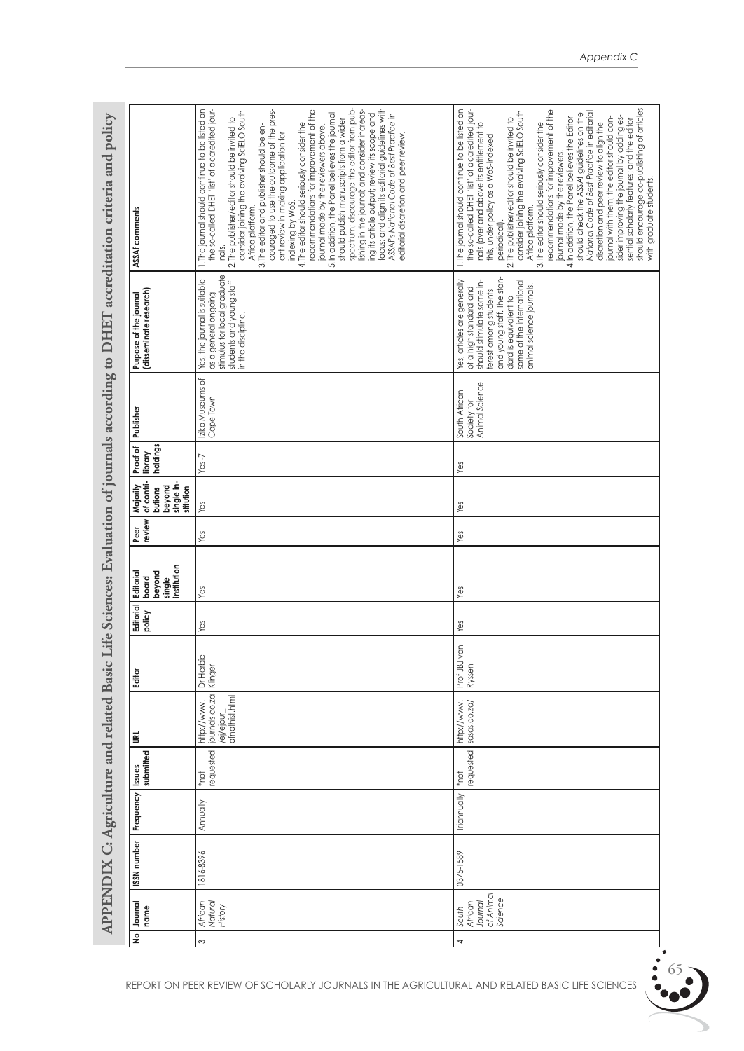# APPENDIX C: Agriculture and related Basic Life Sciences: Evaluation of journals according to DHET accreditation criteria and policy

| No | Journal name | ISSN number | Frequency | Issues submitted | URL | Editor | Editorial policy | Editorial board beyond single institution | Peer review | Majority of contributions beyond single institution | Proof of library holdings | Publisher | Purpose of the journal (disseminate research) | ASSAf comments |
|---|---|---|---|---|---|---|---|---|---|---|---|---|---|---|
| 3 | *African Natural History* | 1816-8396 | Annually | *not requested | http://www.journals.co.za/ej/ejour_afnathist.html | Dr Herbie Klinger | Yes | Yes | Yes | Yes | Yes -7 | Iziko Museums of Cape Town | Yes, the journal is suitable as a general ongoing stimulus for local graduate students and young staff in the discipline. | 1. The journal should continue to be listed on the so-called DHET 'list' of accredited journals.<br>2. The publisher/editor should be invited to consider joining the evolving SciELO South Africa platform.<br>3. The editor and publisher should be encouraged to use the outcome of the present review in making application for indexing by WoS.<br>4. The editor should seriously consider the recommendations for improvement of the journal made by the reviewers above.<br>5. In addition, the Panel believes the journal should publish manuscripts from a wider spectrum; discourage the editor from publishing in the journal; and consider increasing its article output; review its scope and focus; and align its editorial guidelines with ASSAf's *National Code of Best Practice* in editorial discretion and peer review. |
| 4 | *South African Journal of Animal Science* | 0375-1589 | Triannually | *not requested | http://www.sasas.co.za/ | Prof JBJ van Ryssen | Yes | Yes | Yes | Yes | Yes | South African Society for Animal Science | Yes, articles are generally of a high standard and should stimulate some interest among students and young staff. The standard is equivalent to some of the international animal science journals. | 1. The journal should continue to be listed on the so-called DHET 'list' of accredited journals (over and above its entitlement to this, under policy as a WoS-indexed periodical).<br>2. The publisher/editor should be invited to consider joining the evolving SciELO South Africa platform.<br>3. The editor should seriously consider the recommendations for improvement of the journal made by the reviewers.<br>4. In addition, the Panel believes the Editor should check the ASSAf guidelines on the *National Code of Best Practice* in editorial discretion and peer review to align the journal with them; the editor should consider improving the journal by adding essential scholarly features; and the editor should encourage co-publishing of articles with graduate students. |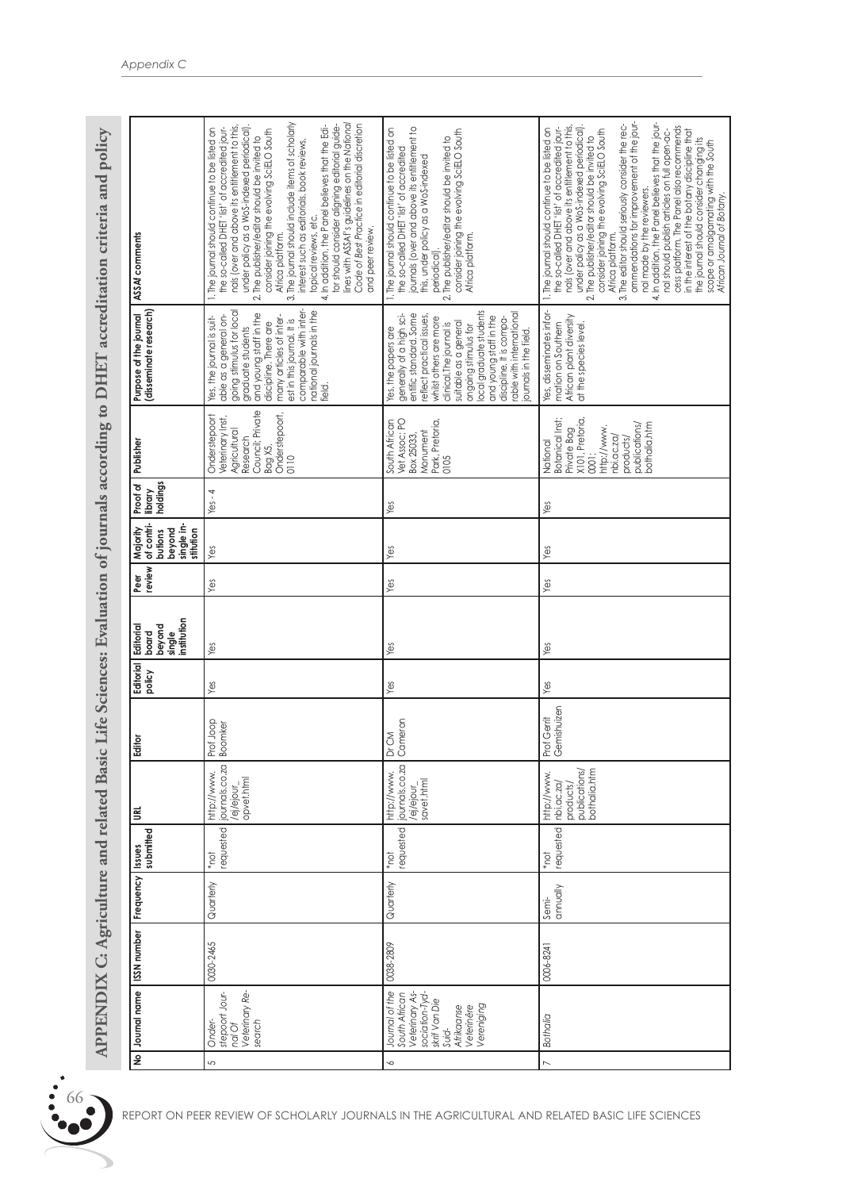## APPENDIX C: Agriculture and related Basic Life Sciences: Evaluation of journals according to DHET accreditation criteria and policy

| № | Journal name | ISSN number | Frequency | Issues submitted | URL | Editor | Editorial policy | Editorial board beyond single institution | Peer review | Majority of contributions beyond single institution | Proof of library holdings | Publisher | Purpose of the journal (disseminate research) | ASSAf comments |
|---|---|---|---|---|---|---|---|---|---|---|---|---|---|---|
| 5 | *Onderstepoort Journal Of Veterinary Research* | 0030-2465 | Quarterly | *not requested | http://www.journals.co.za/ej/ejour_opvet.html | Prof Joop Boomker | Yes | Yes | Yes | Yes | Yes - 4 | Onderstepoort Veterinary Inst, Agricultural Research Council; Private Bag X5, Onderstepoort, 0110 | Yes, the journal is suitable as a general ongoing stimulus for local graduate students and young staff in the discipline. There are many articles of interest in this journal. It is comparable with international journals in the field. | 1. The journal should continue to be listed on the so-called DHET 'list' of accredited journals (over and above its entitlement to this, under policy as a WoS-indexed periodical). 2. The publisher/editor should be invited to consider joining the evolving SciELO South Africa platform. 3. The journal should include items of scholarly interest such as editorials, book reviews, topical reviews, etc. 4. In addition, the Panel believes that the Editor should consider aligning editorial guidelines with ASSAf's guidelines on the National *Code of Best Practice* in editorial discretion and peer review. |
| 6 | *Journal of the South African Veterinary Association-Tydskrif Van Die Suid-Afrikaanse Veterinêre Vereniging* | 0038-2809 | Quarterly | *not requested | http://www.journals.co.za/ej/ejour_savet.html | Dr CM Cameron | Yes | Yes | Yes | Yes | Yes | South African Vet Assoc; PO Box 25033, Monument Park, Pretoria, 0105 | Yes, the papers are generally of a high scientific standard. Some reflect practical issues, whilst others are more clinical. The journal is suitable as a general ongoing stimulus for local graduate students and young staff in the discipline. It is comparable with international journals in the field. | 1. The journal should continue to be listed on the so-called DHET 'list' of accredited journals (over and above its entitlement to this, under policy as a WoS-indexed periodical). 2. The publisher/editor should be invited to consider joining the evolving SciELO South Africa platform. |
| 7 | *Bothalia* | 0006-8241 | Semi-annually | *not requested | http://www.nbi.ac.za/products/publications/bothalia.htm | Prof Gerrit Germishuizen | Yes | Yes | Yes | Yes | Yes | National Botanical Inst; Private Bag X101, Pretoria, 0001; http://www.nbi.ac.za/products/publications/bothalia.htm | Yes, disseminates information on Southern African plant diversity at the species level. | 1. The journal should continue to be listed on the so-called DHET 'list' of accredited journals (over and above its entitlement to this, under policy as a WoS-indexed periodical). 2. The publisher/editor should be invited to consider joining the evolving SciELO South Africa platform. 3. The editor should seriously consider the recommendations for improvement of the journal made by the reviewers. 4. In addition, the Panel believes that the journal should publish articles on full open-access platform. The Panel also recommends in the interest of the botany discipline that the journal should consider changing its scope or amalgamating with the South African Journal of Botany. |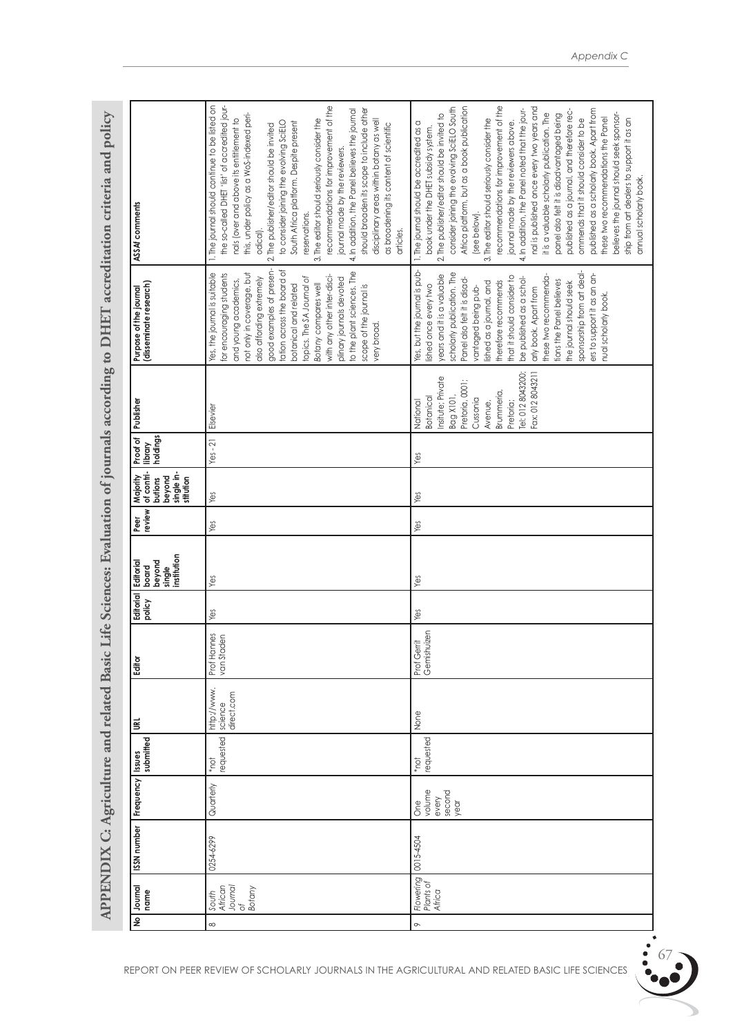# APPENDIX C: Agriculture and related Basic Life Sciences: Evaluation of journals according to DHET accreditation criteria and policy

| No | Journal name | ISSN number | Frequency | Issues submitted | URL | Editor | Editorial policy | Editorial board beyond single institution | Peer review | Majority of contributions beyond single institution | Proof of library holdings | Publisher | Purpose of the journal (disseminate research) | ASSAf comments |
|---|---|---|---|---|---|---|---|---|---|---|---|---|---|---|
| 8 | *South African Journal of Botany* | 0254-6299 | Quarterly | *not requested | http://www.sciencedirect.com | Prof Hannes van Staden | Yes | Yes | Yes | Yes | Yes - 21 | Elsevier | Yes, the journal is suitable for encouraging students and young academics, not only in coverage, but also affording extremely good examples of presentation across the board of botanical and related topics. The SA Journal of Botany compares well with any other inter-disciplinary journals devoted to the plant sciences. The scope of the journal is very broad. | 1. The journal should continue to be listed on the so-called DHET 'list' of accredited journals (over and above its entitlement to this, under policy as a WoS-indexed periodical).<br>2. The publisher/editor should be invited to consider joining the evolving SciELO South Africa platform. Despite present reservations.<br>3. The editor should seriously consider the recommendations for improvement of the journal made by the reviewers.<br>4. In addition, the Panel believes the journal should broaden its scope to include other disciplinary areas within botany as well as broadening its content of scientific articles. |
| 9 | *Flowering Plants of Africa* | 0015-4504 | One volume every second year | *not requested | None | Prof Gerrit Germishuizen | Yes | Yes | Yes | Yes | Yes | National Botanical Insitute; Private Bag X101, Pretoria, 0001; Cussonia Avenue, Brummeria, Pretoria; Tel: 012 8043200; Fax: 012 8043211 | Yes, but the journal is published once every two years and it is a valuable scholarly publication. The Panel also felt it is disadvantaged being published as a journal, and therefore recommends that it should consider to be published as a scholarly book. Apart from these two recommendations the Panel believes the journal should seek sponsorship from art dealers to support it as an annual scholarly book. | 1. The journal should be accredited as a book under the DHET subsidy system.<br>2. The publisher/editor should be invited to consider joining the evolving SciELO South Africa platform, but as a book publication (see below).<br>3. The editor should seriously consider the recommendations for improvement of the journal made by the reviewers above.<br>4. In addition, the Panel noted that the journal is published once every two years and it is a valuable scholarly publication. The panel also felt it is disadvantaged being published as a journal, and therefore recommends that it should consider to be published as a scholarly book. Apart from these two recommendations the Panel believes the journal should seek sponsorship from art dealers to support it as an annual scholarly book. |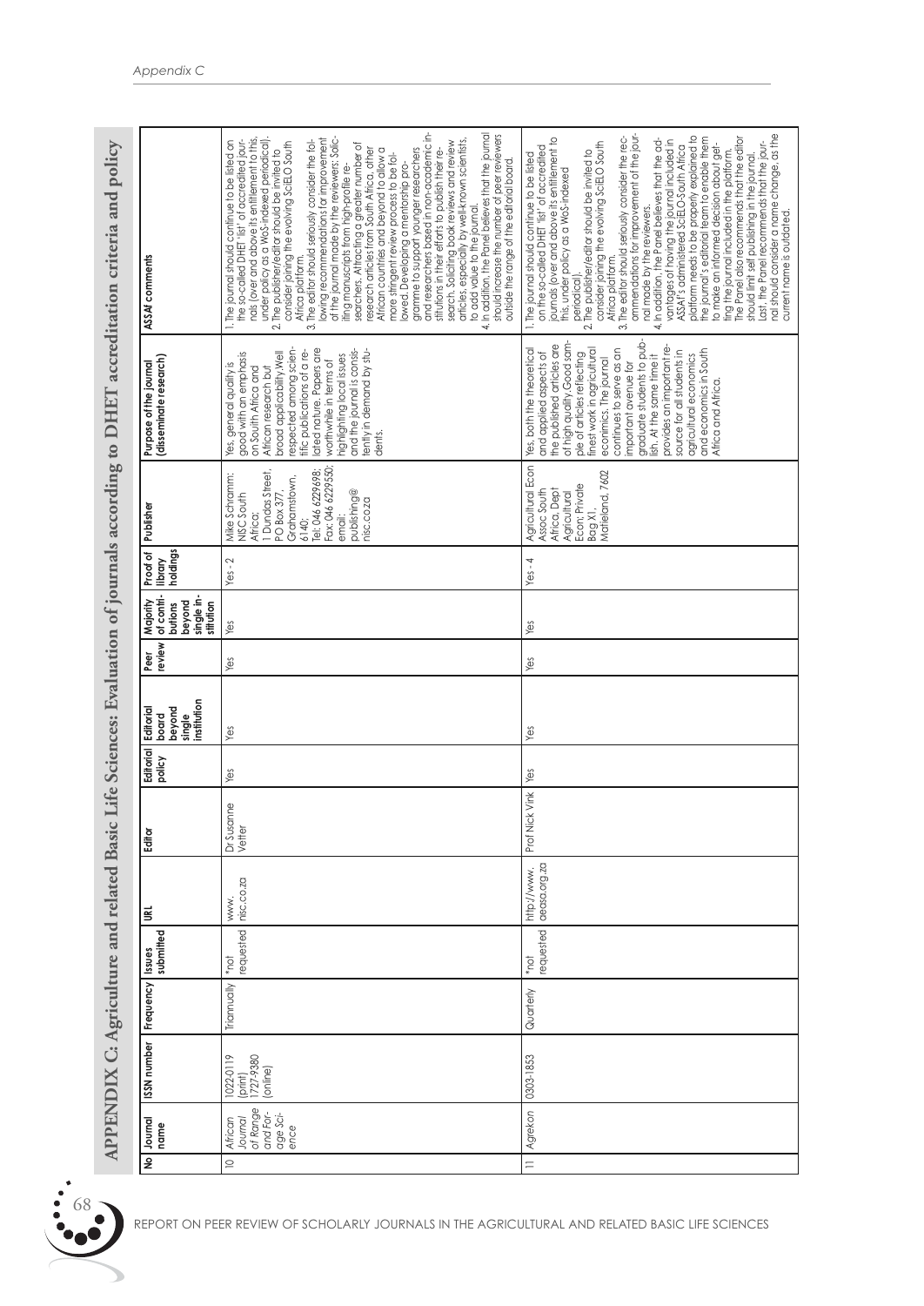# APPENDIX C: Agriculture and related Basic Life Sciences: Evaluation of journals according to DHET accreditation criteria and policy

| No | Journal name | ISSN number | Frequency | Issues submitted | URL | Editor | Editorial policy | Editorial board beyond single institution | Peer review | Majority of contributions beyond single institution | Proof of library holdings | Publisher | Purpose of the journal (disseminate research) | ASSAf comments |
|---|---|---|---|---|---|---|---|---|---|---|---|---|---|---|
| 10 | *African Journal of Range and Forage Science* | 1022-0119 (print) 1727-9380 (online) | Triannually | *not requested | www.nisc.co.za | Dr Susanne Vetter | Yes | Yes | Yes | Yes | Yes - 2 | Mike Schramm: NISC South Africa; 1 Dundas Street, PO Box 377, Grahamstown, 6140; Tel: 046 6229698; Fax: 046 6229550; email: publishing@nisc.co.za | Yes, general quality is good with an emphasis on South Africa and African research but broad applicability. Well respected among scientific publications of a related nature. Papers are worthwhile in terms of highlighting local issues and the journal is consistently in demand by students. | 1. The journal should continue to be listed on the so-called DHET 'list' of accredited journals (over and above its entitlement to this, under policy as a WoS-indexed periodical). 2. The publisher/editor should be invited to consider joining the evolving SciELO South Africa platform. 3. The editor should seriously consider the following recommendations for improvement of the journal made by the reviewers: Soliciting manuscripts from high-profile researchers. Attracting a greater number of research articles from South Africa, other African countries and beyond to allow a more stringent review process to be followed. Developing a mentorship programme to support younger researchers and researchers based in non-academic institutions in their efforts to publish their research. Soliciting book reviews and review articles, especially by well-known scientists, to add value to the journal. 4. In addition, the Panel believes that the journal should increase the number of peer reviewers outside the range of the editorial board. |
| 11 | Agrekon | 0303-1853 | Quarterly | *not requested | http://www.aeasa.org.za | Prof Nick Vink | Yes | Yes | Yes | Yes | Yes - 4 | Agricultural Econ Assoc South Africa, Dept Agricultural Econ; Private Bag X1, Matieland, 7602 | Yes, both the theoretical and applied aspects of the published articles are of high quality. Good sample of articles reflecting finest work in agricultural economics. The journal continues to serve as an important avenue for graduate students to publish. At the same time it provides an important resource for all students in agricultural economics and economics in South Africa and Africa. | 1. The journal should continue to be listed on the so-called DHET 'list' of accredited journals (over and above its entitlement to this, under policy as a WoS-indexed periodical). 2. The publisher/editor should be invited to consider joining the evolving SciELO South Africa platform. 3. The editor should seriously consider the recommendations for improvement of the journal made by the reviewers. 4. In addition, the Panel believes that the advantages of having the journal included in ASSAf's administered SciELO South Africa platform needs to be properly explained to the journal's editorial team to enable them to make an informed decision about getting the journal included in the platform. The Panel also recommends that the editor should limit self publishing in the journal. Last, the Panel recommends that the journal should consider a name change, as the current name is outdated. |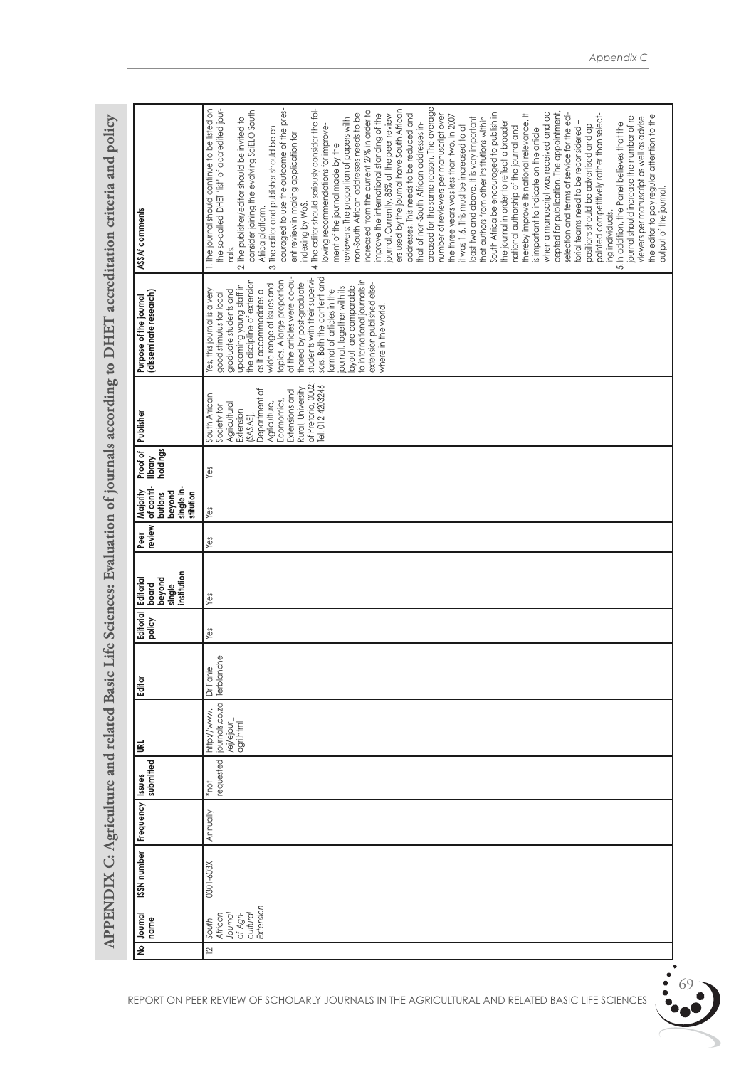# APPENDIX C: Agriculture and related Basic Life Sciences: Evaluation of journals according to DHET accreditation criteria and policy

| No | Journal name | ISSN number | Frequency | Issues submitted | URL | Editor | Editorial policy | Editorial board beyond single institution | Peer review | Majority of contributions beyond single institution | Proof of library holdings | Publisher | Purpose of the journal (disseminate research) | ASSAf comments |
|---|---|---|---|---|---|---|---|---|---|---|---|---|---|---|
| 12 | South African Journal of Agricultural Extension | 0301-603X | Annually | *not requested | http://www.journals.co.za/ej/ejour_agri.html | Dr Fanie Terblanche | Yes | Yes | Yes | Yes | Yes | South African Society for Agricultural Extension (SASAE), Department of Agriculture, Economics, Extensions and Rural, University of Pretoria, 0002; Tel: 012 4203246 | Yes, this journal is a very good stimulus for local graduate students and upcoming young staff in the discipline of extension as it accommodates a wide range of issues and topics. A large proportion of the articles were co-authored by post-graduate students with their supervisors. Both the content and format of articles in the journal, together with its layout, are comparable to international journals in extension published elsewhere in the world. | 1. The journal should continue to be listed on the so-called DHET 'list' of accredited journals.<br>2. The publisher/editor should be invited to consider joining the evolving SciELO South Africa platform.<br>3. The editor and publisher should be encouraged to use the outcome of the present review in making application for indexing by WoS.<br>4. The editor should seriously consider the following recommendations for improvement of the journal made by the reviewers: The proportion of papers with non-South African addresses needs to be increased from the current 27% in order to improve the international standing of the journal. Currently, 85% of the peer reviewers used by the journal have South African addresses. This needs to be reduced and that of non-South African addresses increased for the same reason. The average number of reviewers per manuscript over the three years was less than two. In 2007 it was 1.6. This must be increased to at least two and above. It is very important that authors from other institutions within South Africa be encouraged to publish in the journal in order to reflect a broader national authorship of the journal and thereby improve its national relevance. It is important to indicate on the article when a manuscript was received and accepted for publication. The appointment, selection and terms of service for the editorial teams need to be reconsidered – positions should be advertised and appointed competitively rather than selecting individuals.<br>5. In addition, the Panel believes that the journal should increase the number of reviewers per manuscript as well as advise the editor to pay regular attention to the output of the journal. |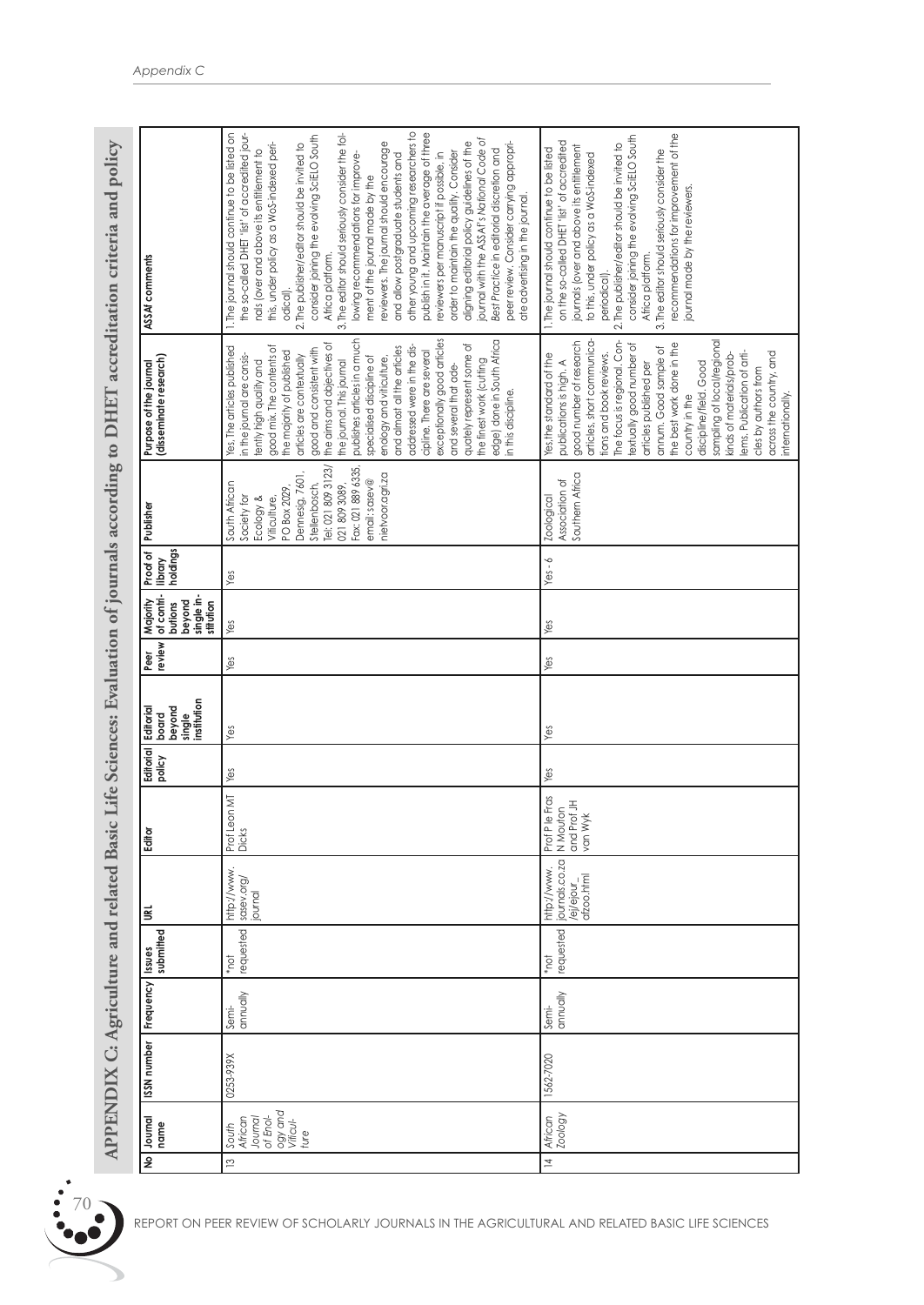# APPENDIX C: Agriculture and related Basic Life Sciences: Evaluation of journals according to DHET accreditation criteria and policy

| No | Journal name | ISSN number | Frequency | Issues submitted | URL | Editor | Editorial policy | Editorial board beyond single institution | Peer review | Majority of contributions beyond single institution | Proof of library holdings | Publisher | Purpose of the journal (disseminate research) | ASSAf comments |
|---|---|---|---|---|---|---|---|---|---|---|---|---|---|---|
| 13 | *South African Journal of Enology and Viticulture* | 0253-939X | Semi-annually | *not requested | http://www.sasev.org/journal | Prof Leon MT Dicks | Yes | Yes | Yes | Yes | Yes | South African Society for Ecology & Viticulture, PO Box 2029, Dennesig, 7601, Stellenbosch. Tel: 021 809 3123/021 809 3089. Fax: 021 889 6335, email: sasev@nietvoor.agri.za | Yes. The articles published in the journal are consistently high quality and good mix. The contents of the majority of published articles are contextually good and consistent with the aims and objectives of the journal. This journal publishes articles in a much specialised discipline of enology and viticulture, and almost all the articles addressed were in the discipline. There are several exceptionally good articles and several that adequately represent some of the finest work (cutting edge) done in South Africa in this discipline. | 1. The journal should continue to be listed on the so-called DHET 'list' of accredited journals (over and above its entitlement to this, under policy as a WoS-indexed periodical).<br>2. The publisher/editor should be invited to consider joining the evolving SciELO South Africa platform.<br>3. The editor should seriously consider the following recommendations for improvement of the journal made by the reviewers. The journal should encourage and allow postgraduate students and other young and upcoming researchers to publish in it. Maintain the average of three reviewers per manuscript if possible, in order to maintain the quality. Consider aligning editorial policy guidelines of the journal with the ASSAf's National Code of Best Practice in editorial discretion and peer review. Consider carrying appropriate advertising in the journal. |
| 14 | African Zoology | 1562-7020 | Semi-annually | *not requested | http://www.journals.co.za/ej/ejour_afzoo.html | Prof P le Fras N Mouton and Prof JH van Wyk | Yes | Yes | Yes | Yes | Yes - 6 | Zoological Association of Southern Africa | Yes. the standard of the publications is high. A good number of research articles, short communications and book reviews. The focus is regional. Contextually good number of articles published per annum. Good sample of the best work done in the country in the discipline/field. Good sampling of local/regional kinds of materials/problems. Publication of articles by authors from across the country, and internationally. | 1. The journal should continue to be listed on the so-called DHET 'list' of accredited journals (over and above its entitlement to this, under policy as a WoS-indexed periodical).<br>2. The publisher/editor should be invited to consider joining the evolving SciELO South Africa platform.<br>3. The editor should seriously consider the recommendations for improvement of the journal made by the reviewers. |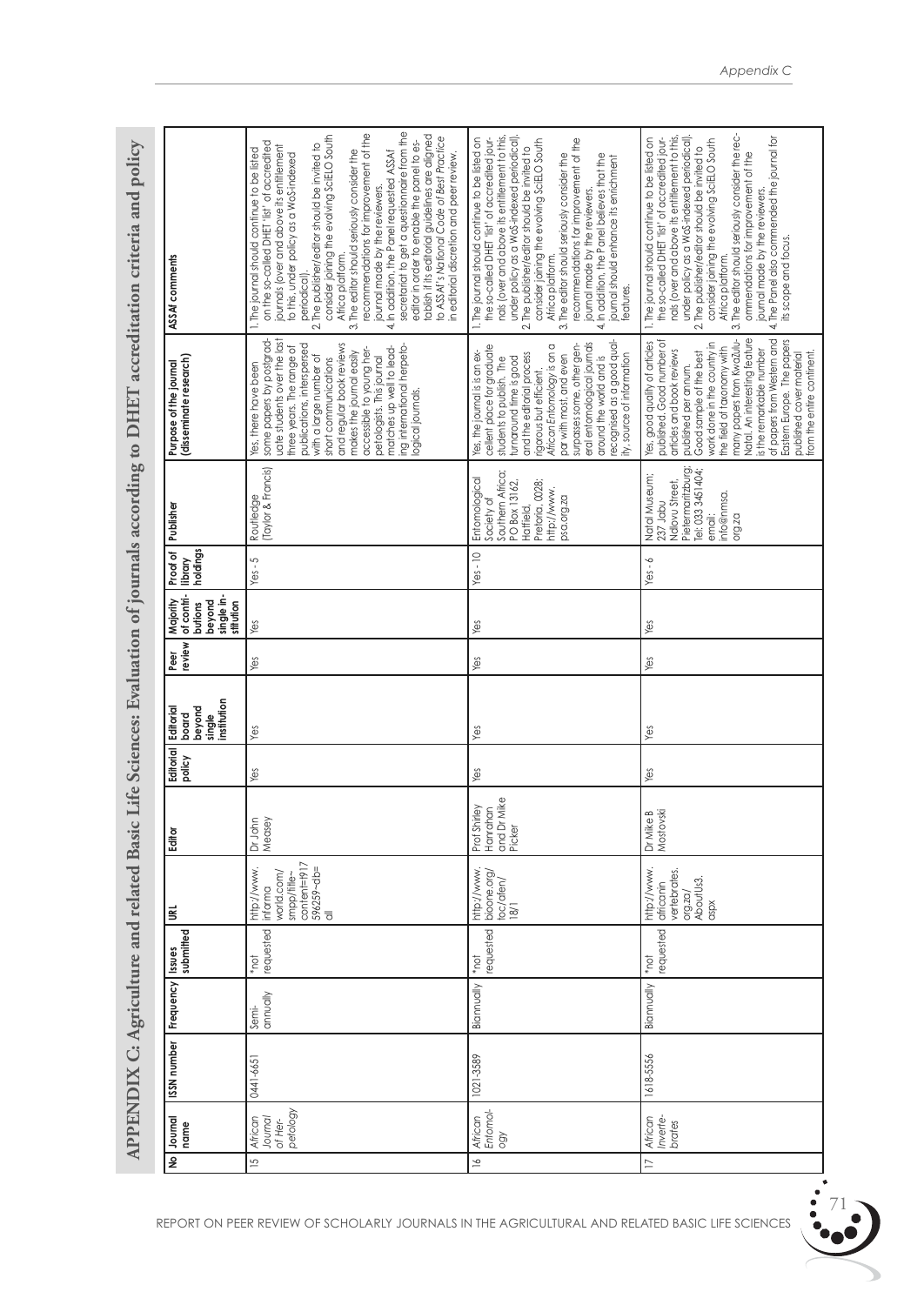# APPENDIX C: Agriculture and related Basic Life Sciences: Evaluation of journals according to DHET accreditation criteria and policy

| No | Journal name | ISSN number | Frequency | Issues submitted | URL | Editor | Editorial policy | Editorial board beyond single institution | Peer review | Majority of contributions beyond single institution | Proof of library holdings | Publisher | Purpose of the journal (disseminate research) | ASSAf comments |
|---|---|---|---|---|---|---|---|---|---|---|---|---|---|---|
| 15 | *African Journal of Herpetology* | 0441-6651 | Semi-annually | *not requested | http://www.informaworld.com/smpp/title~content=t917596259~db=all | Dr John Measey | Yes | Yes | Yes | Yes | Yes - 5 | Routledge (Taylor & Francis) | Yes, there have been some papers by postgraduate students over the last three years. The range of publications, interspersed with a large number of short communications and regular book reviews makes the journal easily accessible to young herpetologists. This journal matches up well to leading international herpetological journals. | 1. The journal should continue to be listed on the so-called DHET 'list' of accredited journals (over and above its entitlement to this, under policy as a WoS-indexed periodical).<br>2. The publisher/editor should be invited to consider joining the evolving SciELO South Africa platform.<br>3. The editor should seriously consider the recommendations for improvement of the journal made by the reviewers.<br>4. In addition, the Panel requested ASSAf secretariat to get a questionnaire from the editor in order to enable the panel to establish if its editorial guidelines are aligned to ASSAf's *National Code of Best Practice* in editorial discretion and peer review. |
| 16 | *African Entomology* | 1021-3589 | Biannually | *not requested | http://www.bioone.org/toc/afen/18/1 | Prof Shirley Hanrahan and Dr Mike Picker | Yes | Yes | Yes | Yes | Yes - 10 | Entomological Society of Southern Africa; PO Box 13162, Hatfield, Pretoria, 0028; http://www.psa.org.za | Yes, the journal is an excellent place for graduate students to publish. The turnaround time is good and the editorial process rigorous but efficient. *African Entomology* is on a par with most, and even surpasses some, other general entomological journals around the world and is recognised as a good quality, source of information | 1. The journal should continue to be listed on the so-called DHET 'list' of accredited journals (over and above its entitlement to this, under policy as a WoS-indexed periodical).<br>2. The publisher/editor should be invited to consider joining the evolving SciELO South Africa platform.<br>3. The editor should seriously consider the recommendations for improvement of the journal made by the reviewers.<br>4. In addition, the Panel believes that the journal should enhance its enrichment features. |
| 17 | *African Invertebrates* | 1618-5556 | Biannually | *not requested | http://www.africaninvertebrates.org.za/AboutUs3.aspx | Dr Mike B Mostovski | Yes | Yes | Yes | Yes | Yes - 6 | Natal Museum; 237 Jabu Ndlovu Street, Pietermaritzburg; Tel: 033 3451404; email: info@nmsa.org.za | Yes, good quality of articles published. Good number of articles and book reviews published per annum. Good sample of the best work done in the country in the field of taxonomy with many papers from KwaZulu-Natal. An interesting feature is the remarkable number of papers from Western and Eastern Europe. The papers published cover material from the entire continent. | 1. The journal should continue to be listed on the so-called DHET 'list' of accredited journals (over and above its entitlement to this, under policy as a WoS-indexed periodical).<br>2. The publisher/editor should be invited to consider joining the evolving SciELO South Africa platform.<br>3. The editor should seriously consider the recommendations for improvement of the journal made by the reviewers.<br>4. The Panel also commended the journal for its scope and focus. |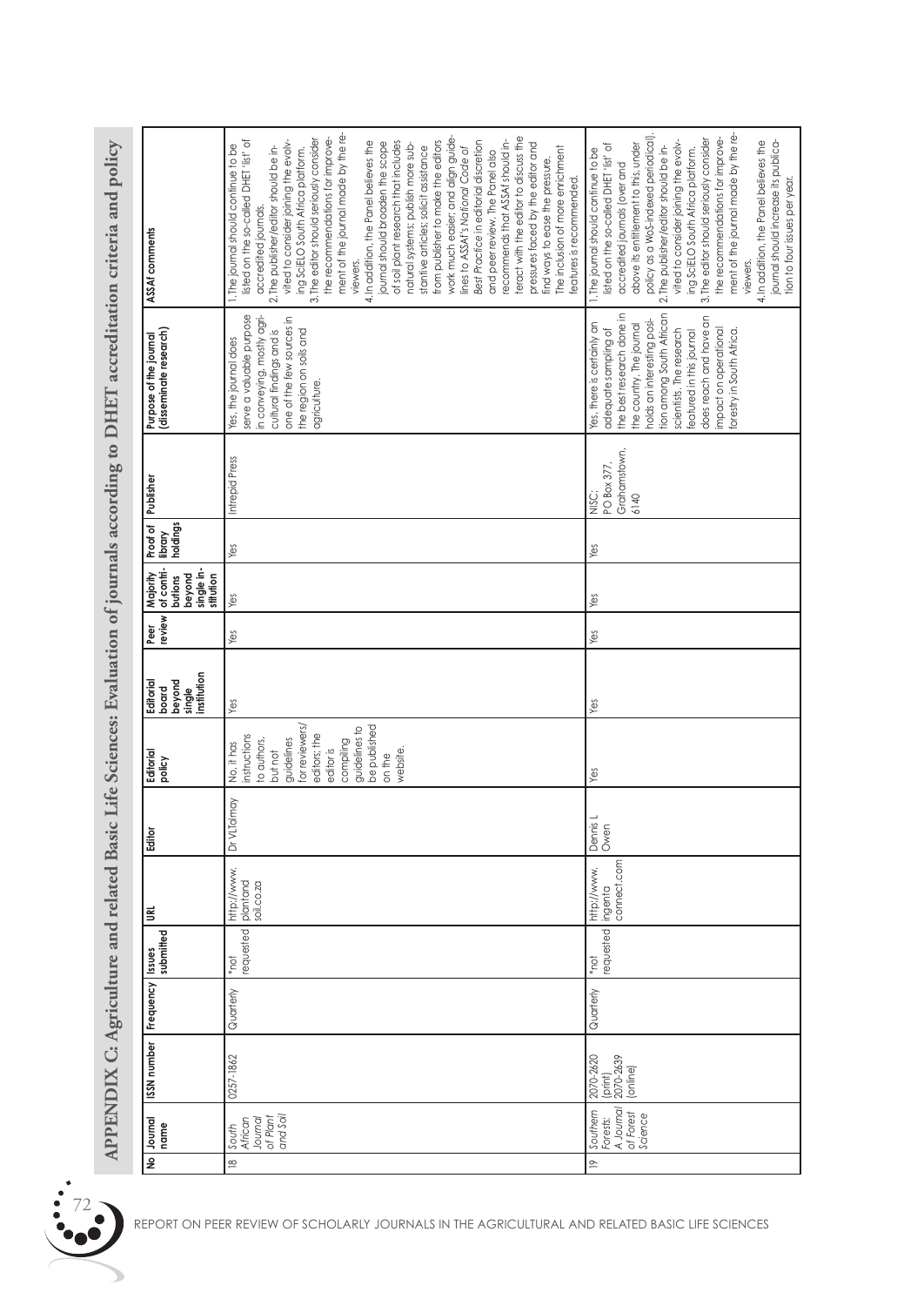# APPENDIX C: Agriculture and related Basic Life Sciences: Evaluation of journals according to DHET accreditation criteria and policy

| No | Journal name | ISSN number | Frequency | Issues submitted | URL | Editor | Editorial policy | Editorial board beyond single institution | Peer review | Majority of contributions beyond single institution | Proof of library holdings | Publisher | Purpose of the journal (disseminate research) | ASSAf comments |
|---|---|---|---|---|---|---|---|---|---|---|---|---|---|---|
| 18 | *South African Journal of Plant and Soil* | 0257-1862 | Quarterly | *not requested | http://www.plantandsoil.co.za | Dr VLTalmay | No, it has instructions to authors, but not guidelines for reviewers/editors; the editor is compiling guidelines to be published on the website. | Yes | Yes | Yes | Yes | Intrepid Press | Yes, the journal does serve a valuable purpose in conveying, mostly agricultural findings and is one of the few sources in the region on soils and agriculture. | 1. The journal should continue to be listed on the so-called DHET 'list' of accredited journals.<br>2. The publisher/editor should be invited to consider joining the evolving SciELO South Africa platform.<br>3. The editor should seriously consider the recommendations for improvement of the journal made by the reviewers.<br>4. In addition, the Panel believes the journal should broaden the scope of soil plant research that includes natural systems; publish more substantive articles; solicit assistance from publisher to make the editors work much easier; and align guidelines to ASSAf's *National Code of Best Practice* in editorial discretion and peer review. The Panel also recommends that ASSAf should interact with the editor to discuss the pressures faced by the editor and find ways to ease the pressure. The inclusion of more enrichment features is recommended. |
| 19 | *Southern Forests: A Journal of Forest Science* | 2070-2620 (print) 2070-2639 (online) | Quarterly | *not requested | http://www.ingentaconnect.com | Dennis L Owen | Yes | Yes | Yes | Yes | Yes | NISC; PO Box 377, Grahamstown, 6140 | Yes, there is certainly an adequate sampling of the best research done in the country. The journal holds an interesting position among South African scientists. The research featured in this journal does reach and have an impact on operational forestry in South Africa. | 1. The journal should continue to be listed on the so-called DHET 'list' of accredited journals (over and above its entitlement to this, under policy as a WoS-indexed periodical).<br>2. The publisher/editor should be invited to consider joining the evolving SciELO South Africa platform.<br>3. The editor should seriously consider the recommendations for improvement of the journal made by the reviewers.<br>4. In addition, the Panel believes the journal should increase its publication to four issues per year. |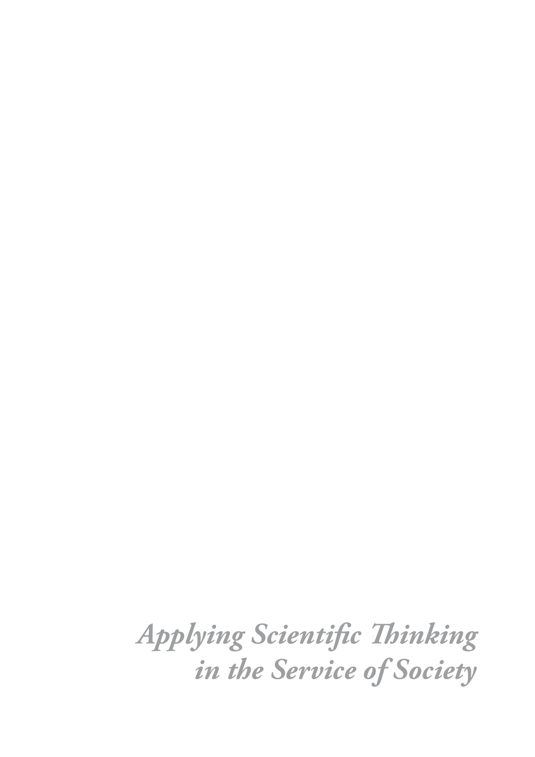*Applying Scientific Thinking in the Service of Society*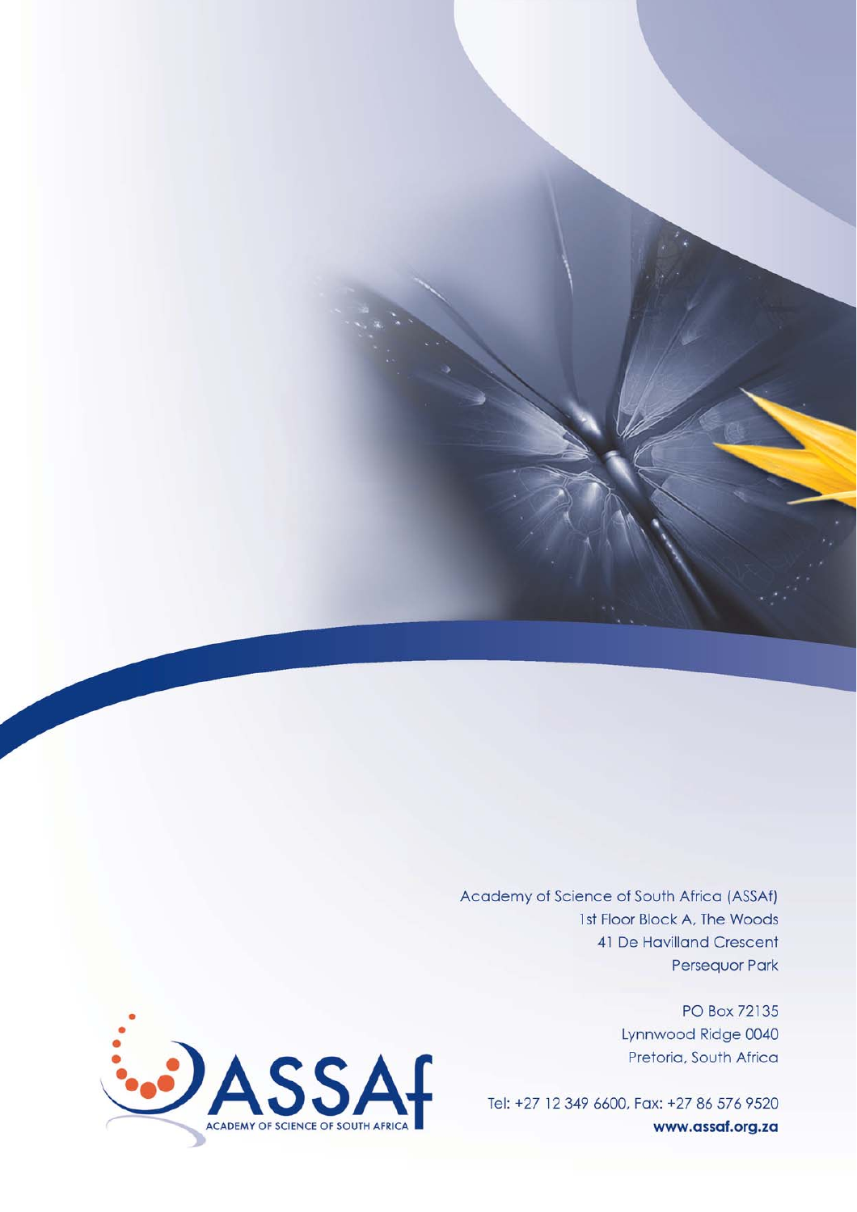Academy of Science of South Africa (ASSAf)
1st Floor Block A, The Woods
41 De Havilland Crescent
Persequor Park

PO Box 72135
Lynnwood Ridge 0040
Pretoria, South Africa

Tel: +27 12 349 6600, Fax: +27 86 576 9520
**www.assaf.org.za**

ASSAf
ACADEMY OF SCIENCE OF SOUTH AFRICA